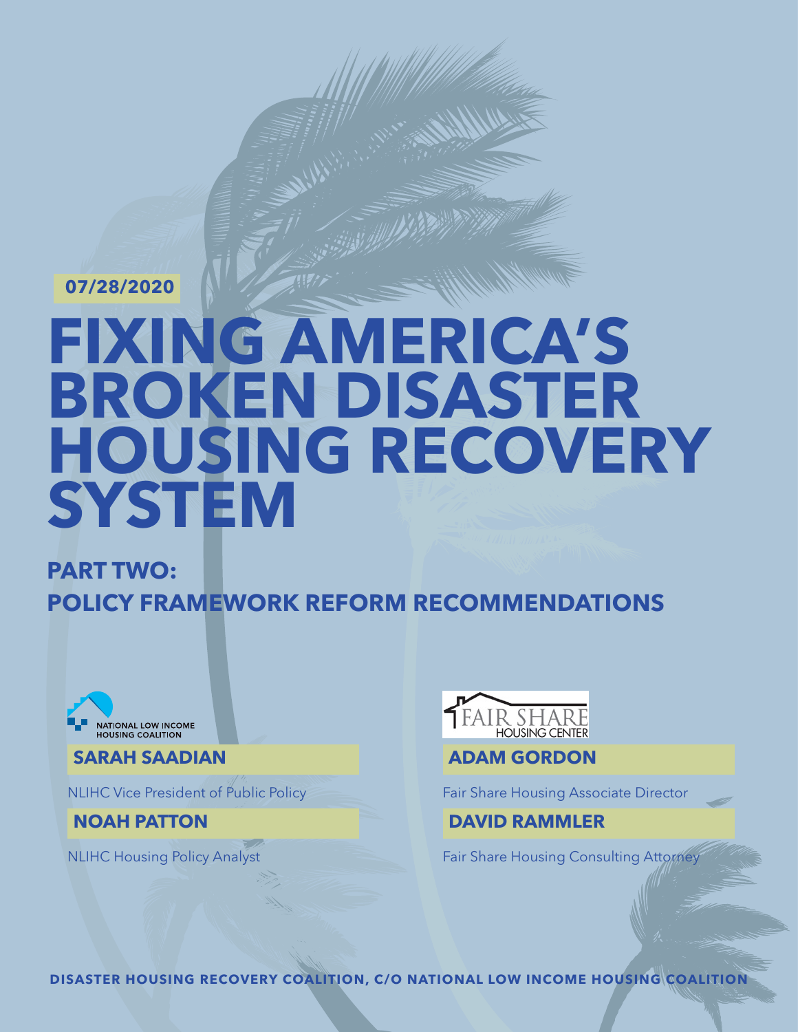07/28/2020

# FIXING AMERICA'S BROKEN DISASTER HOUSING RECOVERY SYSTEM

## PART TWO: POLICY FRAMEWORK REFORM RECOMMENDATIONS

NATIONAL LOW INCOME HOUSING COALITION

**SARAH SAADIAN**

NLIHC Vice President of Public Policy

**NOAH PATTON**

NLIHC Housing Policy Analyst

FAIR SHARE HOUSING CENTER

**ADAM GORDON**

Fair Share Housing Associate Director

**DAVID RAMMLER**

Fair Share Housing Consulting Attorney

**DISASTER HOUSING RECOVERY COALITION, C/O NATIONAL LOW INCOME HOUSING COALITION**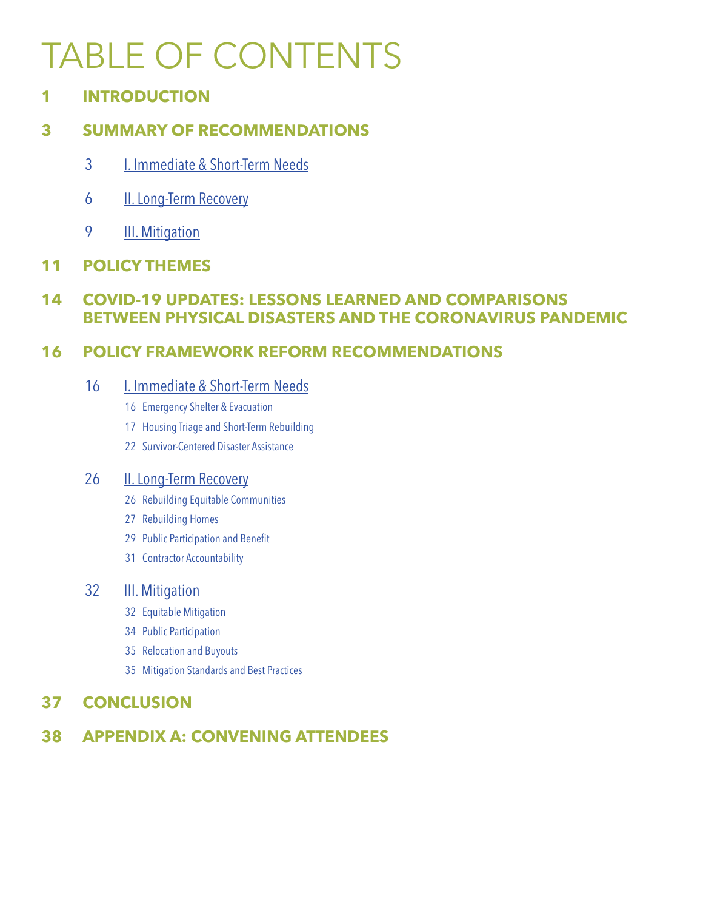# TABLE OF CONTENTS

**1 INTRODUCTION**

**3 SUMMARY OF RECOMMENDATIONS**

- 3 I. Immediate & Short-Term Needs
- 6 II. Long-Term Recovery
- 9 III. Mitigation

**11 POLICY THEMES**

**14 COVID-19 UPDATES: LESSONS LEARNED AND COMPARISONS BETWEEN PHYSICAL DISASTERS AND THE CORONAVIRUS PANDEMIC**

**16 POLICY FRAMEWORK REFORM RECOMMENDATIONS**

- 16 I. Immediate & Short-Term Needs
  - 16 Emergency Shelter & Evacuation
  - 17 Housing Triage and Short-Term Rebuilding
  - 22 Survivor-Centered Disaster Assistance
- 26 II. Long-Term Recovery
  - 26 Rebuilding Equitable Communities
  - 27 Rebuilding Homes
  - 29 Public Participation and Benefit
  - 31 Contractor Accountability
- 32 III. Mitigation
  - 32 Equitable Mitigation
  - 34 Public Participation
  - 35 Relocation and Buyouts
  - 35 Mitigation Standards and Best Practices

**37 CONCLUSION**

**38 APPENDIX A: CONVENING ATTENDEES**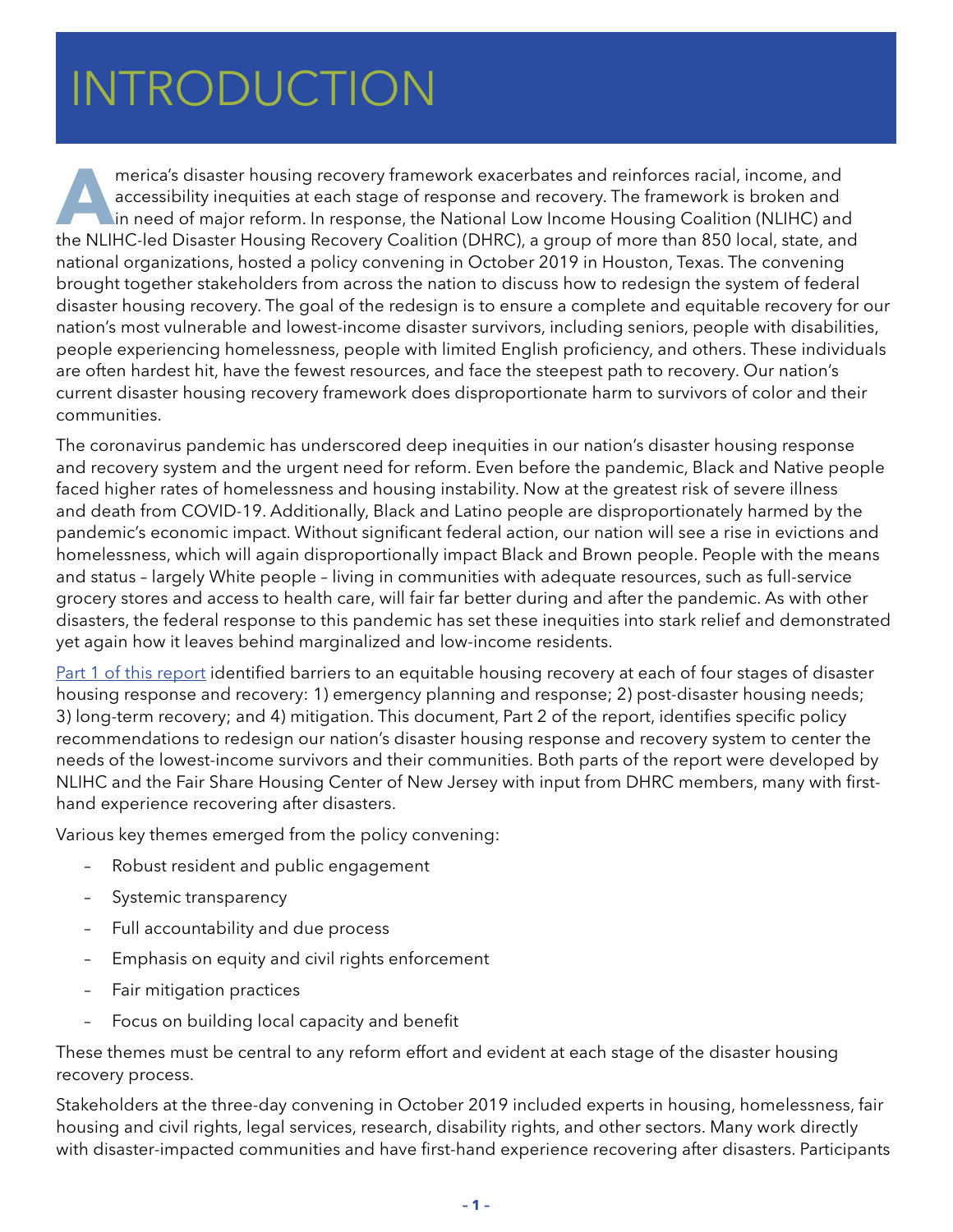# INTRODUCTION

America's disaster housing recovery framework exacerbates and reinforces racial, income, and accessibility inequities at each stage of response and recovery. The framework is broken and in need of major reform. In response, the National Low Income Housing Coalition (NLIHC) and the NLIHC-led Disaster Housing Recovery Coalition (DHRC), a group of more than 850 local, state, and national organizations, hosted a policy convening in October 2019 in Houston, Texas. The convening brought together stakeholders from across the nation to discuss how to redesign the system of federal disaster housing recovery. The goal of the redesign is to ensure a complete and equitable recovery for our nation's most vulnerable and lowest-income disaster survivors, including seniors, people with disabilities, people experiencing homelessness, people with limited English proficiency, and others. These individuals are often hardest hit, have the fewest resources, and face the steepest path to recovery. Our nation's current disaster housing recovery framework does disproportionate harm to survivors of color and their communities.

The coronavirus pandemic has underscored deep inequities in our nation's disaster housing response and recovery system and the urgent need for reform. Even before the pandemic, Black and Native people faced higher rates of homelessness and housing instability. Now at the greatest risk of severe illness and death from COVID-19. Additionally, Black and Latino people are disproportionately harmed by the pandemic's economic impact. Without significant federal action, our nation will see a rise in evictions and homelessness, which will again disproportionally impact Black and Brown people. People with the means and status – largely White people – living in communities with adequate resources, such as full-service grocery stores and access to health care, will fair far better during and after the pandemic. As with other disasters, the federal response to this pandemic has set these inequities into stark relief and demonstrated yet again how it leaves behind marginalized and low-income residents.

Part 1 of this report identified barriers to an equitable housing recovery at each of four stages of disaster housing response and recovery: 1) emergency planning and response; 2) post-disaster housing needs; 3) long-term recovery; and 4) mitigation. This document, Part 2 of the report, identifies specific policy recommendations to redesign our nation's disaster housing response and recovery system to center the needs of the lowest-income survivors and their communities. Both parts of the report were developed by NLIHC and the Fair Share Housing Center of New Jersey with input from DHRC members, many with first-hand experience recovering after disasters.

Various key themes emerged from the policy convening:

- Robust resident and public engagement
- Systemic transparency
- Full accountability and due process
- Emphasis on equity and civil rights enforcement
- Fair mitigation practices
- Focus on building local capacity and benefit

These themes must be central to any reform effort and evident at each stage of the disaster housing recovery process.

Stakeholders at the three-day convening in October 2019 included experts in housing, homelessness, fair housing and civil rights, legal services, research, disability rights, and other sectors. Many work directly with disaster-impacted communities and have first-hand experience recovering after disasters. Participants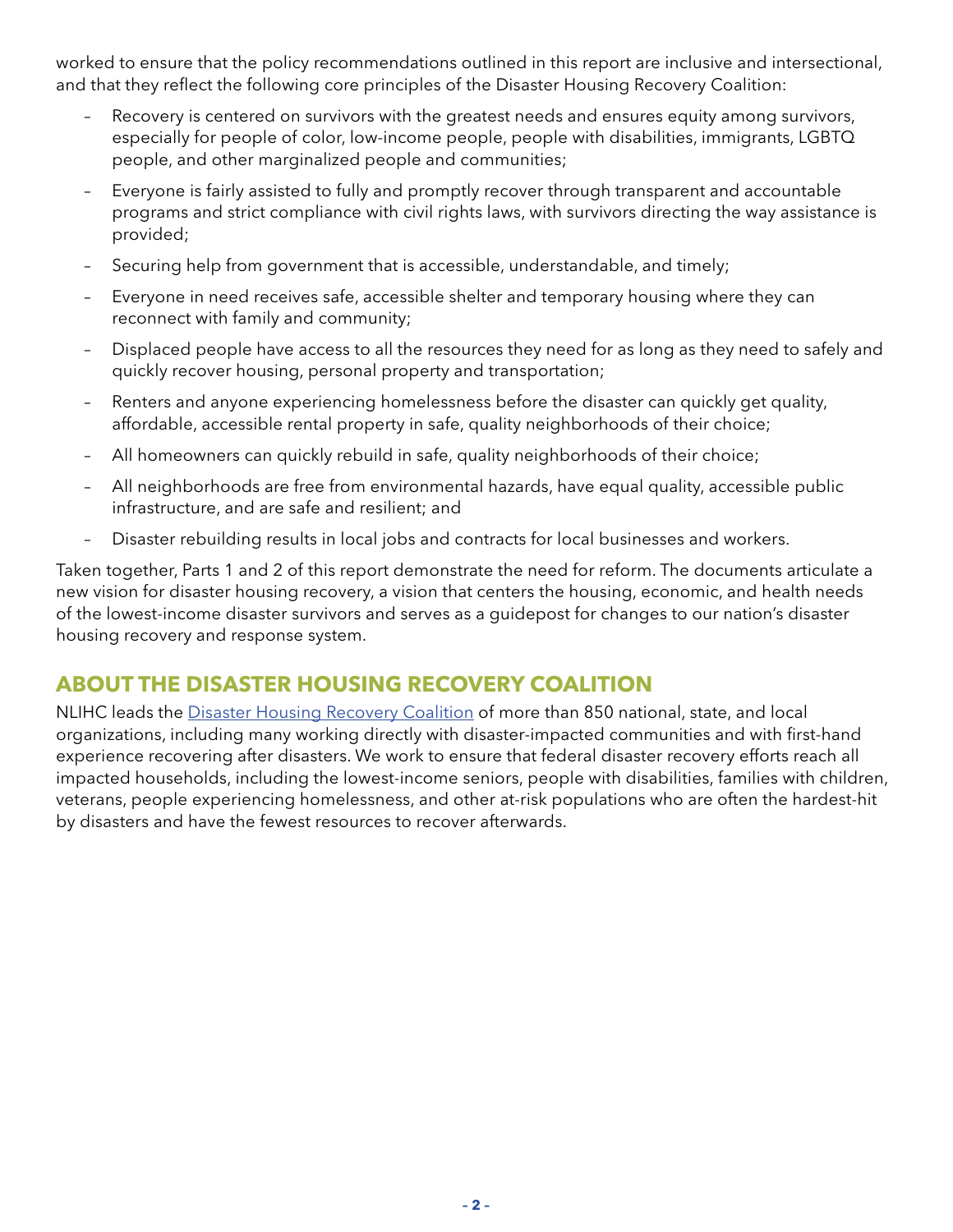worked to ensure that the policy recommendations outlined in this report are inclusive and intersectional, and that they reflect the following core principles of the Disaster Housing Recovery Coalition:

- Recovery is centered on survivors with the greatest needs and ensures equity among survivors, especially for people of color, low-income people, people with disabilities, immigrants, LGBTQ people, and other marginalized people and communities;
- Everyone is fairly assisted to fully and promptly recover through transparent and accountable programs and strict compliance with civil rights laws, with survivors directing the way assistance is provided;
- Securing help from government that is accessible, understandable, and timely;
- Everyone in need receives safe, accessible shelter and temporary housing where they can reconnect with family and community;
- Displaced people have access to all the resources they need for as long as they need to safely and quickly recover housing, personal property and transportation;
- Renters and anyone experiencing homelessness before the disaster can quickly get quality, affordable, accessible rental property in safe, quality neighborhoods of their choice;
- All homeowners can quickly rebuild in safe, quality neighborhoods of their choice;
- All neighborhoods are free from environmental hazards, have equal quality, accessible public infrastructure, and are safe and resilient; and
- Disaster rebuilding results in local jobs and contracts for local businesses and workers.

Taken together, Parts 1 and 2 of this report demonstrate the need for reform. The documents articulate a new vision for disaster housing recovery, a vision that centers the housing, economic, and health needs of the lowest-income disaster survivors and serves as a guidepost for changes to our nation's disaster housing recovery and response system.

## ABOUT THE DISASTER HOUSING RECOVERY COALITION

NLIHC leads the Disaster Housing Recovery Coalition of more than 850 national, state, and local organizations, including many working directly with disaster-impacted communities and with first-hand experience recovering after disasters. We work to ensure that federal disaster recovery efforts reach all impacted households, including the lowest-income seniors, people with disabilities, families with children, veterans, people experiencing homelessness, and other at-risk populations who are often the hardest-hit by disasters and have the fewest resources to recover afterwards.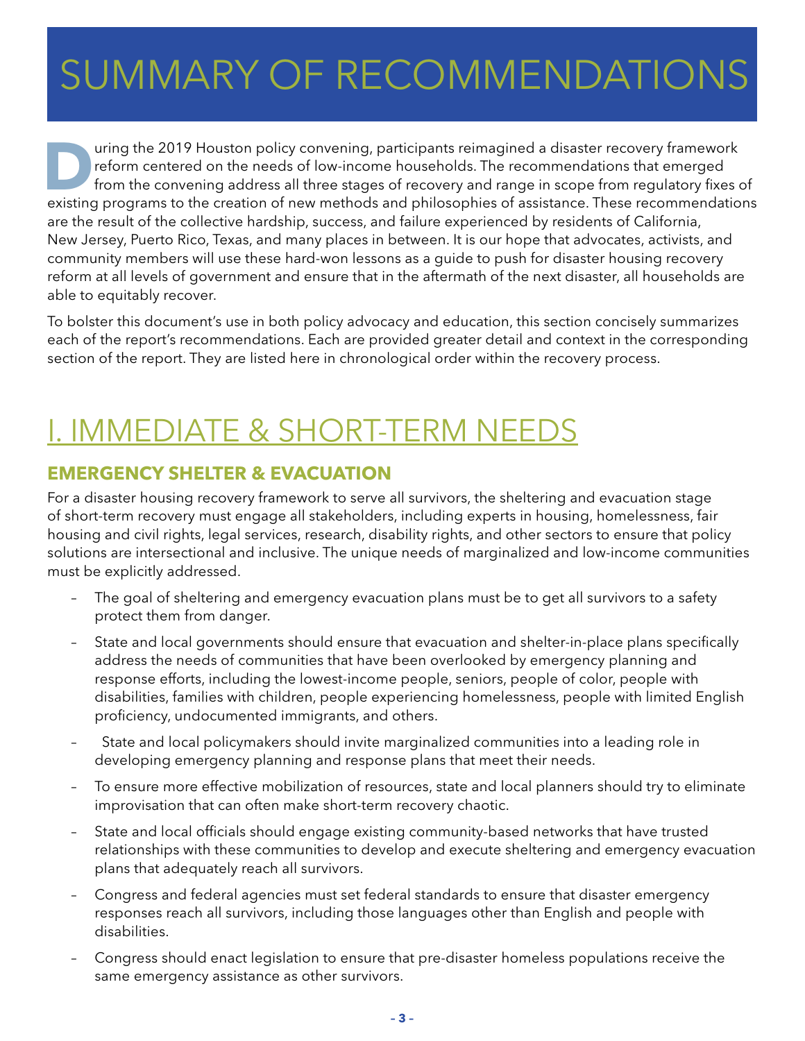# SUMMARY OF RECOMMENDATIONS

During the 2019 Houston policy convening, participants reimagined a disaster recovery framework reform centered on the needs of low-income households. The recommendations that emerged from the convening address all three stages of recovery and range in scope from regulatory fixes of existing programs to the creation of new methods and philosophies of assistance. These recommendations are the result of the collective hardship, success, and failure experienced by residents of California, New Jersey, Puerto Rico, Texas, and many places in between. It is our hope that advocates, activists, and community members will use these hard-won lessons as a guide to push for disaster housing recovery reform at all levels of government and ensure that in the aftermath of the next disaster, all households are able to equitably recover.

To bolster this document's use in both policy advocacy and education, this section concisely summarizes each of the report's recommendations. Each are provided greater detail and context in the corresponding section of the report. They are listed here in chronological order within the recovery process.

## I. IMMEDIATE & SHORT-TERM NEEDS

### EMERGENCY SHELTER & EVACUATION

For a disaster housing recovery framework to serve all survivors, the sheltering and evacuation stage of short-term recovery must engage all stakeholders, including experts in housing, homelessness, fair housing and civil rights, legal services, research, disability rights, and other sectors to ensure that policy solutions are intersectional and inclusive. The unique needs of marginalized and low-income communities must be explicitly addressed.

- The goal of sheltering and emergency evacuation plans must be to get all survivors to a safety protect them from danger.
- State and local governments should ensure that evacuation and shelter-in-place plans specifically address the needs of communities that have been overlooked by emergency planning and response efforts, including the lowest-income people, seniors, people of color, people with disabilities, families with children, people experiencing homelessness, people with limited English proficiency, undocumented immigrants, and others.
- State and local policymakers should invite marginalized communities into a leading role in developing emergency planning and response plans that meet their needs.
- To ensure more effective mobilization of resources, state and local planners should try to eliminate improvisation that can often make short-term recovery chaotic.
- State and local officials should engage existing community-based networks that have trusted relationships with these communities to develop and execute sheltering and emergency evacuation plans that adequately reach all survivors.
- Congress and federal agencies must set federal standards to ensure that disaster emergency responses reach all survivors, including those languages other than English and people with disabilities.
- Congress should enact legislation to ensure that pre-disaster homeless populations receive the same emergency assistance as other survivors.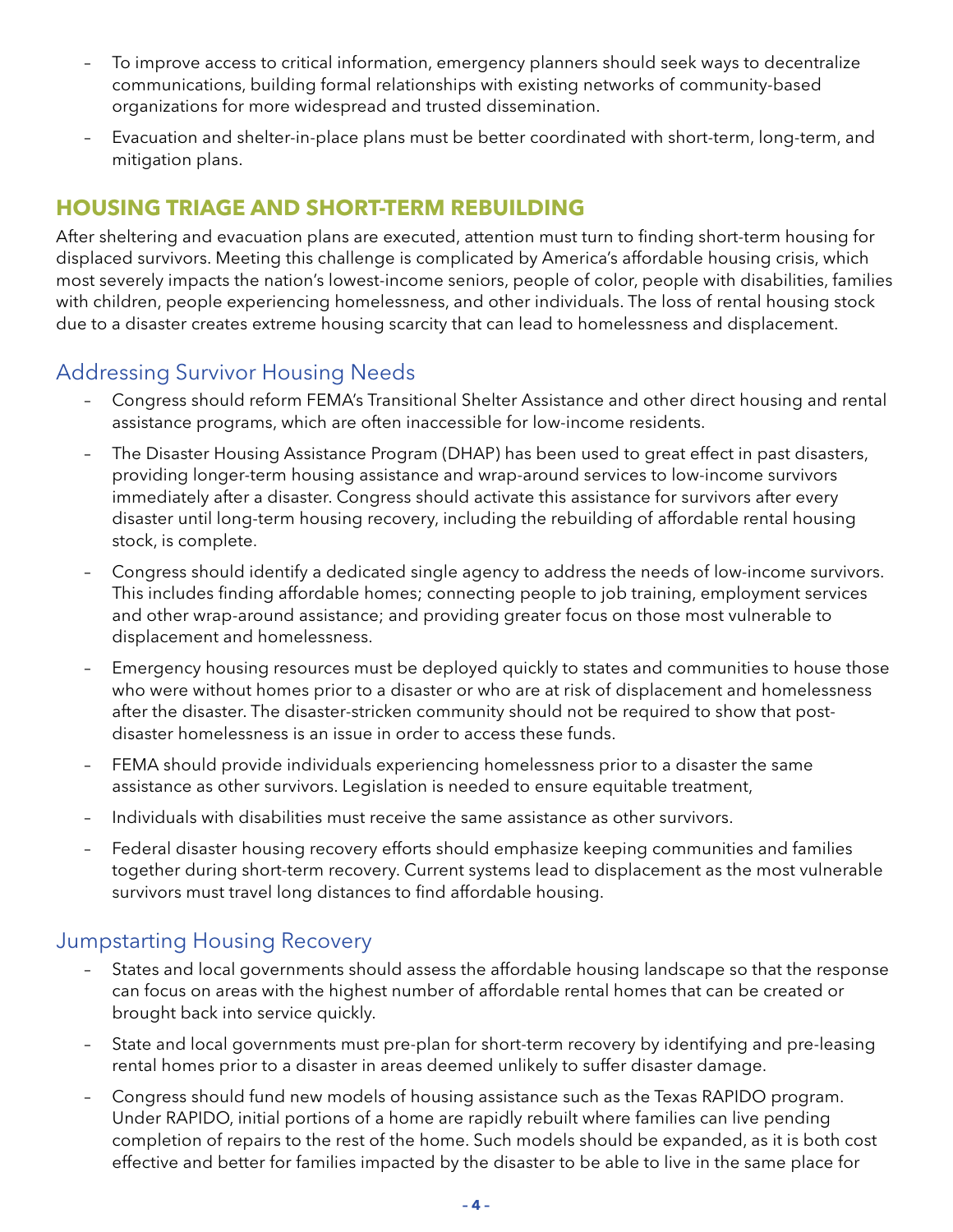- To improve access to critical information, emergency planners should seek ways to decentralize communications, building formal relationships with existing networks of community-based organizations for more widespread and trusted dissemination.
- Evacuation and shelter-in-place plans must be better coordinated with short-term, long-term, and mitigation plans.

## HOUSING TRIAGE AND SHORT-TERM REBUILDING

After sheltering and evacuation plans are executed, attention must turn to finding short-term housing for displaced survivors. Meeting this challenge is complicated by America's affordable housing crisis, which most severely impacts the nation's lowest-income seniors, people of color, people with disabilities, families with children, people experiencing homelessness, and other individuals. The loss of rental housing stock due to a disaster creates extreme housing scarcity that can lead to homelessness and displacement.

### Addressing Survivor Housing Needs

- Congress should reform FEMA's Transitional Shelter Assistance and other direct housing and rental assistance programs, which are often inaccessible for low-income residents.
- The Disaster Housing Assistance Program (DHAP) has been used to great effect in past disasters, providing longer-term housing assistance and wrap-around services to low-income survivors immediately after a disaster. Congress should activate this assistance for survivors after every disaster until long-term housing recovery, including the rebuilding of affordable rental housing stock, is complete.
- Congress should identify a dedicated single agency to address the needs of low-income survivors. This includes finding affordable homes; connecting people to job training, employment services and other wrap-around assistance; and providing greater focus on those most vulnerable to displacement and homelessness.
- Emergency housing resources must be deployed quickly to states and communities to house those who were without homes prior to a disaster or who are at risk of displacement and homelessness after the disaster. The disaster-stricken community should not be required to show that post-disaster homelessness is an issue in order to access these funds.
- FEMA should provide individuals experiencing homelessness prior to a disaster the same assistance as other survivors. Legislation is needed to ensure equitable treatment,
- Individuals with disabilities must receive the same assistance as other survivors.
- Federal disaster housing recovery efforts should emphasize keeping communities and families together during short-term recovery. Current systems lead to displacement as the most vulnerable survivors must travel long distances to find affordable housing.

### Jumpstarting Housing Recovery

- States and local governments should assess the affordable housing landscape so that the response can focus on areas with the highest number of affordable rental homes that can be created or brought back into service quickly.
- State and local governments must pre-plan for short-term recovery by identifying and pre-leasing rental homes prior to a disaster in areas deemed unlikely to suffer disaster damage.
- Congress should fund new models of housing assistance such as the Texas RAPIDO program. Under RAPIDO, initial portions of a home are rapidly rebuilt where families can live pending completion of repairs to the rest of the home. Such models should be expanded, as it is both cost effective and better for families impacted by the disaster to be able to live in the same place for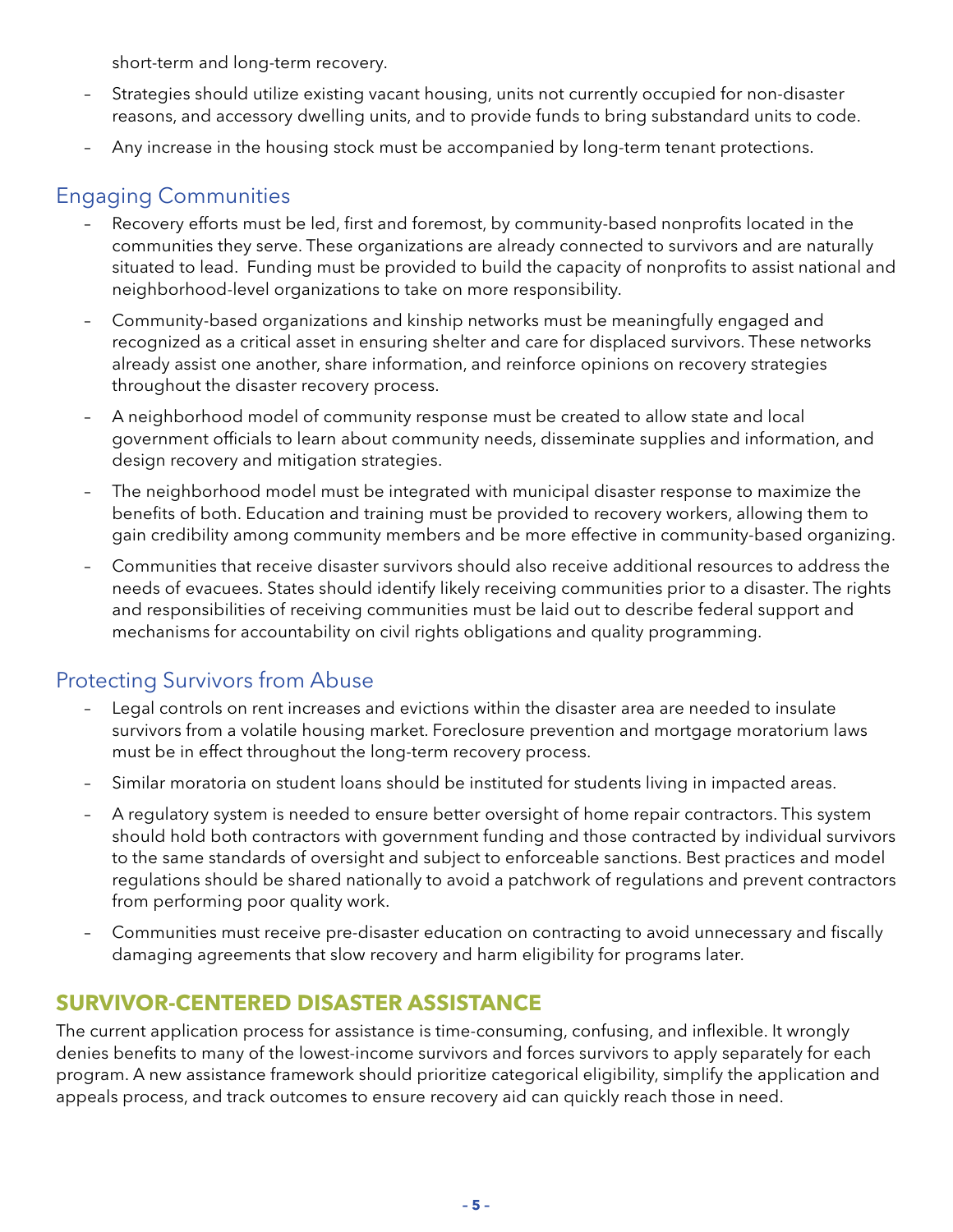short-term and long-term recovery.

- Strategies should utilize existing vacant housing, units not currently occupied for non-disaster reasons, and accessory dwelling units, and to provide funds to bring substandard units to code.
- Any increase in the housing stock must be accompanied by long-term tenant protections.

### Engaging Communities

- Recovery efforts must be led, first and foremost, by community-based nonprofits located in the communities they serve. These organizations are already connected to survivors and are naturally situated to lead. Funding must be provided to build the capacity of nonprofits to assist national and neighborhood-level organizations to take on more responsibility.
- Community-based organizations and kinship networks must be meaningfully engaged and recognized as a critical asset in ensuring shelter and care for displaced survivors. These networks already assist one another, share information, and reinforce opinions on recovery strategies throughout the disaster recovery process.
- A neighborhood model of community response must be created to allow state and local government officials to learn about community needs, disseminate supplies and information, and design recovery and mitigation strategies.
- The neighborhood model must be integrated with municipal disaster response to maximize the benefits of both. Education and training must be provided to recovery workers, allowing them to gain credibility among community members and be more effective in community-based organizing.
- Communities that receive disaster survivors should also receive additional resources to address the needs of evacuees. States should identify likely receiving communities prior to a disaster. The rights and responsibilities of receiving communities must be laid out to describe federal support and mechanisms for accountability on civil rights obligations and quality programming.

### Protecting Survivors from Abuse

- Legal controls on rent increases and evictions within the disaster area are needed to insulate survivors from a volatile housing market. Foreclosure prevention and mortgage moratorium laws must be in effect throughout the long-term recovery process.
- Similar moratoria on student loans should be instituted for students living in impacted areas.
- A regulatory system is needed to ensure better oversight of home repair contractors. This system should hold both contractors with government funding and those contracted by individual survivors to the same standards of oversight and subject to enforceable sanctions. Best practices and model regulations should be shared nationally to avoid a patchwork of regulations and prevent contractors from performing poor quality work.
- Communities must receive pre-disaster education on contracting to avoid unnecessary and fiscally damaging agreements that slow recovery and harm eligibility for programs later.

## SURVIVOR-CENTERED DISASTER ASSISTANCE

The current application process for assistance is time-consuming, confusing, and inflexible. It wrongly denies benefits to many of the lowest-income survivors and forces survivors to apply separately for each program. A new assistance framework should prioritize categorical eligibility, simplify the application and appeals process, and track outcomes to ensure recovery aid can quickly reach those in need.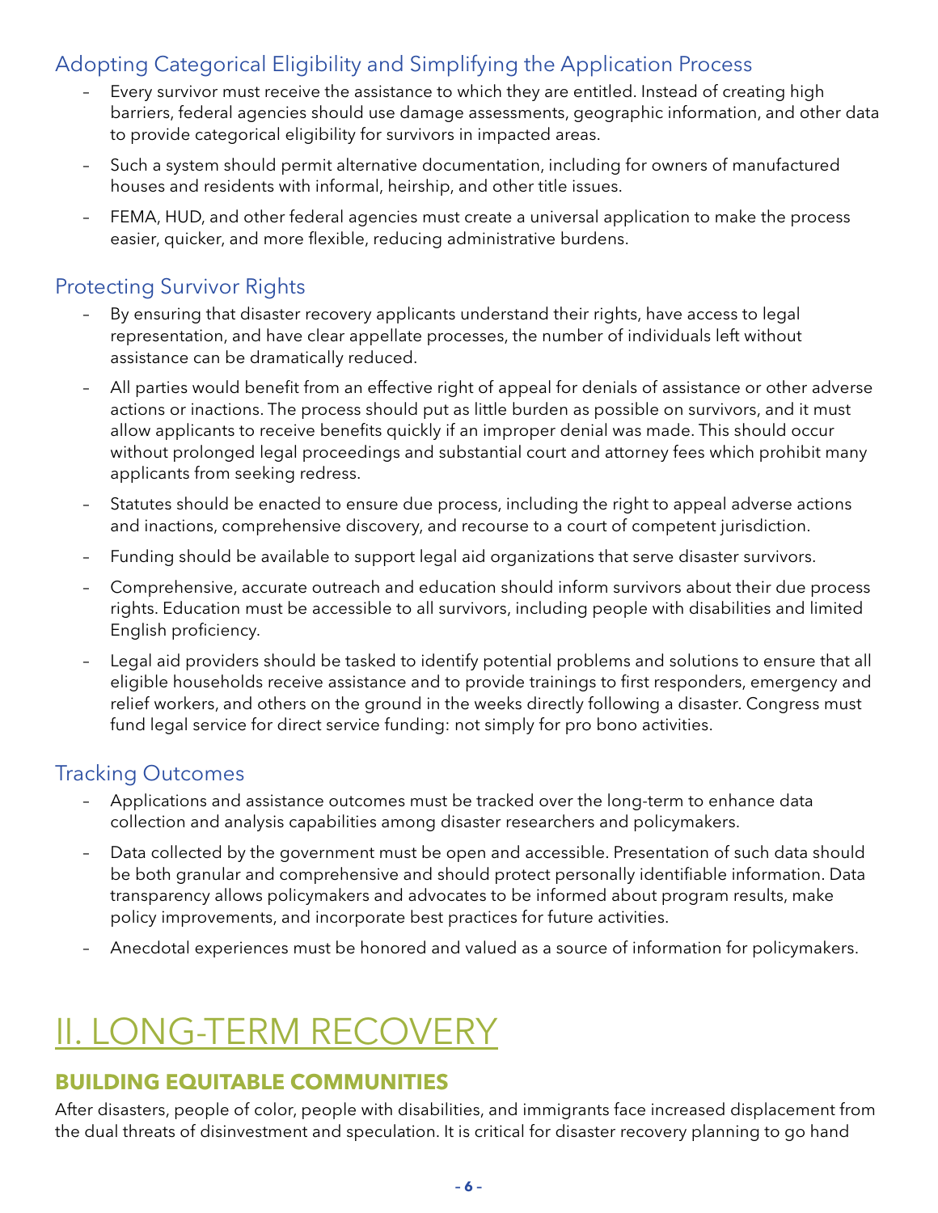### Adopting Categorical Eligibility and Simplifying the Application Process

- Every survivor must receive the assistance to which they are entitled. Instead of creating high barriers, federal agencies should use damage assessments, geographic information, and other data to provide categorical eligibility for survivors in impacted areas.
- Such a system should permit alternative documentation, including for owners of manufactured houses and residents with informal, heirship, and other title issues.
- FEMA, HUD, and other federal agencies must create a universal application to make the process easier, quicker, and more flexible, reducing administrative burdens.

### Protecting Survivor Rights

- By ensuring that disaster recovery applicants understand their rights, have access to legal representation, and have clear appellate processes, the number of individuals left without assistance can be dramatically reduced.
- All parties would benefit from an effective right of appeal for denials of assistance or other adverse actions or inactions. The process should put as little burden as possible on survivors, and it must allow applicants to receive benefits quickly if an improper denial was made. This should occur without prolonged legal proceedings and substantial court and attorney fees which prohibit many applicants from seeking redress.
- Statutes should be enacted to ensure due process, including the right to appeal adverse actions and inactions, comprehensive discovery, and recourse to a court of competent jurisdiction.
- Funding should be available to support legal aid organizations that serve disaster survivors.
- Comprehensive, accurate outreach and education should inform survivors about their due process rights. Education must be accessible to all survivors, including people with disabilities and limited English proficiency.
- Legal aid providers should be tasked to identify potential problems and solutions to ensure that all eligible households receive assistance and to provide trainings to first responders, emergency and relief workers, and others on the ground in the weeks directly following a disaster. Congress must fund legal service for direct service funding: not simply for pro bono activities.

### Tracking Outcomes

- Applications and assistance outcomes must be tracked over the long-term to enhance data collection and analysis capabilities among disaster researchers and policymakers.
- Data collected by the government must be open and accessible. Presentation of such data should be both granular and comprehensive and should protect personally identifiable information. Data transparency allows policymakers and advocates to be informed about program results, make policy improvements, and incorporate best practices for future activities.
- Anecdotal experiences must be honored and valued as a source of information for policymakers.

# II. LONG-TERM RECOVERY

## BUILDING EQUITABLE COMMUNITIES

After disasters, people of color, people with disabilities, and immigrants face increased displacement from the dual threats of disinvestment and speculation. It is critical for disaster recovery planning to go hand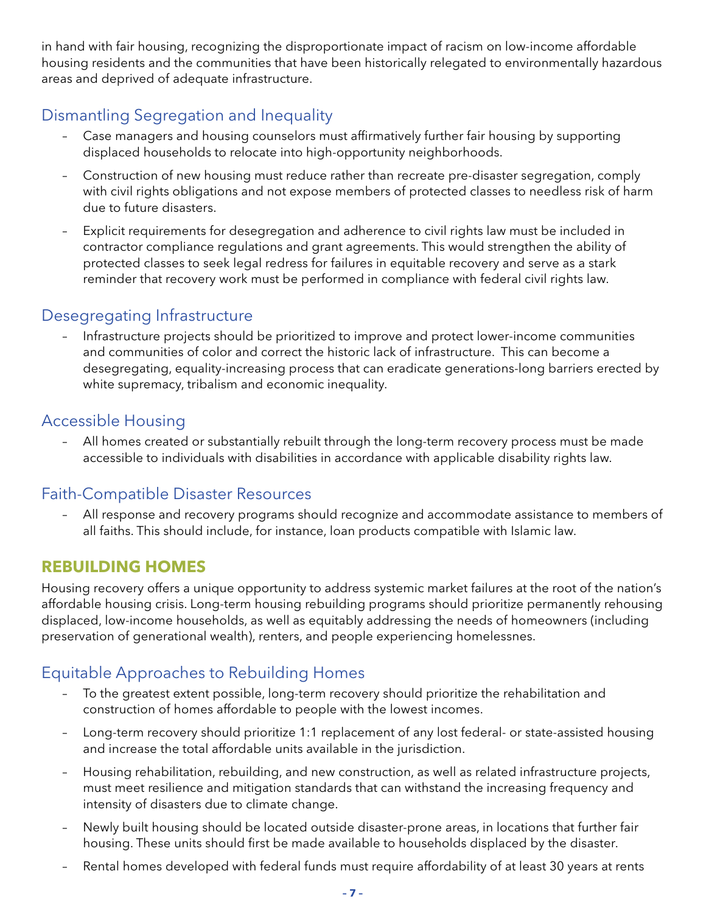in hand with fair housing, recognizing the disproportionate impact of racism on low-income affordable housing residents and the communities that have been historically relegated to environmentally hazardous areas and deprived of adequate infrastructure.

### Dismantling Segregation and Inequality

- Case managers and housing counselors must affirmatively further fair housing by supporting displaced households to relocate into high-opportunity neighborhoods.
- Construction of new housing must reduce rather than recreate pre-disaster segregation, comply with civil rights obligations and not expose members of protected classes to needless risk of harm due to future disasters.
- Explicit requirements for desegregation and adherence to civil rights law must be included in contractor compliance regulations and grant agreements. This would strengthen the ability of protected classes to seek legal redress for failures in equitable recovery and serve as a stark reminder that recovery work must be performed in compliance with federal civil rights law.

### Desegregating Infrastructure

- Infrastructure projects should be prioritized to improve and protect lower-income communities and communities of color and correct the historic lack of infrastructure. This can become a desegregating, equality-increasing process that can eradicate generations-long barriers erected by white supremacy, tribalism and economic inequality.

### Accessible Housing

- All homes created or substantially rebuilt through the long-term recovery process must be made accessible to individuals with disabilities in accordance with applicable disability rights law.

### Faith-Compatible Disaster Resources

- All response and recovery programs should recognize and accommodate assistance to members of all faiths. This should include, for instance, loan products compatible with Islamic law.

## REBUILDING HOMES

Housing recovery offers a unique opportunity to address systemic market failures at the root of the nation's affordable housing crisis. Long-term housing rebuilding programs should prioritize permanently rehousing displaced, low-income households, as well as equitably addressing the needs of homeowners (including preservation of generational wealth), renters, and people experiencing homelessnes.

### Equitable Approaches to Rebuilding Homes

- To the greatest extent possible, long-term recovery should prioritize the rehabilitation and construction of homes affordable to people with the lowest incomes.
- Long-term recovery should prioritize 1:1 replacement of any lost federal- or state-assisted housing and increase the total affordable units available in the jurisdiction.
- Housing rehabilitation, rebuilding, and new construction, as well as related infrastructure projects, must meet resilience and mitigation standards that can withstand the increasing frequency and intensity of disasters due to climate change.
- Newly built housing should be located outside disaster-prone areas, in locations that further fair housing. These units should first be made available to households displaced by the disaster.
- Rental homes developed with federal funds must require affordability of at least 30 years at rents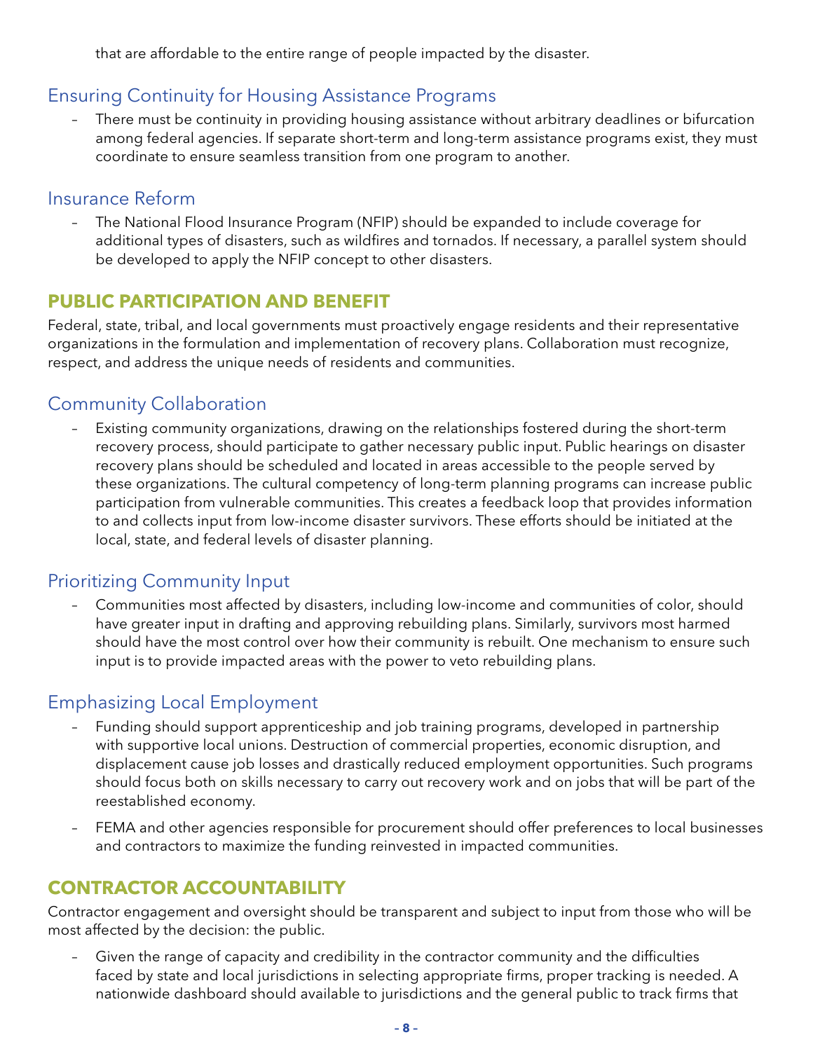that are affordable to the entire range of people impacted by the disaster.

### Ensuring Continuity for Housing Assistance Programs

- There must be continuity in providing housing assistance without arbitrary deadlines or bifurcation among federal agencies. If separate short-term and long-term assistance programs exist, they must coordinate to ensure seamless transition from one program to another.

### Insurance Reform

- The National Flood Insurance Program (NFIP) should be expanded to include coverage for additional types of disasters, such as wildfires and tornados. If necessary, a parallel system should be developed to apply the NFIP concept to other disasters.

## PUBLIC PARTICIPATION AND BENEFIT

Federal, state, tribal, and local governments must proactively engage residents and their representative organizations in the formulation and implementation of recovery plans. Collaboration must recognize, respect, and address the unique needs of residents and communities.

### Community Collaboration

- Existing community organizations, drawing on the relationships fostered during the short-term recovery process, should participate to gather necessary public input. Public hearings on disaster recovery plans should be scheduled and located in areas accessible to the people served by these organizations. The cultural competency of long-term planning programs can increase public participation from vulnerable communities. This creates a feedback loop that provides information to and collects input from low-income disaster survivors. These efforts should be initiated at the local, state, and federal levels of disaster planning.

### Prioritizing Community Input

- Communities most affected by disasters, including low-income and communities of color, should have greater input in drafting and approving rebuilding plans. Similarly, survivors most harmed should have the most control over how their community is rebuilt. One mechanism to ensure such input is to provide impacted areas with the power to veto rebuilding plans.

### Emphasizing Local Employment

- Funding should support apprenticeship and job training programs, developed in partnership with supportive local unions. Destruction of commercial properties, economic disruption, and displacement cause job losses and drastically reduced employment opportunities. Such programs should focus both on skills necessary to carry out recovery work and on jobs that will be part of the reestablished economy.
- FEMA and other agencies responsible for procurement should offer preferences to local businesses and contractors to maximize the funding reinvested in impacted communities.

## CONTRACTOR ACCOUNTABILITY

Contractor engagement and oversight should be transparent and subject to input from those who will be most affected by the decision: the public.

- Given the range of capacity and credibility in the contractor community and the difficulties faced by state and local jurisdictions in selecting appropriate firms, proper tracking is needed. A nationwide dashboard should available to jurisdictions and the general public to track firms that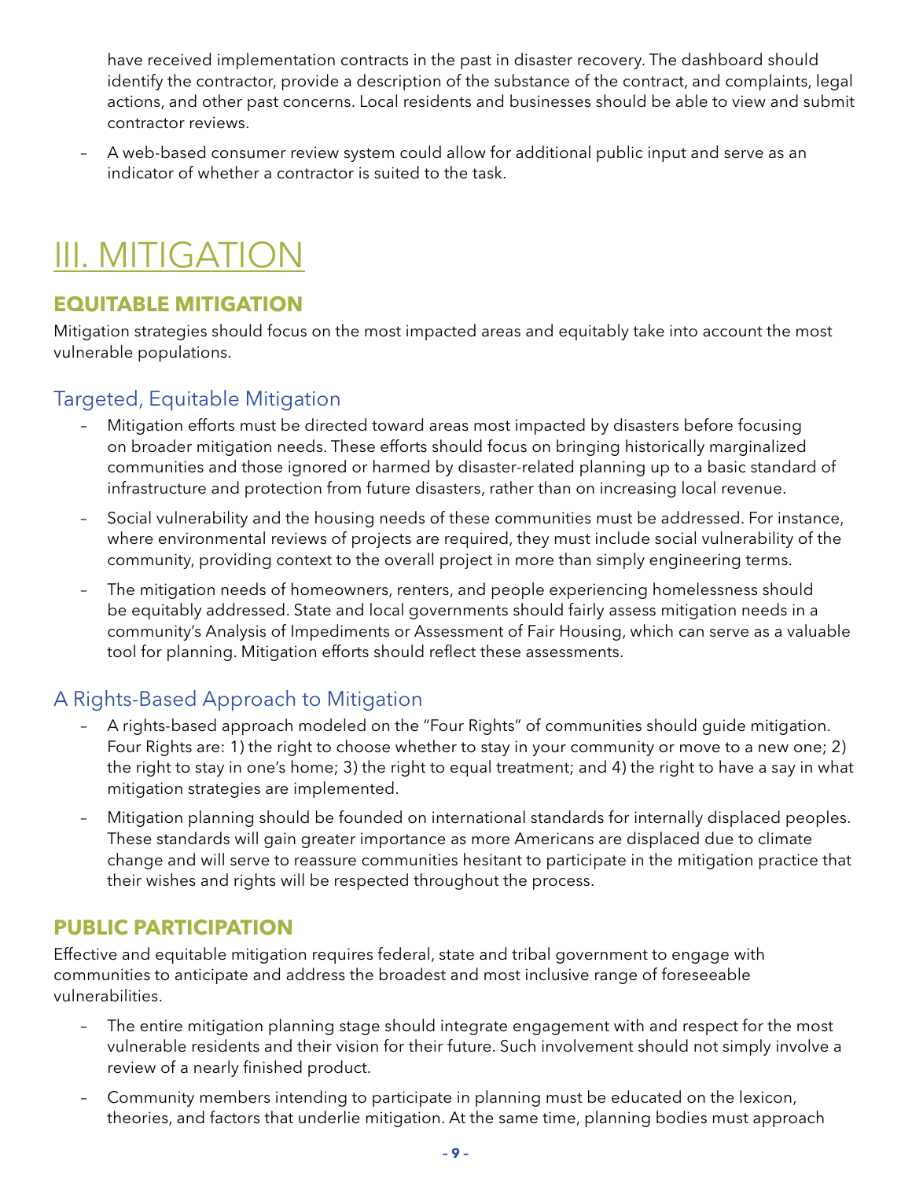have received implementation contracts in the past in disaster recovery. The dashboard should identify the contractor, provide a description of the substance of the contract, and complaints, legal actions, and other past concerns. Local residents and businesses should be able to view and submit contractor reviews.

- A web-based consumer review system could allow for additional public input and serve as an indicator of whether a contractor is suited to the task.

# III. MITIGATION

## EQUITABLE MITIGATION

Mitigation strategies should focus on the most impacted areas and equitably take into account the most vulnerable populations.

### Targeted, Equitable Mitigation

- Mitigation efforts must be directed toward areas most impacted by disasters before focusing on broader mitigation needs. These efforts should focus on bringing historically marginalized communities and those ignored or harmed by disaster-related planning up to a basic standard of infrastructure and protection from future disasters, rather than on increasing local revenue.
- Social vulnerability and the housing needs of these communities must be addressed. For instance, where environmental reviews of projects are required, they must include social vulnerability of the community, providing context to the overall project in more than simply engineering terms.
- The mitigation needs of homeowners, renters, and people experiencing homelessness should be equitably addressed. State and local governments should fairly assess mitigation needs in a community's Analysis of Impediments or Assessment of Fair Housing, which can serve as a valuable tool for planning. Mitigation efforts should reflect these assessments.

### A Rights-Based Approach to Mitigation

- A rights-based approach modeled on the "Four Rights" of communities should guide mitigation. Four Rights are: 1) the right to choose whether to stay in your community or move to a new one; 2) the right to stay in one's home; 3) the right to equal treatment; and 4) the right to have a say in what mitigation strategies are implemented.
- Mitigation planning should be founded on international standards for internally displaced peoples. These standards will gain greater importance as more Americans are displaced due to climate change and will serve to reassure communities hesitant to participate in the mitigation practice that their wishes and rights will be respected throughout the process.

## PUBLIC PARTICIPATION

Effective and equitable mitigation requires federal, state and tribal government to engage with communities to anticipate and address the broadest and most inclusive range of foreseeable vulnerabilities.

- The entire mitigation planning stage should integrate engagement with and respect for the most vulnerable residents and their vision for their future. Such involvement should not simply involve a review of a nearly finished product.
- Community members intending to participate in planning must be educated on the lexicon, theories, and factors that underlie mitigation. At the same time, planning bodies must approach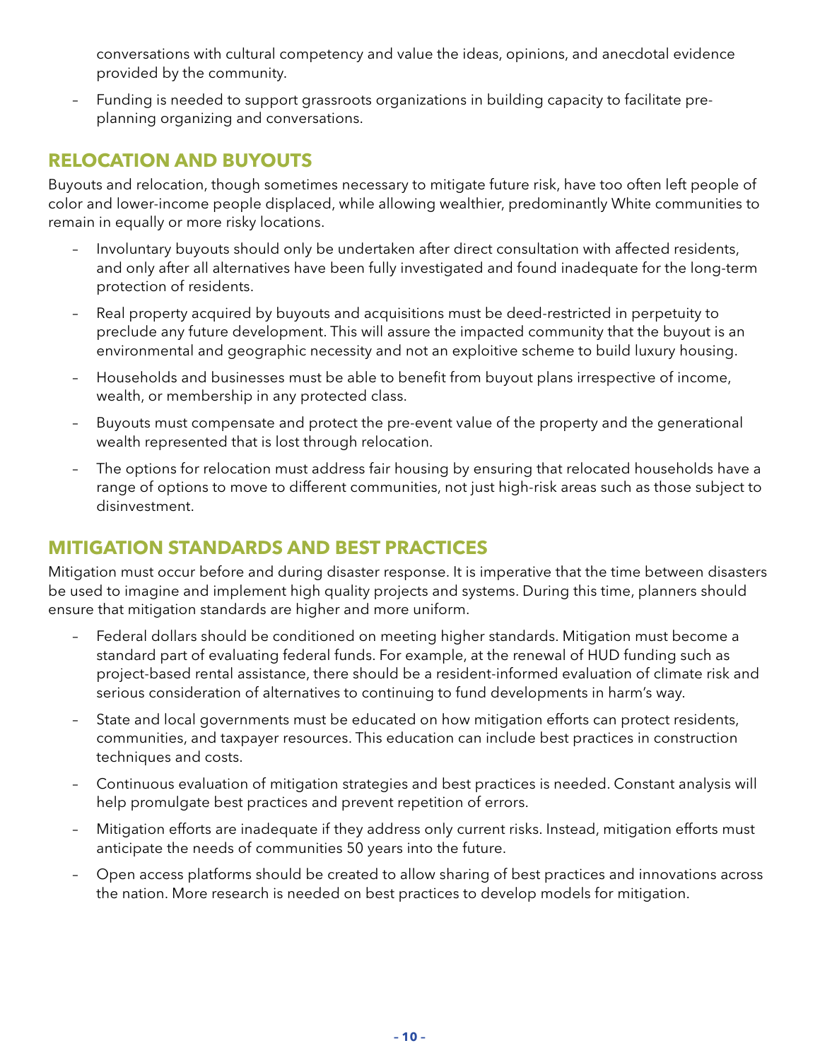conversations with cultural competency and value the ideas, opinions, and anecdotal evidence provided by the community.

- Funding is needed to support grassroots organizations in building capacity to facilitate pre-planning organizing and conversations.

## RELOCATION AND BUYOUTS

Buyouts and relocation, though sometimes necessary to mitigate future risk, have too often left people of color and lower-income people displaced, while allowing wealthier, predominantly White communities to remain in equally or more risky locations.

- Involuntary buyouts should only be undertaken after direct consultation with affected residents, and only after all alternatives have been fully investigated and found inadequate for the long-term protection of residents.
- Real property acquired by buyouts and acquisitions must be deed-restricted in perpetuity to preclude any future development. This will assure the impacted community that the buyout is an environmental and geographic necessity and not an exploitive scheme to build luxury housing.
- Households and businesses must be able to benefit from buyout plans irrespective of income, wealth, or membership in any protected class.
- Buyouts must compensate and protect the pre-event value of the property and the generational wealth represented that is lost through relocation.
- The options for relocation must address fair housing by ensuring that relocated households have a range of options to move to different communities, not just high-risk areas such as those subject to disinvestment.

## MITIGATION STANDARDS AND BEST PRACTICES

Mitigation must occur before and during disaster response. It is imperative that the time between disasters be used to imagine and implement high quality projects and systems. During this time, planners should ensure that mitigation standards are higher and more uniform.

- Federal dollars should be conditioned on meeting higher standards. Mitigation must become a standard part of evaluating federal funds. For example, at the renewal of HUD funding such as project-based rental assistance, there should be a resident-informed evaluation of climate risk and serious consideration of alternatives to continuing to fund developments in harm's way.
- State and local governments must be educated on how mitigation efforts can protect residents, communities, and taxpayer resources. This education can include best practices in construction techniques and costs.
- Continuous evaluation of mitigation strategies and best practices is needed. Constant analysis will help promulgate best practices and prevent repetition of errors.
- Mitigation efforts are inadequate if they address only current risks. Instead, mitigation efforts must anticipate the needs of communities 50 years into the future.
- Open access platforms should be created to allow sharing of best practices and innovations across the nation. More research is needed on best practices to develop models for mitigation.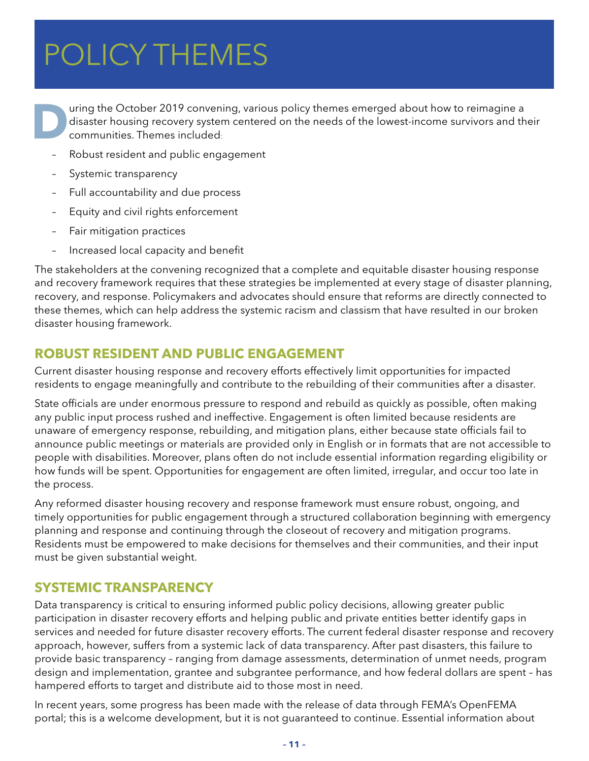# POLICY THEMES

During the October 2019 convening, various policy themes emerged about how to reimagine a disaster housing recovery system centered on the needs of the lowest-income survivors and their communities. Themes included:

- Robust resident and public engagement
- Systemic transparency
- Full accountability and due process
- Equity and civil rights enforcement
- Fair mitigation practices
- Increased local capacity and benefit

The stakeholders at the convening recognized that a complete and equitable disaster housing response and recovery framework requires that these strategies be implemented at every stage of disaster planning, recovery, and response. Policymakers and advocates should ensure that reforms are directly connected to these themes, which can help address the systemic racism and classism that have resulted in our broken disaster housing framework.

## ROBUST RESIDENT AND PUBLIC ENGAGEMENT

Current disaster housing response and recovery efforts effectively limit opportunities for impacted residents to engage meaningfully and contribute to the rebuilding of their communities after a disaster.

State officials are under enormous pressure to respond and rebuild as quickly as possible, often making any public input process rushed and ineffective. Engagement is often limited because residents are unaware of emergency response, rebuilding, and mitigation plans, either because state officials fail to announce public meetings or materials are provided only in English or in formats that are not accessible to people with disabilities. Moreover, plans often do not include essential information regarding eligibility or how funds will be spent. Opportunities for engagement are often limited, irregular, and occur too late in the process.

Any reformed disaster housing recovery and response framework must ensure robust, ongoing, and timely opportunities for public engagement through a structured collaboration beginning with emergency planning and response and continuing through the closeout of recovery and mitigation programs. Residents must be empowered to make decisions for themselves and their communities, and their input must be given substantial weight.

## SYSTEMIC TRANSPARENCY

Data transparency is critical to ensuring informed public policy decisions, allowing greater public participation in disaster recovery efforts and helping public and private entities better identify gaps in services and needed for future disaster recovery efforts. The current federal disaster response and recovery approach, however, suffers from a systemic lack of data transparency. After past disasters, this failure to provide basic transparency – ranging from damage assessments, determination of unmet needs, program design and implementation, grantee and subgrantee performance, and how federal dollars are spent – has hampered efforts to target and distribute aid to those most in need.

In recent years, some progress has been made with the release of data through FEMA's OpenFEMA portal; this is a welcome development, but it is not guaranteed to continue. Essential information about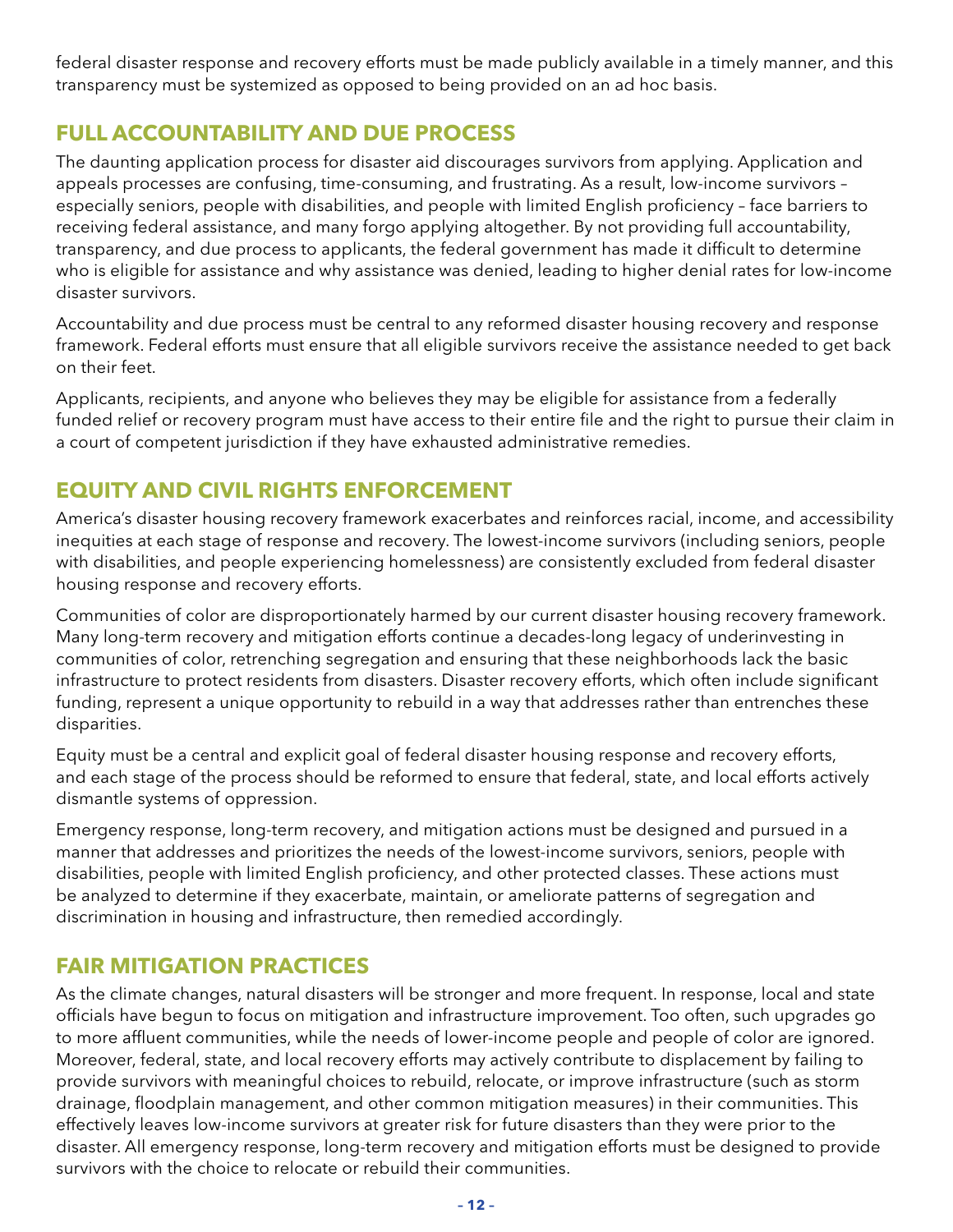federal disaster response and recovery efforts must be made publicly available in a timely manner, and this transparency must be systemized as opposed to being provided on an ad hoc basis.

## FULL ACCOUNTABILITY AND DUE PROCESS

The daunting application process for disaster aid discourages survivors from applying. Application and appeals processes are confusing, time-consuming, and frustrating. As a result, low-income survivors – especially seniors, people with disabilities, and people with limited English proficiency – face barriers to receiving federal assistance, and many forgo applying altogether. By not providing full accountability, transparency, and due process to applicants, the federal government has made it difficult to determine who is eligible for assistance and why assistance was denied, leading to higher denial rates for low-income disaster survivors.

Accountability and due process must be central to any reformed disaster housing recovery and response framework. Federal efforts must ensure that all eligible survivors receive the assistance needed to get back on their feet.

Applicants, recipients, and anyone who believes they may be eligible for assistance from a federally funded relief or recovery program must have access to their entire file and the right to pursue their claim in a court of competent jurisdiction if they have exhausted administrative remedies.

## EQUITY AND CIVIL RIGHTS ENFORCEMENT

America's disaster housing recovery framework exacerbates and reinforces racial, income, and accessibility inequities at each stage of response and recovery. The lowest-income survivors (including seniors, people with disabilities, and people experiencing homelessness) are consistently excluded from federal disaster housing response and recovery efforts.

Communities of color are disproportionately harmed by our current disaster housing recovery framework. Many long-term recovery and mitigation efforts continue a decades-long legacy of underinvesting in communities of color, retrenching segregation and ensuring that these neighborhoods lack the basic infrastructure to protect residents from disasters. Disaster recovery efforts, which often include significant funding, represent a unique opportunity to rebuild in a way that addresses rather than entrenches these disparities.

Equity must be a central and explicit goal of federal disaster housing response and recovery efforts, and each stage of the process should be reformed to ensure that federal, state, and local efforts actively dismantle systems of oppression.

Emergency response, long-term recovery, and mitigation actions must be designed and pursued in a manner that addresses and prioritizes the needs of the lowest-income survivors, seniors, people with disabilities, people with limited English proficiency, and other protected classes. These actions must be analyzed to determine if they exacerbate, maintain, or ameliorate patterns of segregation and discrimination in housing and infrastructure, then remedied accordingly.

## FAIR MITIGATION PRACTICES

As the climate changes, natural disasters will be stronger and more frequent. In response, local and state officials have begun to focus on mitigation and infrastructure improvement. Too often, such upgrades go to more affluent communities, while the needs of lower-income people and people of color are ignored. Moreover, federal, state, and local recovery efforts may actively contribute to displacement by failing to provide survivors with meaningful choices to rebuild, relocate, or improve infrastructure (such as storm drainage, floodplain management, and other common mitigation measures) in their communities. This effectively leaves low-income survivors at greater risk for future disasters than they were prior to the disaster. All emergency response, long-term recovery and mitigation efforts must be designed to provide survivors with the choice to relocate or rebuild their communities.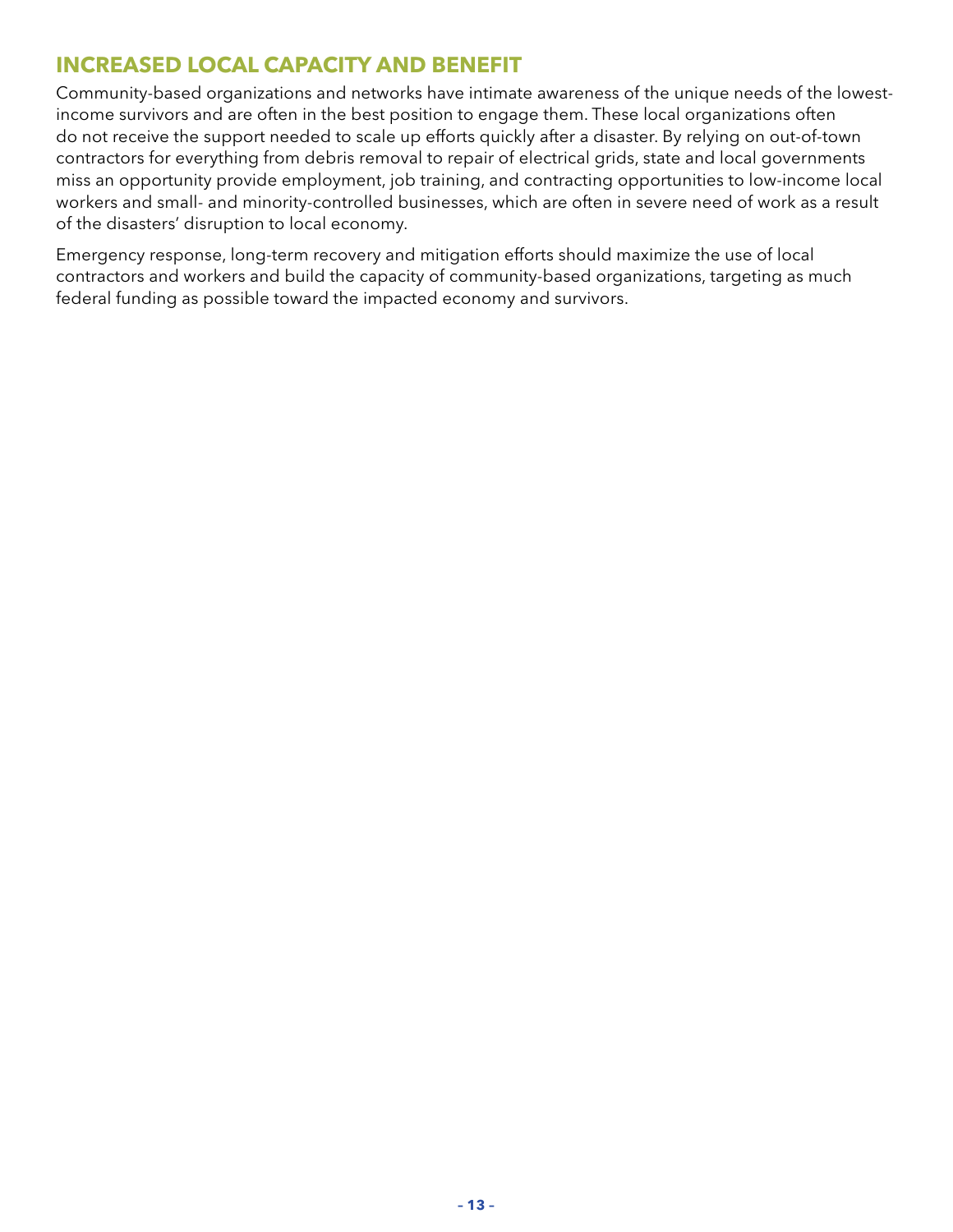## INCREASED LOCAL CAPACITY AND BENEFIT

Community-based organizations and networks have intimate awareness of the unique needs of the lowest-income survivors and are often in the best position to engage them. These local organizations often do not receive the support needed to scale up efforts quickly after a disaster. By relying on out-of-town contractors for everything from debris removal to repair of electrical grids, state and local governments miss an opportunity provide employment, job training, and contracting opportunities to low-income local workers and small- and minority-controlled businesses, which are often in severe need of work as a result of the disasters' disruption to local economy.

Emergency response, long-term recovery and mitigation efforts should maximize the use of local contractors and workers and build the capacity of community-based organizations, targeting as much federal funding as possible toward the impacted economy and survivors.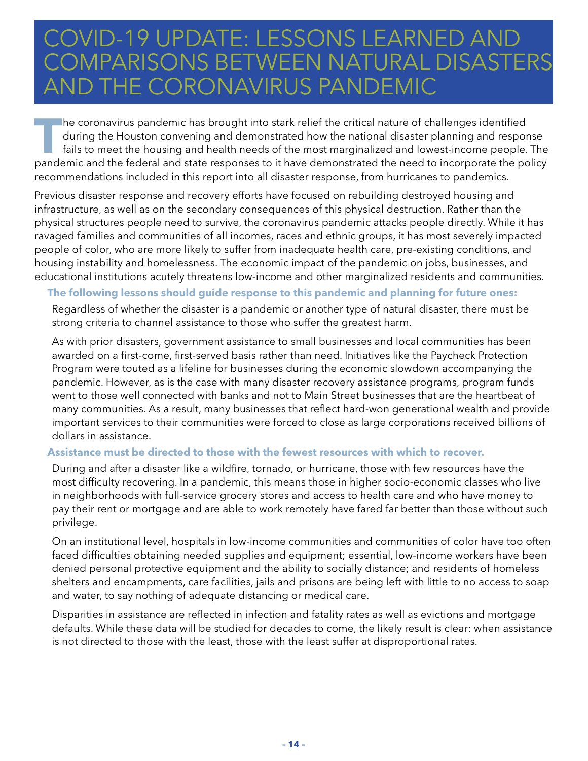# COVID-19 UPDATE: LESSONS LEARNED AND COMPARISONS BETWEEN NATURAL DISASTERS AND THE CORONAVIRUS PANDEMIC

The coronavirus pandemic has brought into stark relief the critical nature of challenges identified during the Houston convening and demonstrated how the national disaster planning and response fails to meet the housing and health needs of the most marginalized and lowest-income people. The pandemic and the federal and state responses to it have demonstrated the need to incorporate the policy recommendations included in this report into all disaster response, from hurricanes to pandemics.

Previous disaster response and recovery efforts have focused on rebuilding destroyed housing and infrastructure, as well as on the secondary consequences of this physical destruction. Rather than the physical structures people need to survive, the coronavirus pandemic attacks people directly. While it has ravaged families and communities of all incomes, races and ethnic groups, it has most severely impacted people of color, who are more likely to suffer from inadequate health care, pre-existing conditions, and housing instability and homelessness. The economic impact of the pandemic on jobs, businesses, and educational institutions acutely threatens low-income and other marginalized residents and communities.

**The following lessons should guide response to this pandemic and planning for future ones:**

Regardless of whether the disaster is a pandemic or another type of natural disaster, there must be strong criteria to channel assistance to those who suffer the greatest harm.

As with prior disasters, government assistance to small businesses and local communities has been awarded on a first-come, first-served basis rather than need. Initiatives like the Paycheck Protection Program were touted as a lifeline for businesses during the economic slowdown accompanying the pandemic. However, as is the case with many disaster recovery assistance programs, program funds went to those well connected with banks and not to Main Street businesses that are the heartbeat of many communities. As a result, many businesses that reflect hard-won generational wealth and provide important services to their communities were forced to close as large corporations received billions of dollars in assistance.

**Assistance must be directed to those with the fewest resources with which to recover.**

During and after a disaster like a wildfire, tornado, or hurricane, those with few resources have the most difficulty recovering. In a pandemic, this means those in higher socio-economic classes who live in neighborhoods with full-service grocery stores and access to health care and who have money to pay their rent or mortgage and are able to work remotely have fared far better than those without such privilege.

On an institutional level, hospitals in low-income communities and communities of color have too often faced difficulties obtaining needed supplies and equipment; essential, low-income workers have been denied personal protective equipment and the ability to socially distance; and residents of homeless shelters and encampments, care facilities, jails and prisons are being left with little to no access to soap and water, to say nothing of adequate distancing or medical care.

Disparities in assistance are reflected in infection and fatality rates as well as evictions and mortgage defaults. While these data will be studied for decades to come, the likely result is clear: when assistance is not directed to those with the least, those with the least suffer at disproportional rates.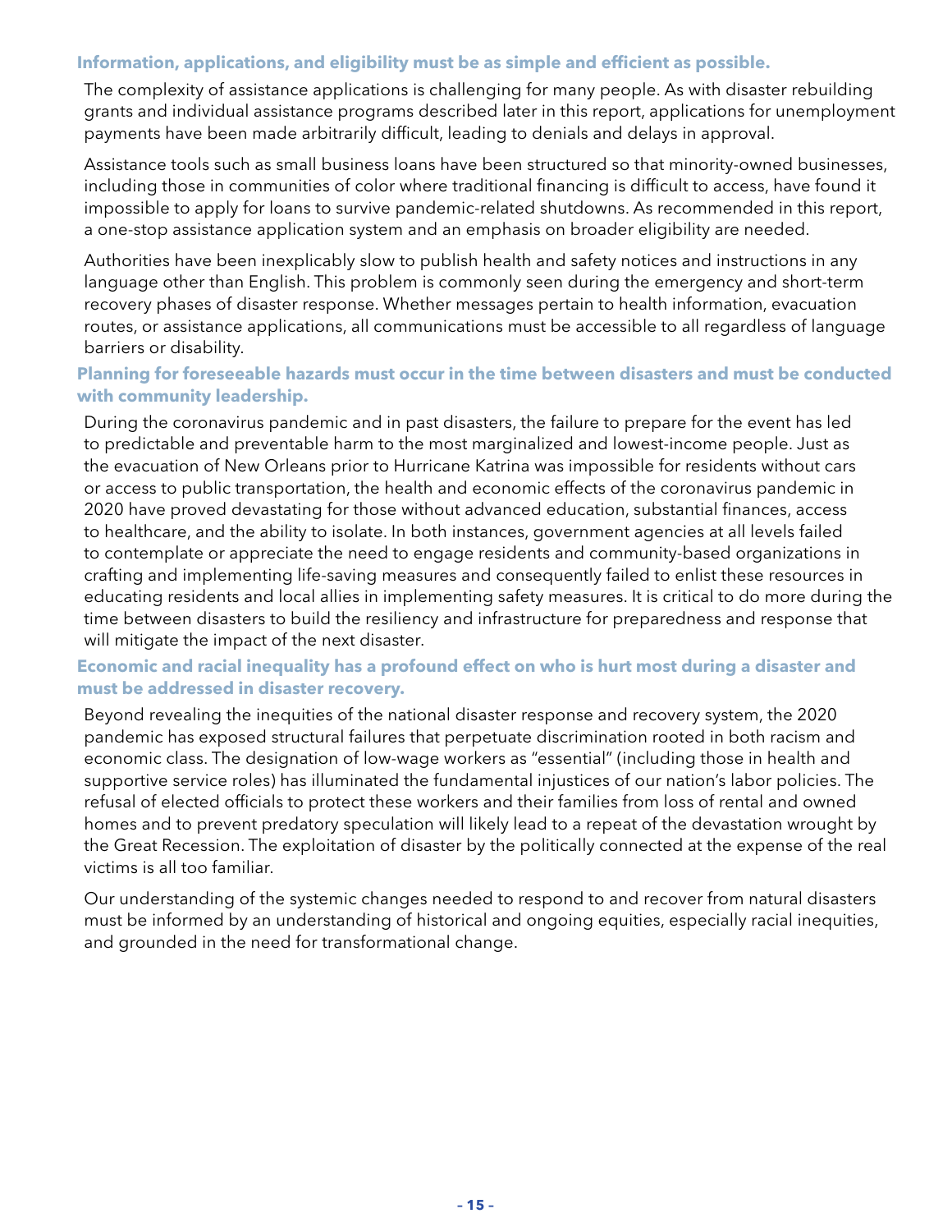**Information, applications, and eligibility must be as simple and efficient as possible.**

The complexity of assistance applications is challenging for many people. As with disaster rebuilding grants and individual assistance programs described later in this report, applications for unemployment payments have been made arbitrarily difficult, leading to denials and delays in approval.

Assistance tools such as small business loans have been structured so that minority-owned businesses, including those in communities of color where traditional financing is difficult to access, have found it impossible to apply for loans to survive pandemic-related shutdowns. As recommended in this report, a one-stop assistance application system and an emphasis on broader eligibility are needed.

Authorities have been inexplicably slow to publish health and safety notices and instructions in any language other than English. This problem is commonly seen during the emergency and short-term recovery phases of disaster response. Whether messages pertain to health information, evacuation routes, or assistance applications, all communications must be accessible to all regardless of language barriers or disability.

**Planning for foreseeable hazards must occur in the time between disasters and must be conducted with community leadership.**

During the coronavirus pandemic and in past disasters, the failure to prepare for the event has led to predictable and preventable harm to the most marginalized and lowest-income people. Just as the evacuation of New Orleans prior to Hurricane Katrina was impossible for residents without cars or access to public transportation, the health and economic effects of the coronavirus pandemic in 2020 have proved devastating for those without advanced education, substantial finances, access to healthcare, and the ability to isolate. In both instances, government agencies at all levels failed to contemplate or appreciate the need to engage residents and community-based organizations in crafting and implementing life-saving measures and consequently failed to enlist these resources in educating residents and local allies in implementing safety measures. It is critical to do more during the time between disasters to build the resiliency and infrastructure for preparedness and response that will mitigate the impact of the next disaster.

**Economic and racial inequality has a profound effect on who is hurt most during a disaster and must be addressed in disaster recovery.**

Beyond revealing the inequities of the national disaster response and recovery system, the 2020 pandemic has exposed structural failures that perpetuate discrimination rooted in both racism and economic class. The designation of low-wage workers as "essential" (including those in health and supportive service roles) has illuminated the fundamental injustices of our nation's labor policies. The refusal of elected officials to protect these workers and their families from loss of rental and owned homes and to prevent predatory speculation will likely lead to a repeat of the devastation wrought by the Great Recession. The exploitation of disaster by the politically connected at the expense of the real victims is all too familiar.

Our understanding of the systemic changes needed to respond to and recover from natural disasters must be informed by an understanding of historical and ongoing equities, especially racial inequities, and grounded in the need for transformational change.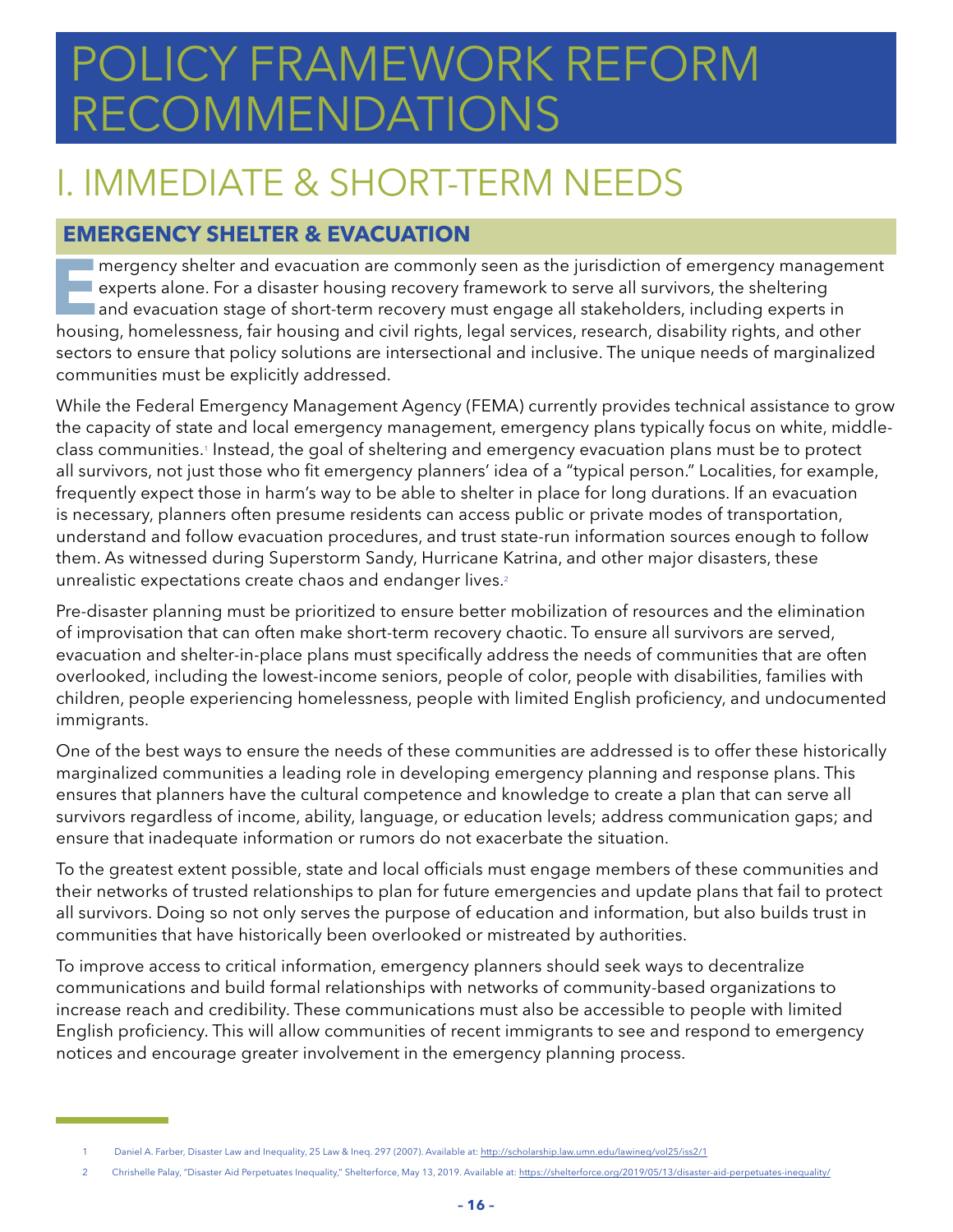# POLICY FRAMEWORK REFORM RECOMMENDATIONS

## I. IMMEDIATE & SHORT-TERM NEEDS

### EMERGENCY SHELTER & EVACUATION

Emergency shelter and evacuation are commonly seen as the jurisdiction of emergency management experts alone. For a disaster housing recovery framework to serve all survivors, the sheltering and evacuation stage of short-term recovery must engage all stakeholders, including experts in housing, homelessness, fair housing and civil rights, legal services, research, disability rights, and other sectors to ensure that policy solutions are intersectional and inclusive. The unique needs of marginalized communities must be explicitly addressed.

While the Federal Emergency Management Agency (FEMA) currently provides technical assistance to grow the capacity of state and local emergency management, emergency plans typically focus on white, middle-class communities.[1] Instead, the goal of sheltering and emergency evacuation plans must be to protect all survivors, not just those who fit emergency planners' idea of a "typical person." Localities, for example, frequently expect those in harm's way to be able to shelter in place for long durations. If an evacuation is necessary, planners often presume residents can access public or private modes of transportation, understand and follow evacuation procedures, and trust state-run information sources enough to follow them. As witnessed during Superstorm Sandy, Hurricane Katrina, and other major disasters, these unrealistic expectations create chaos and endanger lives.[2]

Pre-disaster planning must be prioritized to ensure better mobilization of resources and the elimination of improvisation that can often make short-term recovery chaotic. To ensure all survivors are served, evacuation and shelter-in-place plans must specifically address the needs of communities that are often overlooked, including the lowest-income seniors, people of color, people with disabilities, families with children, people experiencing homelessness, people with limited English proficiency, and undocumented immigrants.

One of the best ways to ensure the needs of these communities are addressed is to offer these historically marginalized communities a leading role in developing emergency planning and response plans. This ensures that planners have the cultural competence and knowledge to create a plan that can serve all survivors regardless of income, ability, language, or education levels; address communication gaps; and ensure that inadequate information or rumors do not exacerbate the situation.

To the greatest extent possible, state and local officials must engage members of these communities and their networks of trusted relationships to plan for future emergencies and update plans that fail to protect all survivors. Doing so not only serves the purpose of education and information, but also builds trust in communities that have historically been overlooked or mistreated by authorities.

To improve access to critical information, emergency planners should seek ways to decentralize communications and build formal relationships with networks of community-based organizations to increase reach and credibility. These communications must also be accessible to people with limited English proficiency. This will allow communities of recent immigrants to see and respond to emergency notices and encourage greater involvement in the emergency planning process.

---

1 Daniel A. Farber, Disaster Law and Inequality, 25 Law & Ineq. 297 (2007). Available at: http://scholarship.law.umn.edu/lawineq/vol25/iss2/1

2 Chrishelle Palay, "Disaster Aid Perpetuates Inequality," Shelterforce, May 13, 2019. Available at: https://shelterforce.org/2019/05/13/disaster-aid-perpetuates-inequality/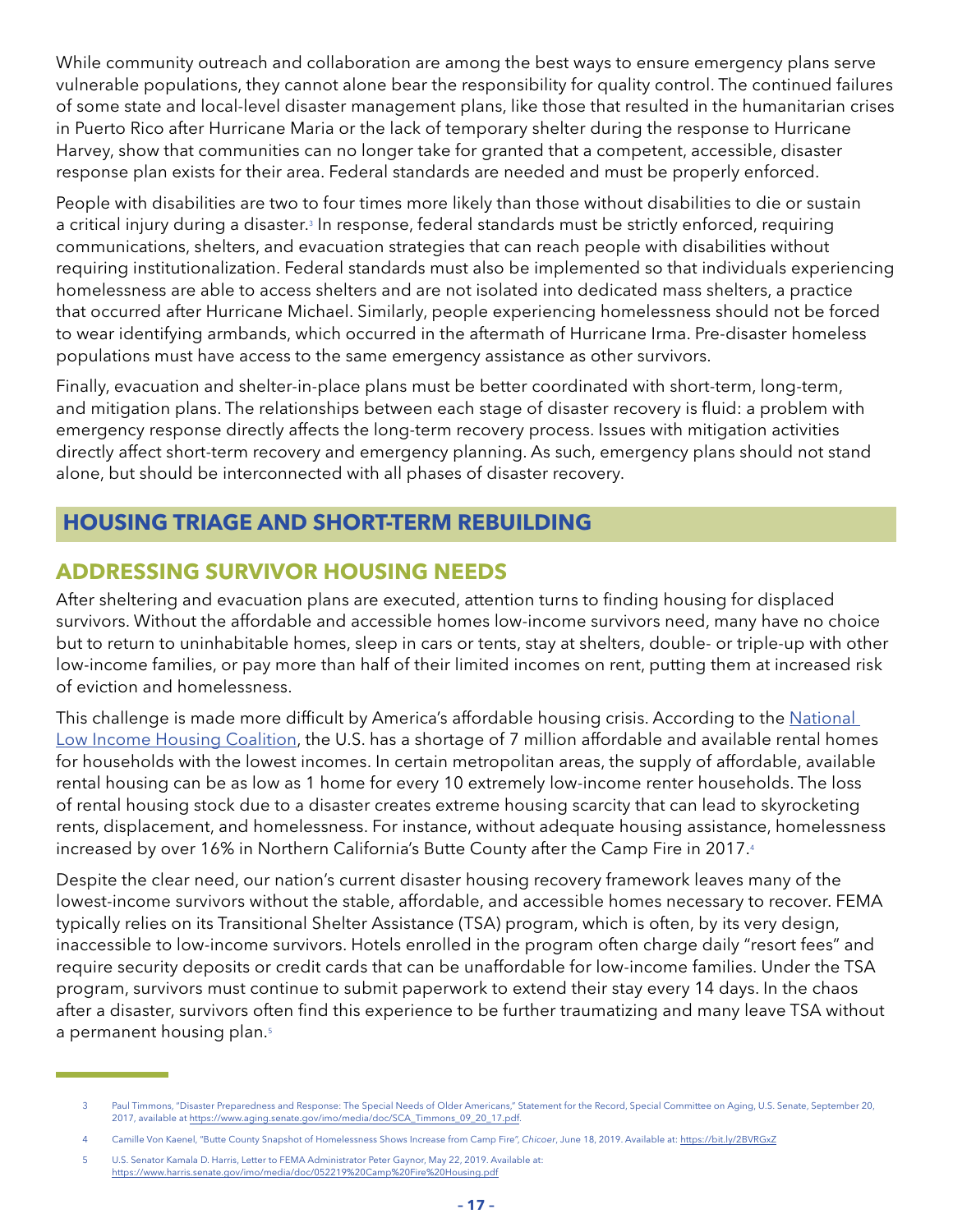While community outreach and collaboration are among the best ways to ensure emergency plans serve vulnerable populations, they cannot alone bear the responsibility for quality control. The continued failures of some state and local-level disaster management plans, like those that resulted in the humanitarian crises in Puerto Rico after Hurricane Maria or the lack of temporary shelter during the response to Hurricane Harvey, show that communities can no longer take for granted that a competent, accessible, disaster response plan exists for their area. Federal standards are needed and must be properly enforced.

People with disabilities are two to four times more likely than those without disabilities to die or sustain a critical injury during a disaster.[3] In response, federal standards must be strictly enforced, requiring communications, shelters, and evacuation strategies that can reach people with disabilities without requiring institutionalization. Federal standards must also be implemented so that individuals experiencing homelessness are able to access shelters and are not isolated into dedicated mass shelters, a practice that occurred after Hurricane Michael. Similarly, people experiencing homelessness should not be forced to wear identifying armbands, which occurred in the aftermath of Hurricane Irma. Pre-disaster homeless populations must have access to the same emergency assistance as other survivors.

Finally, evacuation and shelter-in-place plans must be better coordinated with short-term, long-term, and mitigation plans. The relationships between each stage of disaster recovery is fluid: a problem with emergency response directly affects the long-term recovery process. Issues with mitigation activities directly affect short-term recovery and emergency planning. As such, emergency plans should not stand alone, but should be interconnected with all phases of disaster recovery.

## HOUSING TRIAGE AND SHORT-TERM REBUILDING

### ADDRESSING SURVIVOR HOUSING NEEDS

After sheltering and evacuation plans are executed, attention turns to finding housing for displaced survivors. Without the affordable and accessible homes low-income survivors need, many have no choice but to return to uninhabitable homes, sleep in cars or tents, stay at shelters, double- or triple-up with other low-income families, or pay more than half of their limited incomes on rent, putting them at increased risk of eviction and homelessness.

This challenge is made more difficult by America's affordable housing crisis. According to the National Low Income Housing Coalition, the U.S. has a shortage of 7 million affordable and available rental homes for households with the lowest incomes. In certain metropolitan areas, the supply of affordable, available rental housing can be as low as 1 home for every 10 extremely low-income renter households. The loss of rental housing stock due to a disaster creates extreme housing scarcity that can lead to skyrocketing rents, displacement, and homelessness. For instance, without adequate housing assistance, homelessness increased by over 16% in Northern California's Butte County after the Camp Fire in 2017.[4]

Despite the clear need, our nation's current disaster housing recovery framework leaves many of the lowest-income survivors without the stable, affordable, and accessible homes necessary to recover. FEMA typically relies on its Transitional Shelter Assistance (TSA) program, which is often, by its very design, inaccessible to low-income survivors. Hotels enrolled in the program often charge daily "resort fees" and require security deposits or credit cards that can be unaffordable for low-income families. Under the TSA program, survivors must continue to submit paperwork to extend their stay every 14 days. In the chaos after a disaster, survivors often find this experience to be further traumatizing and many leave TSA without a permanent housing plan.[5]

---

3 Paul Timmons, "Disaster Preparedness and Response: The Special Needs of Older Americans," Statement for the Record, Special Committee on Aging, U.S. Senate, September 20, 2017, available at https://www.aging.senate.gov/imo/media/doc/SCA_Timmons_09_20_17.pdf.

4 Camille Von Kaenel, "Butte County Snapshot of Homelessness Shows Increase from Camp Fire", *Chicoer*, June 18, 2019. Available at: https://bit.ly/2BVRGxZ

5 U.S. Senator Kamala D. Harris, Letter to FEMA Administrator Peter Gaynor, May 22, 2019. Available at: https://www.harris.senate.gov/imo/media/doc/052219%20Camp%20Fire%20Housing.pdf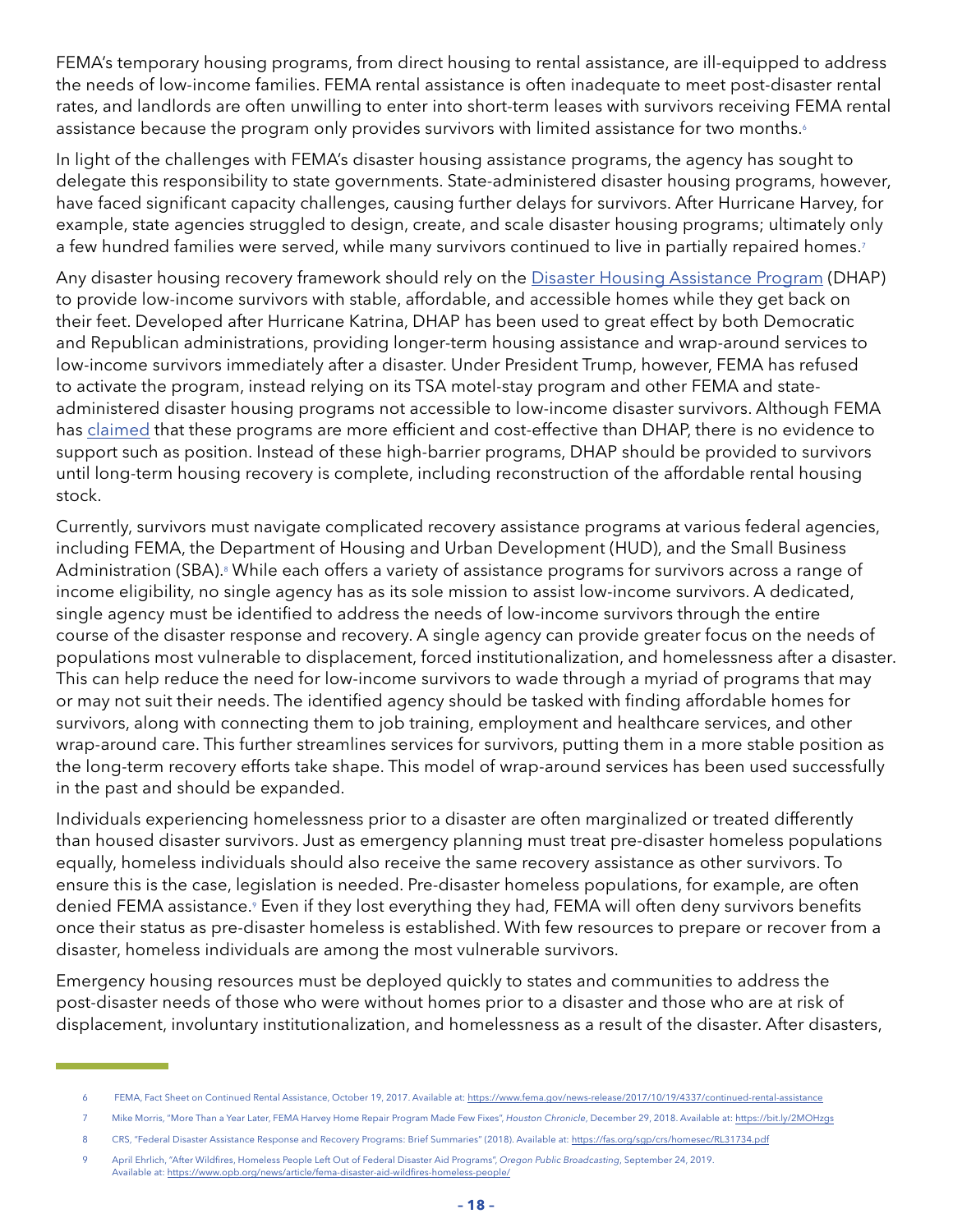FEMA's temporary housing programs, from direct housing to rental assistance, are ill-equipped to address the needs of low-income families. FEMA rental assistance is often inadequate to meet post-disaster rental rates, and landlords are often unwilling to enter into short-term leases with survivors receiving FEMA rental assistance because the program only provides survivors with limited assistance for two months.[6]

In light of the challenges with FEMA's disaster housing assistance programs, the agency has sought to delegate this responsibility to state governments. State-administered disaster housing programs, however, have faced significant capacity challenges, causing further delays for survivors. After Hurricane Harvey, for example, state agencies struggled to design, create, and scale disaster housing programs; ultimately only a few hundred families were served, while many survivors continued to live in partially repaired homes.[7]

Any disaster housing recovery framework should rely on the Disaster Housing Assistance Program (DHAP) to provide low-income survivors with stable, affordable, and accessible homes while they get back on their feet. Developed after Hurricane Katrina, DHAP has been used to great effect by both Democratic and Republican administrations, providing longer-term housing assistance and wrap-around services to low-income survivors immediately after a disaster. Under President Trump, however, FEMA has refused to activate the program, instead relying on its TSA motel-stay program and other FEMA and state-administered disaster housing programs not accessible to low-income disaster survivors. Although FEMA has claimed that these programs are more efficient and cost-effective than DHAP, there is no evidence to support such as position. Instead of these high-barrier programs, DHAP should be provided to survivors until long-term housing recovery is complete, including reconstruction of the affordable rental housing stock.

Currently, survivors must navigate complicated recovery assistance programs at various federal agencies, including FEMA, the Department of Housing and Urban Development (HUD), and the Small Business Administration (SBA).[8] While each offers a variety of assistance programs for survivors across a range of income eligibility, no single agency has as its sole mission to assist low-income survivors. A dedicated, single agency must be identified to address the needs of low-income survivors through the entire course of the disaster response and recovery. A single agency can provide greater focus on the needs of populations most vulnerable to displacement, forced institutionalization, and homelessness after a disaster. This can help reduce the need for low-income survivors to wade through a myriad of programs that may or may not suit their needs. The identified agency should be tasked with finding affordable homes for survivors, along with connecting them to job training, employment and healthcare services, and other wrap-around care. This further streamlines services for survivors, putting them in a more stable position as the long-term recovery efforts take shape. This model of wrap-around services has been used successfully in the past and should be expanded.

Individuals experiencing homelessness prior to a disaster are often marginalized or treated differently than housed disaster survivors. Just as emergency planning must treat pre-disaster homeless populations equally, homeless individuals should also receive the same recovery assistance as other survivors. To ensure this is the case, legislation is needed. Pre-disaster homeless populations, for example, are often denied FEMA assistance.[9] Even if they lost everything they had, FEMA will often deny survivors benefits once their status as pre-disaster homeless is established. With few resources to prepare or recover from a disaster, homeless individuals are among the most vulnerable survivors.

Emergency housing resources must be deployed quickly to states and communities to address the post-disaster needs of those who were without homes prior to a disaster and those who are at risk of displacement, involuntary institutionalization, and homelessness as a result of the disaster. After disasters,

---

6 FEMA, Fact Sheet on Continued Rental Assistance, October 19, 2017. Available at: https://www.fema.gov/news-release/2017/10/19/4337/continued-rental-assistance

7 Mike Morris, "More Than a Year Later, FEMA Harvey Home Repair Program Made Few Fixes", *Houston Chronicle*, December 29, 2018. Available at: https://bit.ly/2MOHzgs

8 CRS, "Federal Disaster Assistance Response and Recovery Programs: Brief Summaries" (2018). Available at: https://fas.org/sgp/crs/homesec/RL31734.pdf

9 April Ehrlich, "After Wildfires, Homeless People Left Out of Federal Disaster Aid Programs", *Oregon Public Broadcasting*, September 24, 2019. Available at: https://www.opb.org/news/article/fema-disaster-aid-wildfires-homeless-people/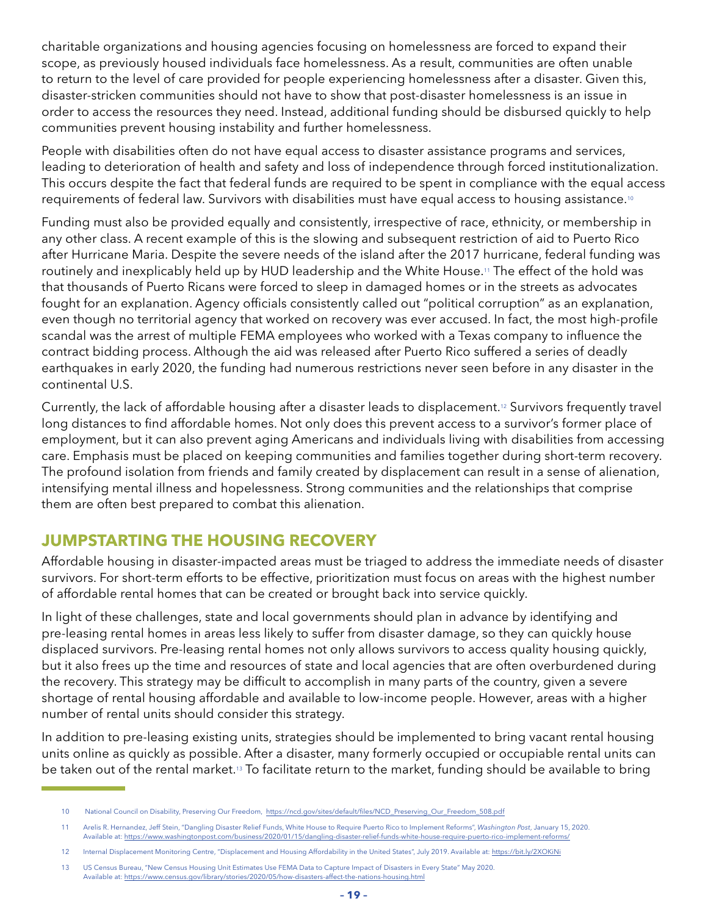charitable organizations and housing agencies focusing on homelessness are forced to expand their scope, as previously housed individuals face homelessness. As a result, communities are often unable to return to the level of care provided for people experiencing homelessness after a disaster. Given this, disaster-stricken communities should not have to show that post-disaster homelessness is an issue in order to access the resources they need. Instead, additional funding should be disbursed quickly to help communities prevent housing instability and further homelessness.

People with disabilities often do not have equal access to disaster assistance programs and services, leading to deterioration of health and safety and loss of independence through forced institutionalization. This occurs despite the fact that federal funds are required to be spent in compliance with the equal access requirements of federal law. Survivors with disabilities must have equal access to housing assistance.[10]

Funding must also be provided equally and consistently, irrespective of race, ethnicity, or membership in any other class. A recent example of this is the slowing and subsequent restriction of aid to Puerto Rico after Hurricane Maria. Despite the severe needs of the island after the 2017 hurricane, federal funding was routinely and inexplicably held up by HUD leadership and the White House.[11] The effect of the hold was that thousands of Puerto Ricans were forced to sleep in damaged homes or in the streets as advocates fought for an explanation. Agency officials consistently called out "political corruption" as an explanation, even though no territorial agency that worked on recovery was ever accused. In fact, the most high-profile scandal was the arrest of multiple FEMA employees who worked with a Texas company to influence the contract bidding process. Although the aid was released after Puerto Rico suffered a series of deadly earthquakes in early 2020, the funding had numerous restrictions never seen before in any disaster in the continental U.S.

Currently, the lack of affordable housing after a disaster leads to displacement.[12] Survivors frequently travel long distances to find affordable homes. Not only does this prevent access to a survivor's former place of employment, but it can also prevent aging Americans and individuals living with disabilities from accessing care. Emphasis must be placed on keeping communities and families together during short-term recovery. The profound isolation from friends and family created by displacement can result in a sense of alienation, intensifying mental illness and hopelessness. Strong communities and the relationships that comprise them are often best prepared to combat this alienation.

## JUMPSTARTING THE HOUSING RECOVERY

Affordable housing in disaster-impacted areas must be triaged to address the immediate needs of disaster survivors. For short-term efforts to be effective, prioritization must focus on areas with the highest number of affordable rental homes that can be created or brought back into service quickly.

In light of these challenges, state and local governments should plan in advance by identifying and pre-leasing rental homes in areas less likely to suffer from disaster damage, so they can quickly house displaced survivors. Pre-leasing rental homes not only allows survivors to access quality housing quickly, but it also frees up the time and resources of state and local agencies that are often overburdened during the recovery. This strategy may be difficult to accomplish in many parts of the country, given a severe shortage of rental housing affordable and available to low-income people. However, areas with a higher number of rental units should consider this strategy.

In addition to pre-leasing existing units, strategies should be implemented to bring vacant rental housing units online as quickly as possible. After a disaster, many formerly occupied or occupiable rental units can be taken out of the rental market.[13] To facilitate return to the market, funding should be available to bring

---

10 National Council on Disability, Preserving Our Freedom, https://ncd.gov/sites/default/files/NCD_Preserving_Our_Freedom_508.pdf

11 Arelis R. Hernandez, Jeff Stein, "Dangling Disaster Relief Funds, White House to Require Puerto Rico to Implement Reforms", *Washington Post*, January 15, 2020. Available at: https://www.washingtonpost.com/business/2020/01/15/dangling-disaster-relief-funds-white-house-require-puerto-rico-implement-reforms/

12 Internal Displacement Monitoring Centre, "Displacement and Housing Affordability in the United States", July 2019. Available at: https://bit.ly/2XOKiNi

13 US Census Bureau, "New Census Housing Unit Estimates Use FEMA Data to Capture Impact of Disasters in Every State" May 2020. Available at: https://www.census.gov/library/stories/2020/05/how-disasters-affect-the-nations-housing.html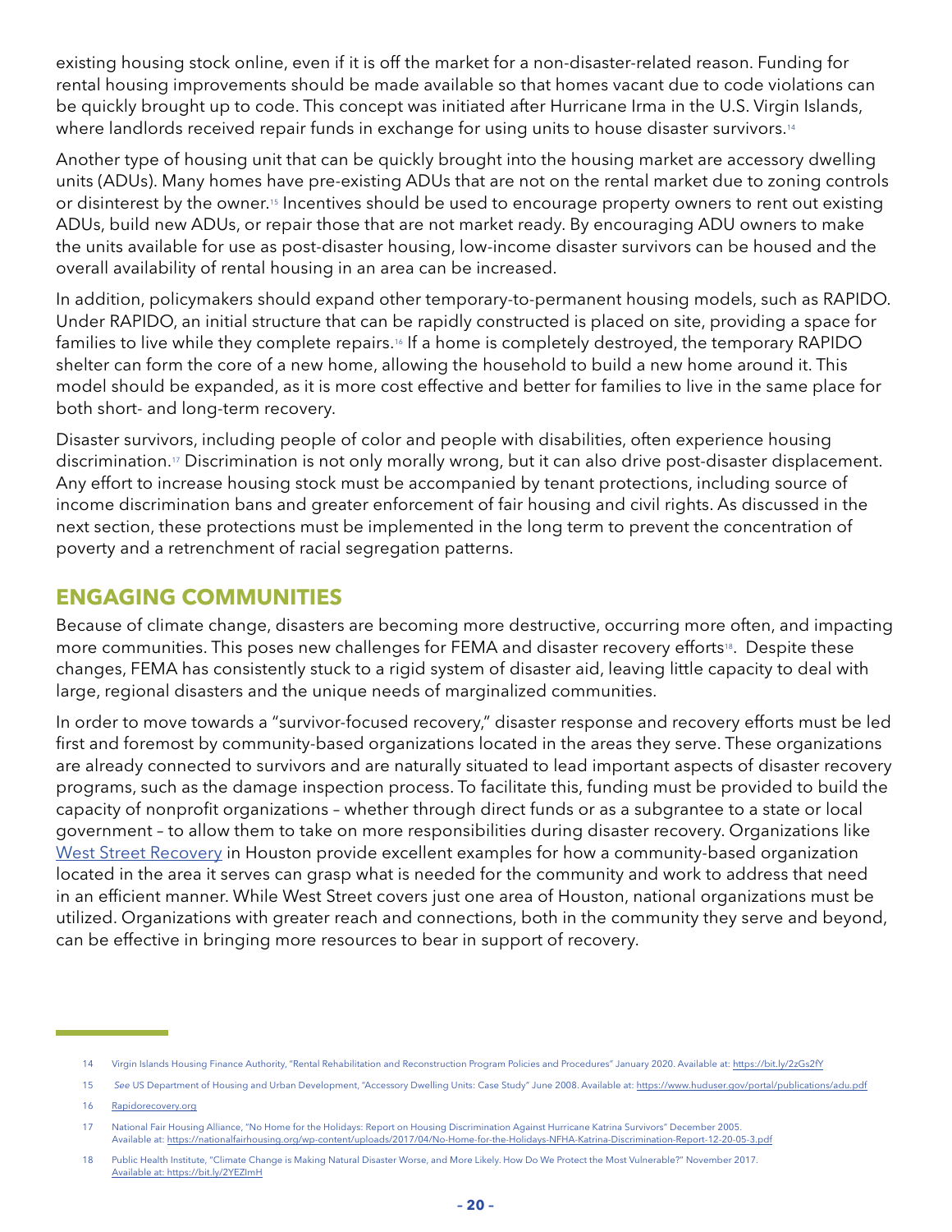existing housing stock online, even if it is off the market for a non-disaster-related reason. Funding for rental housing improvements should be made available so that homes vacant due to code violations can be quickly brought up to code. This concept was initiated after Hurricane Irma in the U.S. Virgin Islands, where landlords received repair funds in exchange for using units to house disaster survivors.[14]

Another type of housing unit that can be quickly brought into the housing market are accessory dwelling units (ADUs). Many homes have pre-existing ADUs that are not on the rental market due to zoning controls or disinterest by the owner.[15] Incentives should be used to encourage property owners to rent out existing ADUs, build new ADUs, or repair those that are not market ready. By encouraging ADU owners to make the units available for use as post-disaster housing, low-income disaster survivors can be housed and the overall availability of rental housing in an area can be increased.

In addition, policymakers should expand other temporary-to-permanent housing models, such as RAPIDO. Under RAPIDO, an initial structure that can be rapidly constructed is placed on site, providing a space for families to live while they complete repairs.[16] If a home is completely destroyed, the temporary RAPIDO shelter can form the core of a new home, allowing the household to build a new home around it. This model should be expanded, as it is more cost effective and better for families to live in the same place for both short- and long-term recovery.

Disaster survivors, including people of color and people with disabilities, often experience housing discrimination.[17] Discrimination is not only morally wrong, but it can also drive post-disaster displacement. Any effort to increase housing stock must be accompanied by tenant protections, including source of income discrimination bans and greater enforcement of fair housing and civil rights. As discussed in the next section, these protections must be implemented in the long term to prevent the concentration of poverty and a retrenchment of racial segregation patterns.

## ENGAGING COMMUNITIES

Because of climate change, disasters are becoming more destructive, occurring more often, and impacting more communities. This poses new challenges for FEMA and disaster recovery efforts[18]. Despite these changes, FEMA has consistently stuck to a rigid system of disaster aid, leaving little capacity to deal with large, regional disasters and the unique needs of marginalized communities.

In order to move towards a "survivor-focused recovery," disaster response and recovery efforts must be led first and foremost by community-based organizations located in the areas they serve. These organizations are already connected to survivors and are naturally situated to lead important aspects of disaster recovery programs, such as the damage inspection process. To facilitate this, funding must be provided to build the capacity of nonprofit organizations – whether through direct funds or as a subgrantee to a state or local government – to allow them to take on more responsibilities during disaster recovery. Organizations like West Street Recovery in Houston provide excellent examples for how a community-based organization located in the area it serves can grasp what is needed for the community and work to address that need in an efficient manner. While West Street covers just one area of Houston, national organizations must be utilized. Organizations with greater reach and connections, both in the community they serve and beyond, can be effective in bringing more resources to bear in support of recovery.

---

14 Virgin Islands Housing Finance Authority, "Rental Rehabilitation and Reconstruction Program Policies and Procedures" January 2020. Available at: https://bit.ly/2zGs2fY

15 *See* US Department of Housing and Urban Development, "Accessory Dwelling Units: Case Study" June 2008. Available at: https://www.huduser.gov/portal/publications/adu.pdf

16 Rapidorecovery.org

17 National Fair Housing Alliance, "No Home for the Holidays: Report on Housing Discrimination Against Hurricane Katrina Survivors" December 2005. Available at: https://nationalfairhousing.org/wp-content/uploads/2017/04/No-Home-for-the-Holidays-NFHA-Katrina-Discrimination-Report-12-20-05-3.pdf

18 Public Health Institute, "Climate Change is Making Natural Disaster Worse, and More Likely. How Do We Protect the Most Vulnerable?" November 2017. Available at: https://bit.ly/2YEZlmH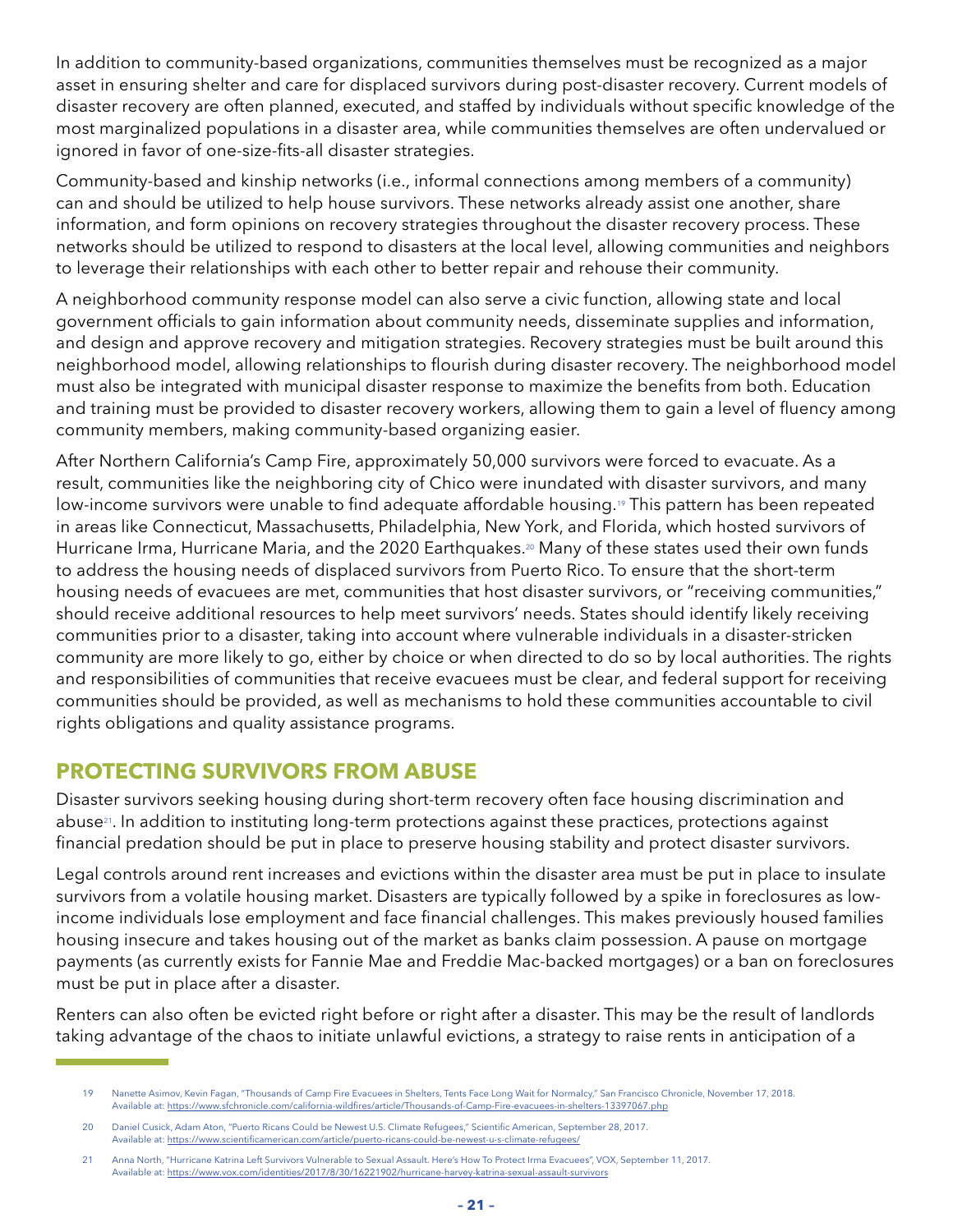In addition to community-based organizations, communities themselves must be recognized as a major asset in ensuring shelter and care for displaced survivors during post-disaster recovery. Current models of disaster recovery are often planned, executed, and staffed by individuals without specific knowledge of the most marginalized populations in a disaster area, while communities themselves are often undervalued or ignored in favor of one-size-fits-all disaster strategies.

Community-based and kinship networks (i.e., informal connections among members of a community) can and should be utilized to help house survivors. These networks already assist one another, share information, and form opinions on recovery strategies throughout the disaster recovery process. These networks should be utilized to respond to disasters at the local level, allowing communities and neighbors to leverage their relationships with each other to better repair and rehouse their community.

A neighborhood community response model can also serve a civic function, allowing state and local government officials to gain information about community needs, disseminate supplies and information, and design and approve recovery and mitigation strategies. Recovery strategies must be built around this neighborhood model, allowing relationships to flourish during disaster recovery. The neighborhood model must also be integrated with municipal disaster response to maximize the benefits from both. Education and training must be provided to disaster recovery workers, allowing them to gain a level of fluency among community members, making community-based organizing easier.

After Northern California's Camp Fire, approximately 50,000 survivors were forced to evacuate. As a result, communities like the neighboring city of Chico were inundated with disaster survivors, and many low-income survivors were unable to find adequate affordable housing.[19] This pattern has been repeated in areas like Connecticut, Massachusetts, Philadelphia, New York, and Florida, which hosted survivors of Hurricane Irma, Hurricane Maria, and the 2020 Earthquakes.[20] Many of these states used their own funds to address the housing needs of displaced survivors from Puerto Rico. To ensure that the short-term housing needs of evacuees are met, communities that host disaster survivors, or "receiving communities," should receive additional resources to help meet survivors' needs. States should identify likely receiving communities prior to a disaster, taking into account where vulnerable individuals in a disaster-stricken community are more likely to go, either by choice or when directed to do so by local authorities. The rights and responsibilities of communities that receive evacuees must be clear, and federal support for receiving communities should be provided, as well as mechanisms to hold these communities accountable to civil rights obligations and quality assistance programs.

## PROTECTING SURVIVORS FROM ABUSE

Disaster survivors seeking housing during short-term recovery often face housing discrimination and abuse[21]. In addition to instituting long-term protections against these practices, protections against financial predation should be put in place to preserve housing stability and protect disaster survivors.

Legal controls around rent increases and evictions within the disaster area must be put in place to insulate survivors from a volatile housing market. Disasters are typically followed by a spike in foreclosures as low-income individuals lose employment and face financial challenges. This makes previously housed families housing insecure and takes housing out of the market as banks claim possession. A pause on mortgage payments (as currently exists for Fannie Mae and Freddie Mac-backed mortgages) or a ban on foreclosures must be put in place after a disaster.

Renters can also often be evicted right before or right after a disaster. This may be the result of landlords taking advantage of the chaos to initiate unlawful evictions, a strategy to raise rents in anticipation of a

19 Nanette Asimov, Kevin Fagan, "Thousands of Camp Fire Evacuees in Shelters, Tents Face Long Wait for Normalcy," San Francisco Chronicle, November 17, 2018. Available at: https://www.sfchronicle.com/california-wildfires/article/Thousands-of-Camp-Fire-evacuees-in-shelters-13397067.php

20 Daniel Cusick, Adam Aton, "Puerto Ricans Could be Newest U.S. Climate Refugees," Scientific American, September 28, 2017. Available at: https://www.scientificamerican.com/article/puerto-ricans-could-be-newest-u-s-climate-refugees/

21 Anna North, "Hurricane Katrina Left Survivors Vulnerable to Sexual Assault. Here's How To Protect Irma Evacuees", VOX, September 11, 2017. Available at: https://www.vox.com/identities/2017/8/30/16221902/hurricane-harvey-katrina-sexual-assault-survivors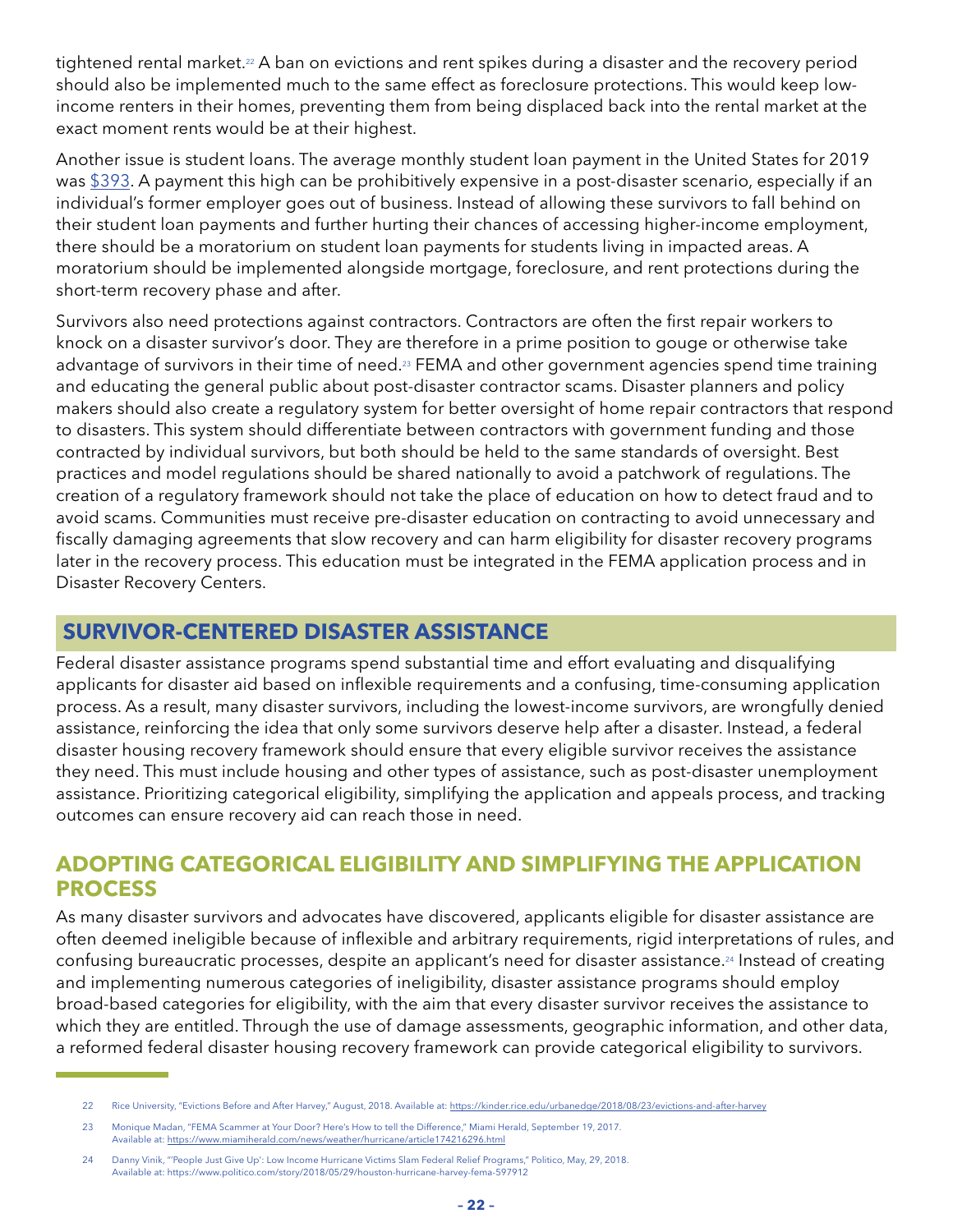tightened rental market.[22] A ban on evictions and rent spikes during a disaster and the recovery period should also be implemented much to the same effect as foreclosure protections. This would keep low-income renters in their homes, preventing them from being displaced back into the rental market at the exact moment rents would be at their highest.

Another issue is student loans. The average monthly student loan payment in the United States for 2019 was $393. A payment this high can be prohibitively expensive in a post-disaster scenario, especially if an individual's former employer goes out of business. Instead of allowing these survivors to fall behind on their student loan payments and further hurting their chances of accessing higher-income employment, there should be a moratorium on student loan payments for students living in impacted areas. A moratorium should be implemented alongside mortgage, foreclosure, and rent protections during the short-term recovery phase and after.

Survivors also need protections against contractors. Contractors are often the first repair workers to knock on a disaster survivor's door. They are therefore in a prime position to gouge or otherwise take advantage of survivors in their time of need.[23] FEMA and other government agencies spend time training and educating the general public about post-disaster contractor scams. Disaster planners and policy makers should also create a regulatory system for better oversight of home repair contractors that respond to disasters. This system should differentiate between contractors with government funding and those contracted by individual survivors, but both should be held to the same standards of oversight. Best practices and model regulations should be shared nationally to avoid a patchwork of regulations. The creation of a regulatory framework should not take the place of education on how to detect fraud and to avoid scams. Communities must receive pre-disaster education on contracting to avoid unnecessary and fiscally damaging agreements that slow recovery and can harm eligibility for disaster recovery programs later in the recovery process. This education must be integrated in the FEMA application process and in Disaster Recovery Centers.

## SURVIVOR-CENTERED DISASTER ASSISTANCE

Federal disaster assistance programs spend substantial time and effort evaluating and disqualifying applicants for disaster aid based on inflexible requirements and a confusing, time-consuming application process. As a result, many disaster survivors, including the lowest-income survivors, are wrongfully denied assistance, reinforcing the idea that only some survivors deserve help after a disaster. Instead, a federal disaster housing recovery framework should ensure that every eligible survivor receives the assistance they need. This must include housing and other types of assistance, such as post-disaster unemployment assistance. Prioritizing categorical eligibility, simplifying the application and appeals process, and tracking outcomes can ensure recovery aid can reach those in need.

### ADOPTING CATEGORICAL ELIGIBILITY AND SIMPLIFYING THE APPLICATION PROCESS

As many disaster survivors and advocates have discovered, applicants eligible for disaster assistance are often deemed ineligible because of inflexible and arbitrary requirements, rigid interpretations of rules, and confusing bureaucratic processes, despite an applicant's need for disaster assistance.[24] Instead of creating and implementing numerous categories of ineligibility, disaster assistance programs should employ broad-based categories for eligibility, with the aim that every disaster survivor receives the assistance to which they are entitled. Through the use of damage assessments, geographic information, and other data, a reformed federal disaster housing recovery framework can provide categorical eligibility to survivors.

---

22 Rice University, "Evictions Before and After Harvey," August, 2018. Available at: https://kinder.rice.edu/urbanedge/2018/08/23/evictions-and-after-harvey

23 Monique Madan, "FEMA Scammer at Your Door? Here's How to tell the Difference," Miami Herald, September 19, 2017. Available at: https://www.miamiherald.com/news/weather/hurricane/article174216296.html

24 Danny Vinik, "'People Just Give Up': Low Income Hurricane Victims Slam Federal Relief Programs," Politico, May, 29, 2018. Available at: https://www.politico.com/story/2018/05/29/houston-hurricane-harvey-fema-597912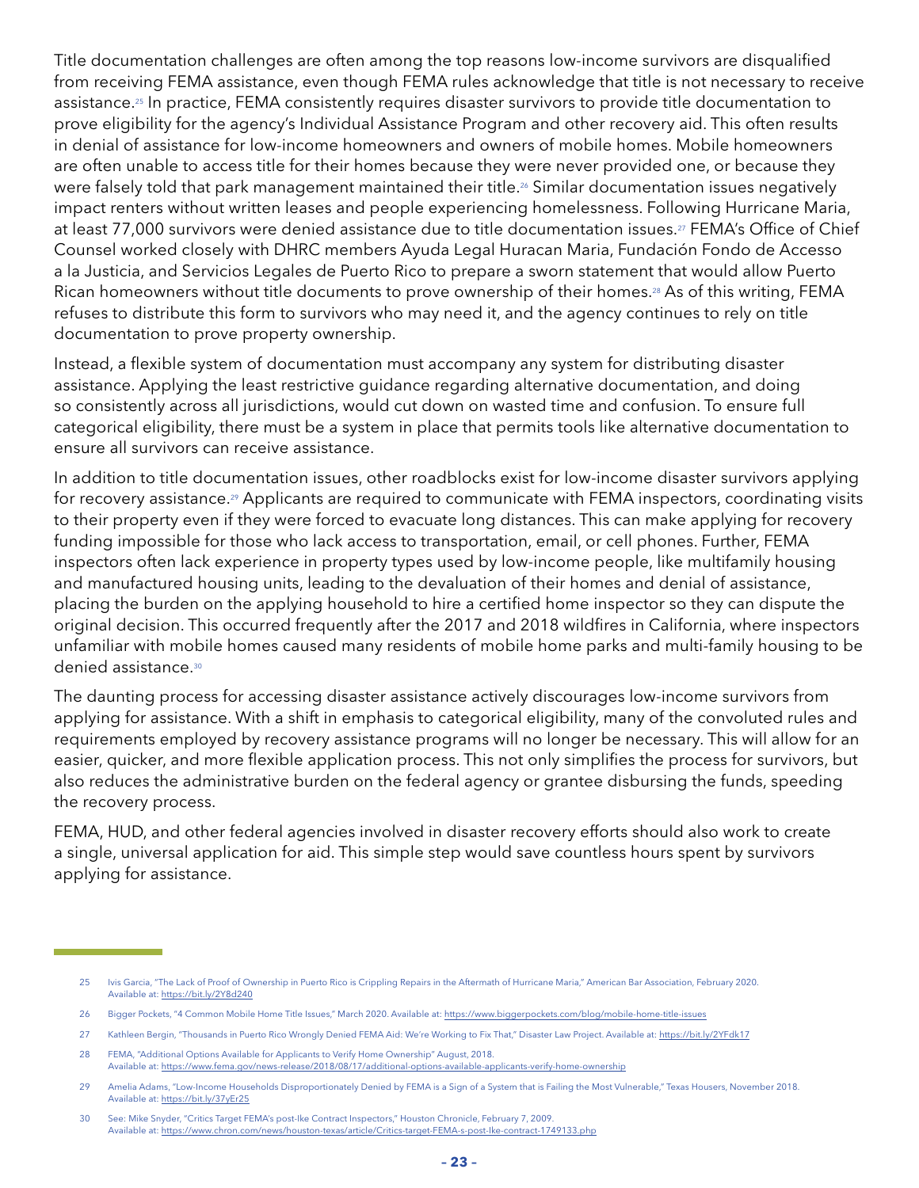Title documentation challenges are often among the top reasons low-income survivors are disqualified from receiving FEMA assistance, even though FEMA rules acknowledge that title is not necessary to receive assistance.[25] In practice, FEMA consistently requires disaster survivors to provide title documentation to prove eligibility for the agency's Individual Assistance Program and other recovery aid. This often results in denial of assistance for low-income homeowners and owners of mobile homes. Mobile homeowners are often unable to access title for their homes because they were never provided one, or because they were falsely told that park management maintained their title.[26] Similar documentation issues negatively impact renters without written leases and people experiencing homelessness. Following Hurricane Maria, at least 77,000 survivors were denied assistance due to title documentation issues.[27] FEMA's Office of Chief Counsel worked closely with DHRC members Ayuda Legal Huracan Maria, Fundación Fondo de Accesso a la Justicia, and Servicios Legales de Puerto Rico to prepare a sworn statement that would allow Puerto Rican homeowners without title documents to prove ownership of their homes.[28] As of this writing, FEMA refuses to distribute this form to survivors who may need it, and the agency continues to rely on title documentation to prove property ownership.

Instead, a flexible system of documentation must accompany any system for distributing disaster assistance. Applying the least restrictive guidance regarding alternative documentation, and doing so consistently across all jurisdictions, would cut down on wasted time and confusion. To ensure full categorical eligibility, there must be a system in place that permits tools like alternative documentation to ensure all survivors can receive assistance.

In addition to title documentation issues, other roadblocks exist for low-income disaster survivors applying for recovery assistance.[29] Applicants are required to communicate with FEMA inspectors, coordinating visits to their property even if they were forced to evacuate long distances. This can make applying for recovery funding impossible for those who lack access to transportation, email, or cell phones. Further, FEMA inspectors often lack experience in property types used by low-income people, like multifamily housing and manufactured housing units, leading to the devaluation of their homes and denial of assistance, placing the burden on the applying household to hire a certified home inspector so they can dispute the original decision. This occurred frequently after the 2017 and 2018 wildfires in California, where inspectors unfamiliar with mobile homes caused many residents of mobile home parks and multi-family housing to be denied assistance.[30]

The daunting process for accessing disaster assistance actively discourages low-income survivors from applying for assistance. With a shift in emphasis to categorical eligibility, many of the convoluted rules and requirements employed by recovery assistance programs will no longer be necessary. This will allow for an easier, quicker, and more flexible application process. This not only simplifies the process for survivors, but also reduces the administrative burden on the federal agency or grantee disbursing the funds, speeding the recovery process.

FEMA, HUD, and other federal agencies involved in disaster recovery efforts should also work to create a single, universal application for aid. This simple step would save countless hours spent by survivors applying for assistance.

---

25 Ivis Garcia, "The Lack of Proof of Ownership in Puerto Rico is Crippling Repairs in the Aftermath of Hurricane Maria," American Bar Association, February 2020. Available at: https://bit.ly/2Y8d240

26 Bigger Pockets, "4 Common Mobile Home Title Issues," March 2020. Available at: https://www.biggerpockets.com/blog/mobile-home-title-issues

27 Kathleen Bergin, "Thousands in Puerto Rico Wrongly Denied FEMA Aid: We're Working to Fix That," Disaster Law Project. Available at: https://bit.ly/2YFdk17

28 FEMA, "Additional Options Available for Applicants to Verify Home Ownership" August, 2018. Available at: https://www.fema.gov/news-release/2018/08/17/additional-options-available-applicants-verify-home-ownership

29 Amelia Adams, "Low-Income Households Disproportionately Denied by FEMA is a Sign of a System that is Failing the Most Vulnerable," Texas Housers, November 2018. Available at: https://bit.ly/37yEr25

30 See: Mike Snyder, "Critics Target FEMA's post-Ike Contract Inspectors," Houston Chronicle, February 7, 2009. Available at: https://www.chron.com/news/houston-texas/article/Critics-target-FEMA-s-post-Ike-contract-1749133.php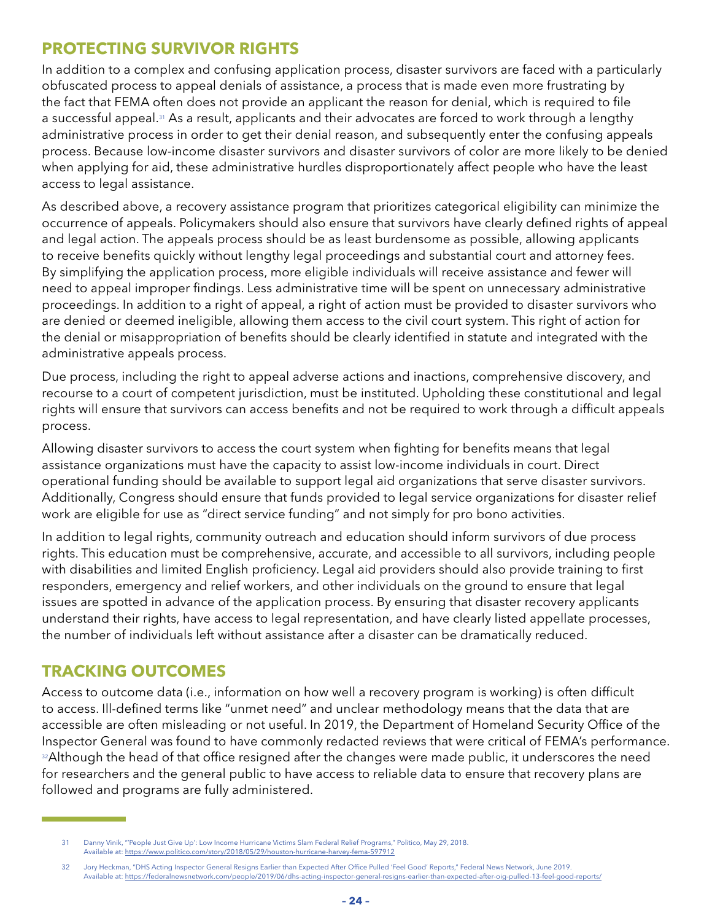## PROTECTING SURVIVOR RIGHTS

In addition to a complex and confusing application process, disaster survivors are faced with a particularly obfuscated process to appeal denials of assistance, a process that is made even more frustrating by the fact that FEMA often does not provide an applicant the reason for denial, which is required to file a successful appeal.[31] As a result, applicants and their advocates are forced to work through a lengthy administrative process in order to get their denial reason, and subsequently enter the confusing appeals process. Because low-income disaster survivors and disaster survivors of color are more likely to be denied when applying for aid, these administrative hurdles disproportionately affect people who have the least access to legal assistance.

As described above, a recovery assistance program that prioritizes categorical eligibility can minimize the occurrence of appeals. Policymakers should also ensure that survivors have clearly defined rights of appeal and legal action. The appeals process should be as least burdensome as possible, allowing applicants to receive benefits quickly without lengthy legal proceedings and substantial court and attorney fees. By simplifying the application process, more eligible individuals will receive assistance and fewer will need to appeal improper findings. Less administrative time will be spent on unnecessary administrative proceedings. In addition to a right of appeal, a right of action must be provided to disaster survivors who are denied or deemed ineligible, allowing them access to the civil court system. This right of action for the denial or misappropriation of benefits should be clearly identified in statute and integrated with the administrative appeals process.

Due process, including the right to appeal adverse actions and inactions, comprehensive discovery, and recourse to a court of competent jurisdiction, must be instituted. Upholding these constitutional and legal rights will ensure that survivors can access benefits and not be required to work through a difficult appeals process.

Allowing disaster survivors to access the court system when fighting for benefits means that legal assistance organizations must have the capacity to assist low-income individuals in court. Direct operational funding should be available to support legal aid organizations that serve disaster survivors. Additionally, Congress should ensure that funds provided to legal service organizations for disaster relief work are eligible for use as "direct service funding" and not simply for pro bono activities.

In addition to legal rights, community outreach and education should inform survivors of due process rights. This education must be comprehensive, accurate, and accessible to all survivors, including people with disabilities and limited English proficiency. Legal aid providers should also provide training to first responders, emergency and relief workers, and other individuals on the ground to ensure that legal issues are spotted in advance of the application process. By ensuring that disaster recovery applicants understand their rights, have access to legal representation, and have clearly listed appellate processes, the number of individuals left without assistance after a disaster can be dramatically reduced.

## TRACKING OUTCOMES

Access to outcome data (i.e., information on how well a recovery program is working) is often difficult to access. Ill-defined terms like "unmet need" and unclear methodology means that the data that are accessible are often misleading or not useful. In 2019, the Department of Homeland Security Office of the Inspector General was found to have commonly redacted reviews that were critical of FEMA's performance.[32]Although the head of that office resigned after the changes were made public, it underscores the need for researchers and the general public to have access to reliable data to ensure that recovery plans are followed and programs are fully administered.

---

31 Danny Vinik, "'People Just Give Up': Low Income Hurricane Victims Slam Federal Relief Programs," Politico, May 29, 2018. Available at: https://www.politico.com/story/2018/05/29/houston-hurricane-harvey-fema-597912

32 Jory Heckman, "DHS Acting Inspector General Resigns Earlier than Expected After Office Pulled 'Feel Good' Reports," Federal News Network, June 2019. Available at: https://federalnewsnetwork.com/people/2019/06/dhs-acting-inspector-general-resigns-earlier-than-expected-after-oig-pulled-13-feel-good-reports/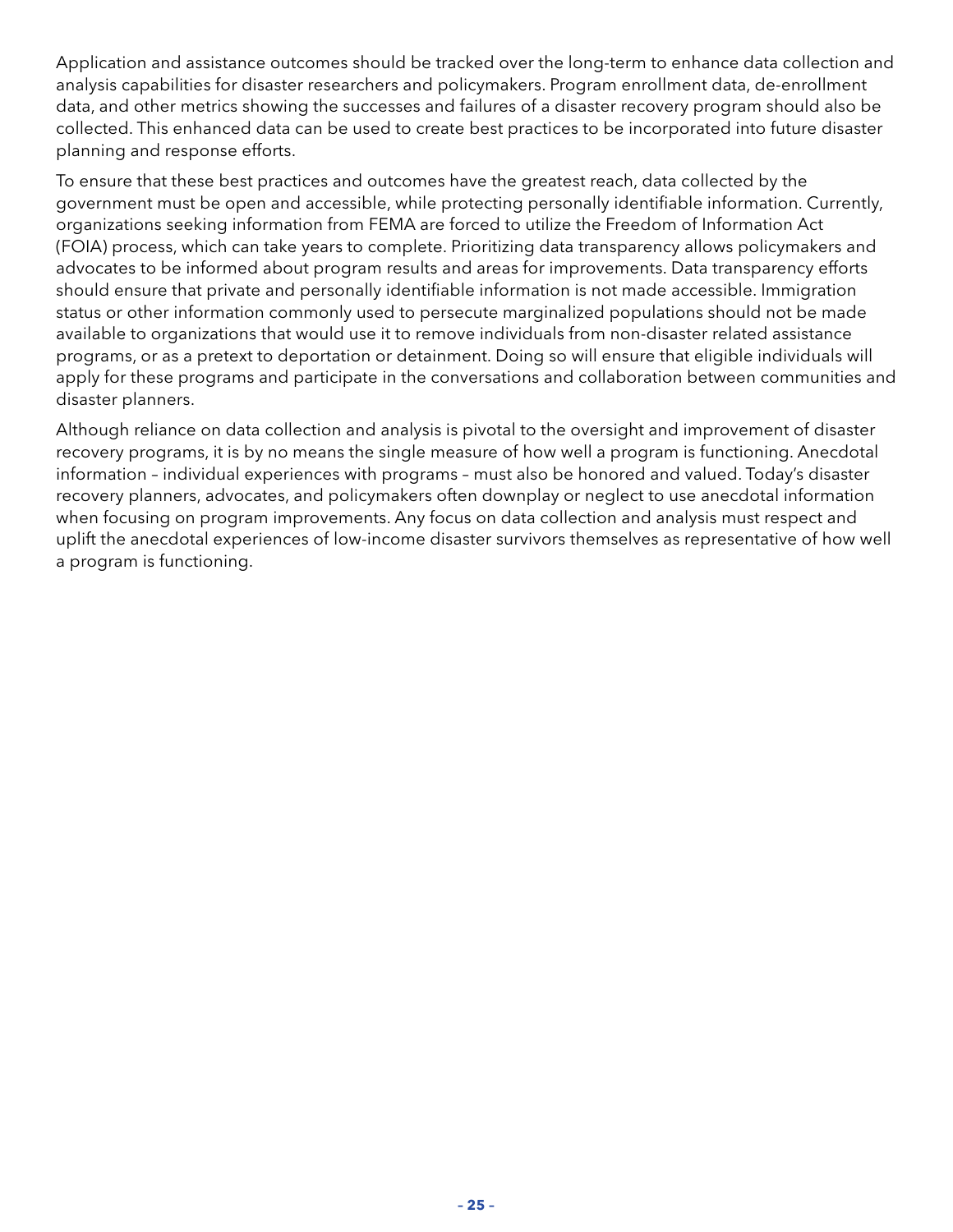Application and assistance outcomes should be tracked over the long-term to enhance data collection and analysis capabilities for disaster researchers and policymakers. Program enrollment data, de-enrollment data, and other metrics showing the successes and failures of a disaster recovery program should also be collected. This enhanced data can be used to create best practices to be incorporated into future disaster planning and response efforts.

To ensure that these best practices and outcomes have the greatest reach, data collected by the government must be open and accessible, while protecting personally identifiable information. Currently, organizations seeking information from FEMA are forced to utilize the Freedom of Information Act (FOIA) process, which can take years to complete. Prioritizing data transparency allows policymakers and advocates to be informed about program results and areas for improvements. Data transparency efforts should ensure that private and personally identifiable information is not made accessible. Immigration status or other information commonly used to persecute marginalized populations should not be made available to organizations that would use it to remove individuals from non-disaster related assistance programs, or as a pretext to deportation or detainment. Doing so will ensure that eligible individuals will apply for these programs and participate in the conversations and collaboration between communities and disaster planners.

Although reliance on data collection and analysis is pivotal to the oversight and improvement of disaster recovery programs, it is by no means the single measure of how well a program is functioning. Anecdotal information – individual experiences with programs – must also be honored and valued. Today's disaster recovery planners, advocates, and policymakers often downplay or neglect to use anecdotal information when focusing on program improvements. Any focus on data collection and analysis must respect and uplift the anecdotal experiences of low-income disaster survivors themselves as representative of how well a program is functioning.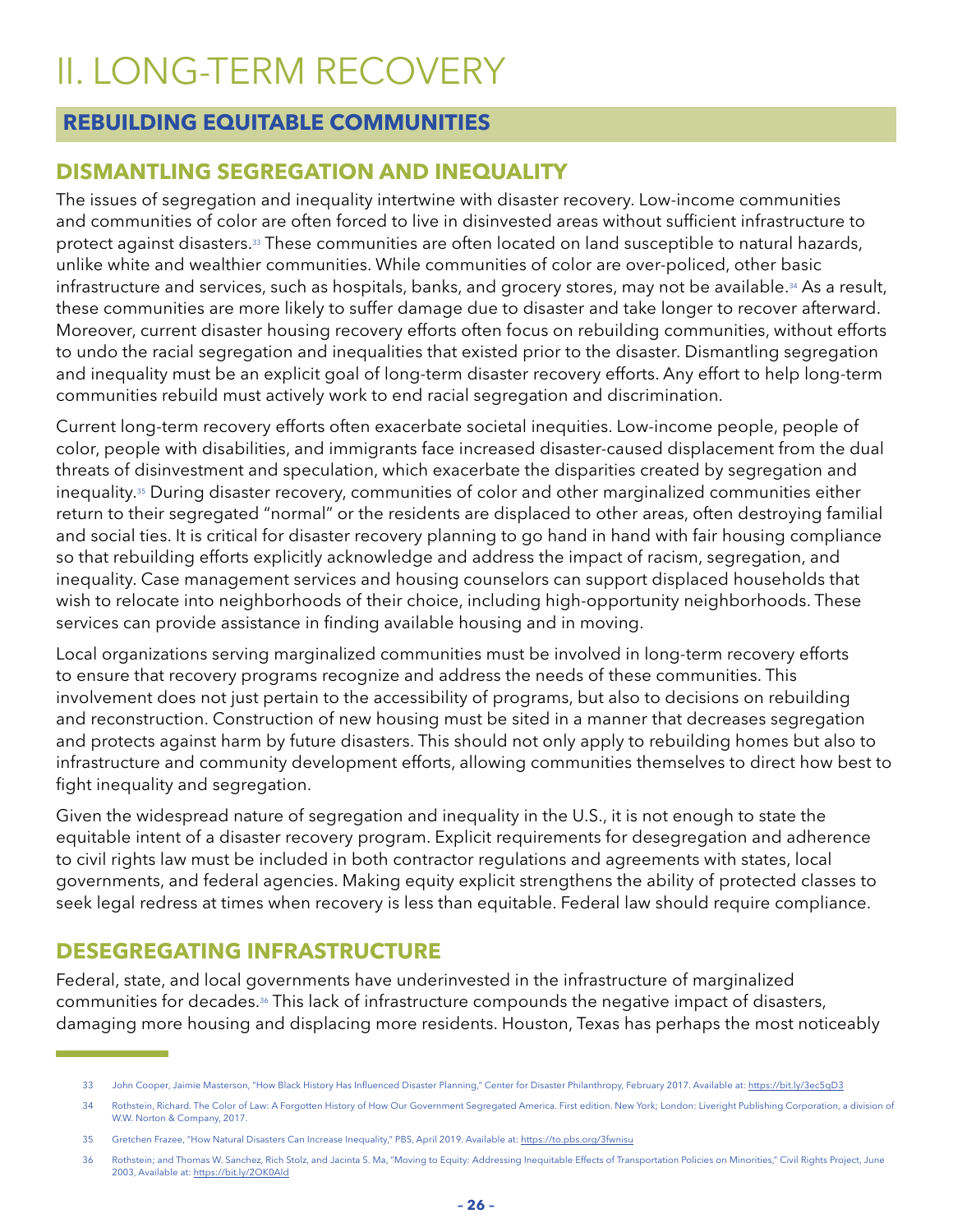# II. LONG-TERM RECOVERY

## REBUILDING EQUITABLE COMMUNITIES

### DISMANTLING SEGREGATION AND INEQUALITY

The issues of segregation and inequality intertwine with disaster recovery. Low-income communities and communities of color are often forced to live in disinvested areas without sufficient infrastructure to protect against disasters.[33] These communities are often located on land susceptible to natural hazards, unlike white and wealthier communities. While communities of color are over-policed, other basic infrastructure and services, such as hospitals, banks, and grocery stores, may not be available.[34] As a result, these communities are more likely to suffer damage due to disaster and take longer to recover afterward. Moreover, current disaster housing recovery efforts often focus on rebuilding communities, without efforts to undo the racial segregation and inequalities that existed prior to the disaster. Dismantling segregation and inequality must be an explicit goal of long-term disaster recovery efforts. Any effort to help long-term communities rebuild must actively work to end racial segregation and discrimination.

Current long-term recovery efforts often exacerbate societal inequities. Low-income people, people of color, people with disabilities, and immigrants face increased disaster-caused displacement from the dual threats of disinvestment and speculation, which exacerbate the disparities created by segregation and inequality.[35] During disaster recovery, communities of color and other marginalized communities either return to their segregated "normal" or the residents are displaced to other areas, often destroying familial and social ties. It is critical for disaster recovery planning to go hand in hand with fair housing compliance so that rebuilding efforts explicitly acknowledge and address the impact of racism, segregation, and inequality. Case management services and housing counselors can support displaced households that wish to relocate into neighborhoods of their choice, including high-opportunity neighborhoods. These services can provide assistance in finding available housing and in moving.

Local organizations serving marginalized communities must be involved in long-term recovery efforts to ensure that recovery programs recognize and address the needs of these communities. This involvement does not just pertain to the accessibility of programs, but also to decisions on rebuilding and reconstruction. Construction of new housing must be sited in a manner that decreases segregation and protects against harm by future disasters. This should not only apply to rebuilding homes but also to infrastructure and community development efforts, allowing communities themselves to direct how best to fight inequality and segregation.

Given the widespread nature of segregation and inequality in the U.S., it is not enough to state the equitable intent of a disaster recovery program. Explicit requirements for desegregation and adherence to civil rights law must be included in both contractor regulations and agreements with states, local governments, and federal agencies. Making equity explicit strengthens the ability of protected classes to seek legal redress at times when recovery is less than equitable. Federal law should require compliance.

### DESEGREGATING INFRASTRUCTURE

Federal, state, and local governments have underinvested in the infrastructure of marginalized communities for decades.[36] This lack of infrastructure compounds the negative impact of disasters, damaging more housing and displacing more residents. Houston, Texas has perhaps the most noticeably

---

33 John Cooper, Jaimie Masterson, "How Black History Has Influenced Disaster Planning," Center for Disaster Philanthropy, February 2017. Available at: https://bit.ly/3ec5qD3

34 Rothstein, Richard. The Color of Law: A Forgotten History of How Our Government Segregated America. First edition. New York; London: Liveright Publishing Corporation, a division of W.W. Norton & Company, 2017.

35 Gretchen Frazee, "How Natural Disasters Can Increase Inequality," PBS, April 2019. Available at: https://to.pbs.org/3fwnisu

36 Rothstein; and Thomas W. Sanchez, Rich Stolz, and Jacinta S. Ma, "Moving to Equity: Addressing Inequitable Effects of Transportation Policies on Minorities," Civil Rights Project, June 2003, Available at: https://bit.ly/2OK0Ald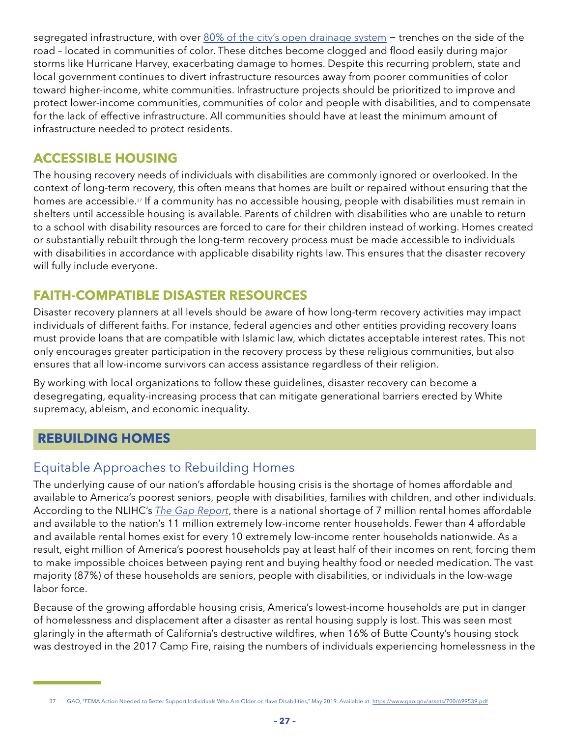segregated infrastructure, with over [80% of the city's open drainage system](#) — trenches on the side of the road – located in communities of color. These ditches become clogged and flood easily during major storms like Hurricane Harvey, exacerbating damage to homes. Despite this recurring problem, state and local government continues to divert infrastructure resources away from poorer communities of color toward higher-income, white communities. Infrastructure projects should be prioritized to improve and protect lower-income communities, communities of color and people with disabilities, and to compensate for the lack of effective infrastructure. All communities should have at least the minimum amount of infrastructure needed to protect residents.

### ACCESSIBLE HOUSING

The housing recovery needs of individuals with disabilities are commonly ignored or overlooked. In the context of long-term recovery, this often means that homes are built or repaired without ensuring that the homes are accessible.[37] If a community has no accessible housing, people with disabilities must remain in shelters until accessible housing is available. Parents of children with disabilities who are unable to return to a school with disability resources are forced to care for their children instead of working. Homes created or substantially rebuilt through the long-term recovery process must be made accessible to individuals with disabilities in accordance with applicable disability rights law. This ensures that the disaster recovery will fully include everyone.

### FAITH-COMPATIBLE DISASTER RESOURCES

Disaster recovery planners at all levels should be aware of how long-term recovery activities may impact individuals of different faiths. For instance, federal agencies and other entities providing recovery loans must provide loans that are compatible with Islamic law, which dictates acceptable interest rates. This not only encourages greater participation in the recovery process by these religious communities, but also ensures that all low-income survivors can access assistance regardless of their religion.

By working with local organizations to follow these guidelines, disaster recovery can become a desegregating, equality-increasing process that can mitigate generational barriers erected by White supremacy, ableism, and economic inequality.

## REBUILDING HOMES

### Equitable Approaches to Rebuilding Homes

The underlying cause of our nation's affordable housing crisis is the shortage of homes affordable and available to America's poorest seniors, people with disabilities, families with children, and other individuals. According to the NLIHC's *The Gap Report*, there is a national shortage of 7 million rental homes affordable and available to the nation's 11 million extremely low-income renter households. Fewer than 4 affordable and available rental homes exist for every 10 extremely low-income renter households nationwide. As a result, eight million of America's poorest households pay at least half of their incomes on rent, forcing them to make impossible choices between paying rent and buying healthy food or needed medication. The vast majority (87%) of these households are seniors, people with disabilities, or individuals in the low-wage labor force.

Because of the growing affordable housing crisis, America's lowest-income households are put in danger of homelessness and displacement after a disaster as rental housing supply is lost. This was seen most glaringly in the aftermath of California's destructive wildfires, when 16% of Butte County's housing stock was destroyed in the 2017 Camp Fire, raising the numbers of individuals experiencing homelessness in the

---

37 GAO, "FEMA Action Needed to Better Support Individuals Who Are Older or Have Disabilities," May 2019. Available at: https://www.gao.gov/assets/700/699539.pdf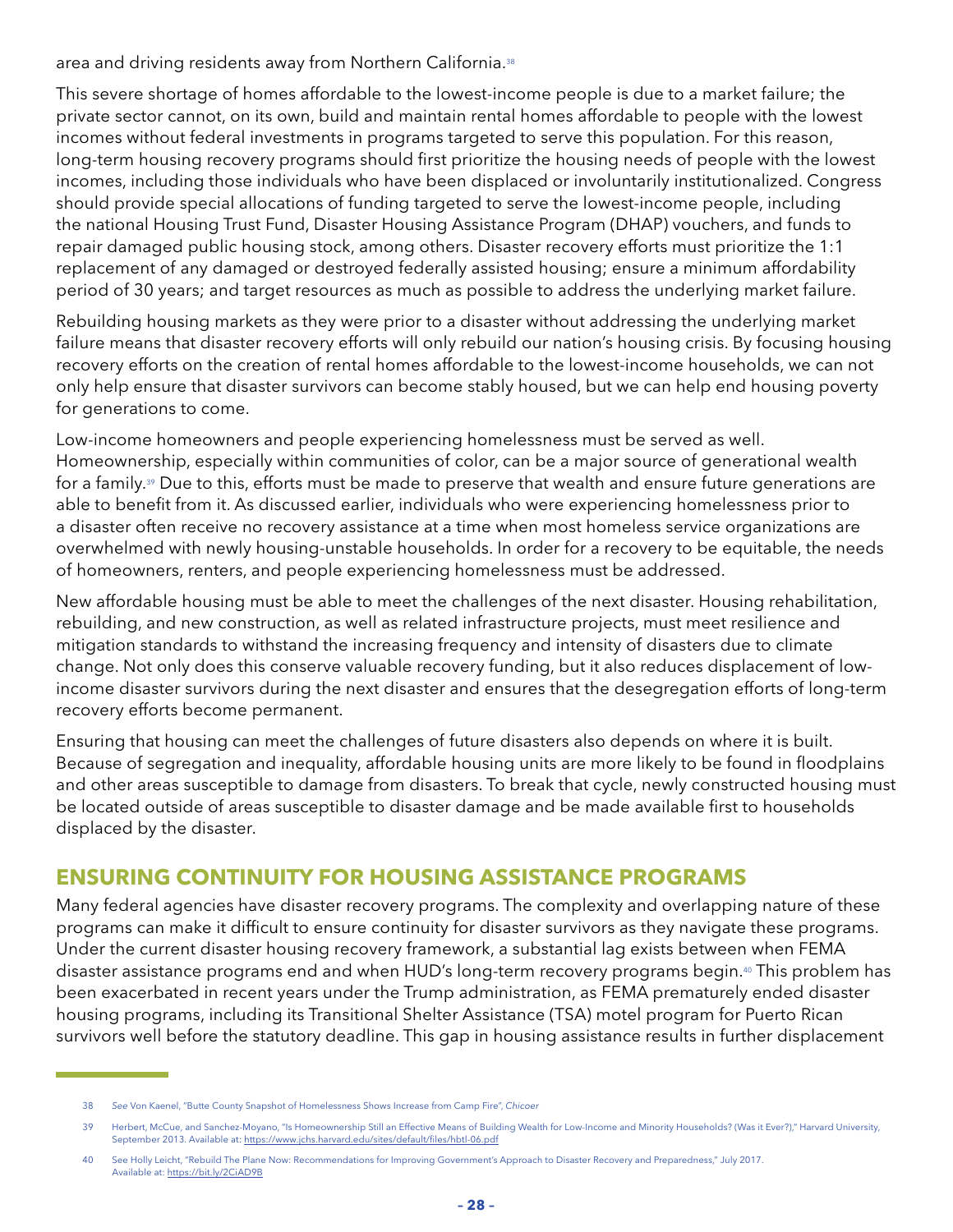area and driving residents away from Northern California.[38]

This severe shortage of homes affordable to the lowest-income people is due to a market failure; the private sector cannot, on its own, build and maintain rental homes affordable to people with the lowest incomes without federal investments in programs targeted to serve this population. For this reason, long-term housing recovery programs should first prioritize the housing needs of people with the lowest incomes, including those individuals who have been displaced or involuntarily institutionalized. Congress should provide special allocations of funding targeted to serve the lowest-income people, including the national Housing Trust Fund, Disaster Housing Assistance Program (DHAP) vouchers, and funds to repair damaged public housing stock, among others. Disaster recovery efforts must prioritize the 1:1 replacement of any damaged or destroyed federally assisted housing; ensure a minimum affordability period of 30 years; and target resources as much as possible to address the underlying market failure.

Rebuilding housing markets as they were prior to a disaster without addressing the underlying market failure means that disaster recovery efforts will only rebuild our nation's housing crisis. By focusing housing recovery efforts on the creation of rental homes affordable to the lowest-income households, we can not only help ensure that disaster survivors can become stably housed, but we can help end housing poverty for generations to come.

Low-income homeowners and people experiencing homelessness must be served as well. Homeownership, especially within communities of color, can be a major source of generational wealth for a family.[39] Due to this, efforts must be made to preserve that wealth and ensure future generations are able to benefit from it. As discussed earlier, individuals who were experiencing homelessness prior to a disaster often receive no recovery assistance at a time when most homeless service organizations are overwhelmed with newly housing-unstable households. In order for a recovery to be equitable, the needs of homeowners, renters, and people experiencing homelessness must be addressed.

New affordable housing must be able to meet the challenges of the next disaster. Housing rehabilitation, rebuilding, and new construction, as well as related infrastructure projects, must meet resilience and mitigation standards to withstand the increasing frequency and intensity of disasters due to climate change. Not only does this conserve valuable recovery funding, but it also reduces displacement of low-income disaster survivors during the next disaster and ensures that the desegregation efforts of long-term recovery efforts become permanent.

Ensuring that housing can meet the challenges of future disasters also depends on where it is built. Because of segregation and inequality, affordable housing units are more likely to be found in floodplains and other areas susceptible to damage from disasters. To break that cycle, newly constructed housing must be located outside of areas susceptible to disaster damage and be made available first to households displaced by the disaster.

## ENSURING CONTINUITY FOR HOUSING ASSISTANCE PROGRAMS

Many federal agencies have disaster recovery programs. The complexity and overlapping nature of these programs can make it difficult to ensure continuity for disaster survivors as they navigate these programs. Under the current disaster housing recovery framework, a substantial lag exists between when FEMA disaster assistance programs end and when HUD's long-term recovery programs begin.[40] This problem has been exacerbated in recent years under the Trump administration, as FEMA prematurely ended disaster housing programs, including its Transitional Shelter Assistance (TSA) motel program for Puerto Rican survivors well before the statutory deadline. This gap in housing assistance results in further displacement

---

38 *See* Von Kaenel, "Butte County Snapshot of Homelessness Shows Increase from Camp Fire", *Chicoer*

39 Herbert, McCue, and Sanchez-Moyano, "Is Homeownership Still an Effective Means of Building Wealth for Low-Income and Minority Households? (Was it Ever?)," Harvard University, September 2013. Available at: https://www.jchs.harvard.edu/sites/default/files/hbtl-06.pdf

40 See Holly Leicht, "Rebuild The Plane Now: Recommendations for Improving Government's Approach to Disaster Recovery and Preparedness," July 2017. Available at: https://bit.ly/2CiAD9B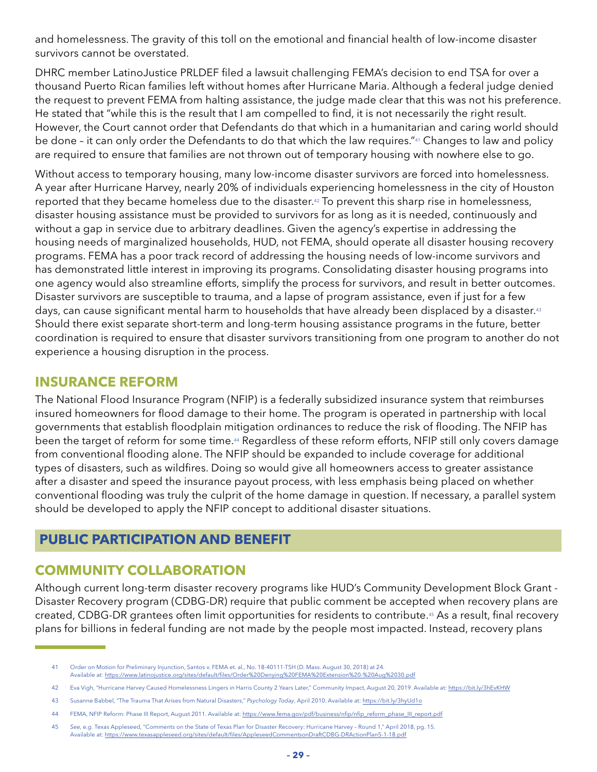and homelessness. The gravity of this toll on the emotional and financial health of low-income disaster survivors cannot be overstated.

DHRC member LatinoJustice PRLDEF filed a lawsuit challenging FEMA's decision to end TSA for over a thousand Puerto Rican families left without homes after Hurricane Maria. Although a federal judge denied the request to prevent FEMA from halting assistance, the judge made clear that this was not his preference. He stated that "while this is the result that I am compelled to find, it is not necessarily the right result. However, the Court cannot order that Defendants do that which in a humanitarian and caring world should be done – it can only order the Defendants to do that which the law requires."[41] Changes to law and policy are required to ensure that families are not thrown out of temporary housing with nowhere else to go.

Without access to temporary housing, many low-income disaster survivors are forced into homelessness. A year after Hurricane Harvey, nearly 20% of individuals experiencing homelessness in the city of Houston reported that they became homeless due to the disaster.[42] To prevent this sharp rise in homelessness, disaster housing assistance must be provided to survivors for as long as it is needed, continuously and without a gap in service due to arbitrary deadlines. Given the agency's expertise in addressing the housing needs of marginalized households, HUD, not FEMA, should operate all disaster housing recovery programs. FEMA has a poor track record of addressing the housing needs of low-income survivors and has demonstrated little interest in improving its programs. Consolidating disaster housing programs into one agency would also streamline efforts, simplify the process for survivors, and result in better outcomes. Disaster survivors are susceptible to trauma, and a lapse of program assistance, even if just for a few days, can cause significant mental harm to households that have already been displaced by a disaster.[43] Should there exist separate short-term and long-term housing assistance programs in the future, better coordination is required to ensure that disaster survivors transitioning from one program to another do not experience a housing disruption in the process.

## INSURANCE REFORM

The National Flood Insurance Program (NFIP) is a federally subsidized insurance system that reimburses insured homeowners for flood damage to their home. The program is operated in partnership with local governments that establish floodplain mitigation ordinances to reduce the risk of flooding. The NFIP has been the target of reform for some time.[44] Regardless of these reform efforts, NFIP still only covers damage from conventional flooding alone. The NFIP should be expanded to include coverage for additional types of disasters, such as wildfires. Doing so would give all homeowners access to greater assistance after a disaster and speed the insurance payout process, with less emphasis being placed on whether conventional flooding was truly the culprit of the home damage in question. If necessary, a parallel system should be developed to apply the NFIP concept to additional disaster situations.

# PUBLIC PARTICIPATION AND BENEFIT

## COMMUNITY COLLABORATION

Although current long-term disaster recovery programs like HUD's Community Development Block Grant - Disaster Recovery program (CDBG-DR) require that public comment be accepted when recovery plans are created, CDBG-DR grantees often limit opportunities for residents to contribute.[45] As a result, final recovery plans for billions in federal funding are not made by the people most impacted. Instead, recovery plans

---

41 Order on Motion for Preliminary Injunction, Santos v. FEMA et. al., No. 18-40111-TSH (D. Mass. August 30, 2018) at 24. Available at: https://www.latinojustice.org/sites/default/files/Order%20Denying%20FEMA%20Extension%20-%20Aug%2030.pdf

42 Eva Vigh, "Hurricane Harvey Caused Homelessness Lingers in Harris County 2 Years Later," Community Impact, August 20, 2019. Available at: https://bit.ly/3hEvKHW

43 Susanne Babbel, "The Trauma That Arises from Natural Disasters," *Psychology Today*, April 2010. Available at: https://bit.ly/3hyUd1o

44 FEMA, NFIP Reform: Phase III Report, August 2011. Available at: https://www.fema.gov/pdf/business/nfip/nfip_reform_phase_III_report.pdf

45 *See, e.g.* Texas Appleseed, "Comments on the State of Texas Plan for Disaster Recovery: Hurricane Harvey – Round 1," April 2018, pg. 15. Available at: https://www.texasappleseed.org/sites/default/files/AppleseedCommentsonDraftCDBG-DRActionPlan5-1-18.pdf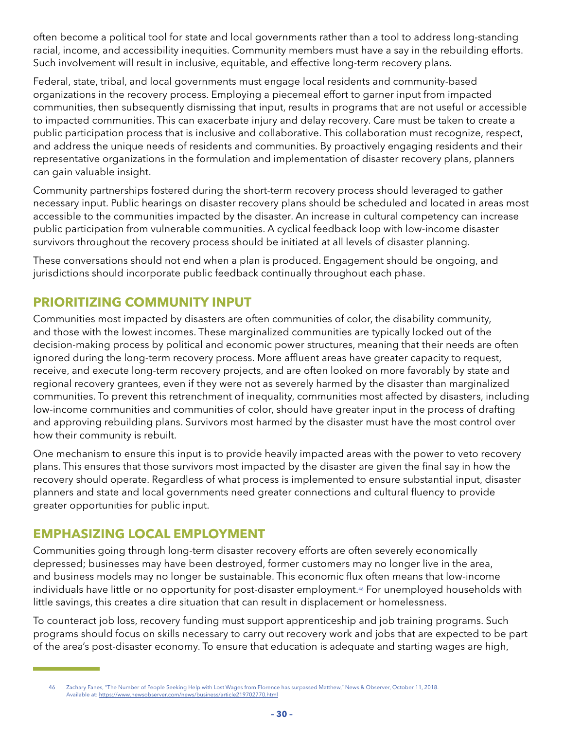often become a political tool for state and local governments rather than a tool to address long-standing racial, income, and accessibility inequities. Community members must have a say in the rebuilding efforts. Such involvement will result in inclusive, equitable, and effective long-term recovery plans.

Federal, state, tribal, and local governments must engage local residents and community-based organizations in the recovery process. Employing a piecemeal effort to garner input from impacted communities, then subsequently dismissing that input, results in programs that are not useful or accessible to impacted communities. This can exacerbate injury and delay recovery. Care must be taken to create a public participation process that is inclusive and collaborative. This collaboration must recognize, respect, and address the unique needs of residents and communities. By proactively engaging residents and their representative organizations in the formulation and implementation of disaster recovery plans, planners can gain valuable insight.

Community partnerships fostered during the short-term recovery process should leveraged to gather necessary input. Public hearings on disaster recovery plans should be scheduled and located in areas most accessible to the communities impacted by the disaster. An increase in cultural competency can increase public participation from vulnerable communities. A cyclical feedback loop with low-income disaster survivors throughout the recovery process should be initiated at all levels of disaster planning.

These conversations should not end when a plan is produced. Engagement should be ongoing, and jurisdictions should incorporate public feedback continually throughout each phase.

## PRIORITIZING COMMUNITY INPUT

Communities most impacted by disasters are often communities of color, the disability community, and those with the lowest incomes. These marginalized communities are typically locked out of the decision-making process by political and economic power structures, meaning that their needs are often ignored during the long-term recovery process. More affluent areas have greater capacity to request, receive, and execute long-term recovery projects, and are often looked on more favorably by state and regional recovery grantees, even if they were not as severely harmed by the disaster than marginalized communities. To prevent this retrenchment of inequality, communities most affected by disasters, including low-income communities and communities of color, should have greater input in the process of drafting and approving rebuilding plans. Survivors most harmed by the disaster must have the most control over how their community is rebuilt.

One mechanism to ensure this input is to provide heavily impacted areas with the power to veto recovery plans. This ensures that those survivors most impacted by the disaster are given the final say in how the recovery should operate. Regardless of what process is implemented to ensure substantial input, disaster planners and state and local governments need greater connections and cultural fluency to provide greater opportunities for public input.

## EMPHASIZING LOCAL EMPLOYMENT

Communities going through long-term disaster recovery efforts are often severely economically depressed; businesses may have been destroyed, former customers may no longer live in the area, and business models may no longer be sustainable. This economic flux often means that low-income individuals have little or no opportunity for post-disaster employment.[46] For unemployed households with little savings, this creates a dire situation that can result in displacement or homelessness.

To counteract job loss, recovery funding must support apprenticeship and job training programs. Such programs should focus on skills necessary to carry out recovery work and jobs that are expected to be part of the area's post-disaster economy. To ensure that education is adequate and starting wages are high,

---

46 Zachary Fanes, "The Number of People Seeking Help with Lost Wages from Florence has surpassed Matthew," News & Observer, October 11, 2018. Available at: https://www.newsobserver.com/news/business/article219702770.html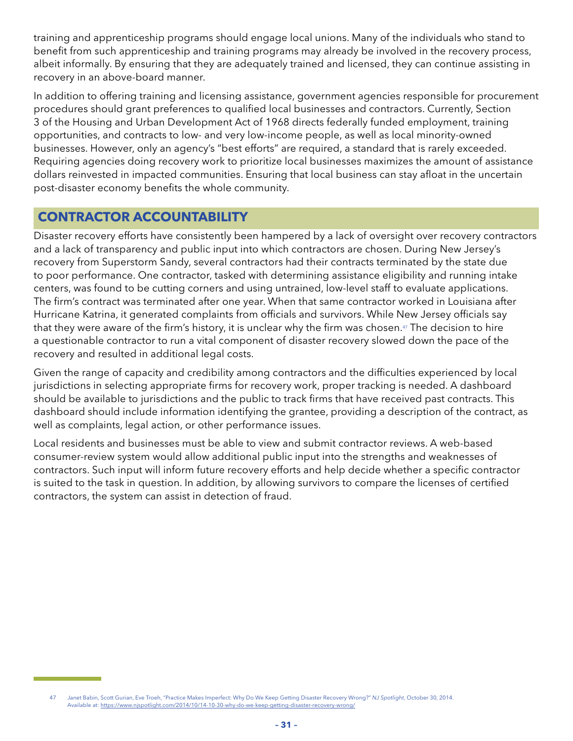training and apprenticeship programs should engage local unions. Many of the individuals who stand to benefit from such apprenticeship and training programs may already be involved in the recovery process, albeit informally. By ensuring that they are adequately trained and licensed, they can continue assisting in recovery in an above-board manner.

In addition to offering training and licensing assistance, government agencies responsible for procurement procedures should grant preferences to qualified local businesses and contractors. Currently, Section 3 of the Housing and Urban Development Act of 1968 directs federally funded employment, training opportunities, and contracts to low- and very low-income people, as well as local minority-owned businesses. However, only an agency's "best efforts" are required, a standard that is rarely exceeded. Requiring agencies doing recovery work to prioritize local businesses maximizes the amount of assistance dollars reinvested in impacted communities. Ensuring that local business can stay afloat in the uncertain post-disaster economy benefits the whole community.

## CONTRACTOR ACCOUNTABILITY

Disaster recovery efforts have consistently been hampered by a lack of oversight over recovery contractors and a lack of transparency and public input into which contractors are chosen. During New Jersey's recovery from Superstorm Sandy, several contractors had their contracts terminated by the state due to poor performance. One contractor, tasked with determining assistance eligibility and running intake centers, was found to be cutting corners and using untrained, low-level staff to evaluate applications. The firm's contract was terminated after one year. When that same contractor worked in Louisiana after Hurricane Katrina, it generated complaints from officials and survivors. While New Jersey officials say that they were aware of the firm's history, it is unclear why the firm was chosen.[47] The decision to hire a questionable contractor to run a vital component of disaster recovery slowed down the pace of the recovery and resulted in additional legal costs.

Given the range of capacity and credibility among contractors and the difficulties experienced by local jurisdictions in selecting appropriate firms for recovery work, proper tracking is needed. A dashboard should be available to jurisdictions and the public to track firms that have received past contracts. This dashboard should include information identifying the grantee, providing a description of the contract, as well as complaints, legal action, or other performance issues.

Local residents and businesses must be able to view and submit contractor reviews. A web-based consumer-review system would allow additional public input into the strengths and weaknesses of contractors. Such input will inform future recovery efforts and help decide whether a specific contractor is suited to the task in question. In addition, by allowing survivors to compare the licenses of certified contractors, the system can assist in detection of fraud.

---

47 Janet Babin, Scott Gurian, Eve Troeh, "Practice Makes Imperfect: Why Do We Keep Getting Disaster Recovery Wrong?" *NJ Spotlight*, October 30, 2014. Available at: https://www.njspotlight.com/2014/10/14-10-30-why-do-we-keep-getting-disaster-recovery-wrong/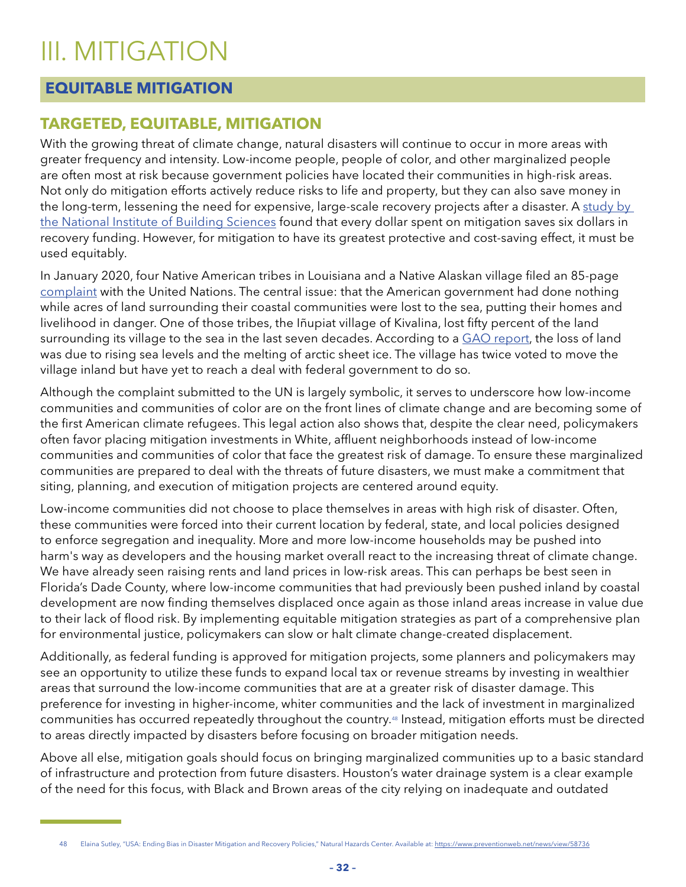# III. MITIGATION

## EQUITABLE MITIGATION

### TARGETED, EQUITABLE, MITIGATION

With the growing threat of climate change, natural disasters will continue to occur in more areas with greater frequency and intensity. Low-income people, people of color, and other marginalized people are often most at risk because government policies have located their communities in high-risk areas. Not only do mitigation efforts actively reduce risks to life and property, but they can also save money in the long-term, lessening the need for expensive, large-scale recovery projects after a disaster. A study by the National Institute of Building Sciences found that every dollar spent on mitigation saves six dollars in recovery funding. However, for mitigation to have its greatest protective and cost-saving effect, it must be used equitably.

In January 2020, four Native American tribes in Louisiana and a Native Alaskan village filed an 85-page complaint with the United Nations. The central issue: that the American government had done nothing while acres of land surrounding their coastal communities were lost to the sea, putting their homes and livelihood in danger. One of those tribes, the Iñupiat village of Kivalina, lost fifty percent of the land surrounding its village to the sea in the last seven decades. According to a GAO report, the loss of land was due to rising sea levels and the melting of arctic sheet ice. The village has twice voted to move the village inland but have yet to reach a deal with federal government to do so.

Although the complaint submitted to the UN is largely symbolic, it serves to underscore how low-income communities and communities of color are on the front lines of climate change and are becoming some of the first American climate refugees. This legal action also shows that, despite the clear need, policymakers often favor placing mitigation investments in White, affluent neighborhoods instead of low-income communities and communities of color that face the greatest risk of damage. To ensure these marginalized communities are prepared to deal with the threats of future disasters, we must make a commitment that siting, planning, and execution of mitigation projects are centered around equity.

Low-income communities did not choose to place themselves in areas with high risk of disaster. Often, these communities were forced into their current location by federal, state, and local policies designed to enforce segregation and inequality. More and more low-income households may be pushed into harm's way as developers and the housing market overall react to the increasing threat of climate change. We have already seen raising rents and land prices in low-risk areas. This can perhaps be best seen in Florida's Dade County, where low-income communities that had previously been pushed inland by coastal development are now finding themselves displaced once again as those inland areas increase in value due to their lack of flood risk. By implementing equitable mitigation strategies as part of a comprehensive plan for environmental justice, policymakers can slow or halt climate change-created displacement.

Additionally, as federal funding is approved for mitigation projects, some planners and policymakers may see an opportunity to utilize these funds to expand local tax or revenue streams by investing in wealthier areas that surround the low-income communities that are at a greater risk of disaster damage. This preference for investing in higher-income, whiter communities and the lack of investment in marginalized communities has occurred repeatedly throughout the country.[48] Instead, mitigation efforts must be directed to areas directly impacted by disasters before focusing on broader mitigation needs.

Above all else, mitigation goals should focus on bringing marginalized communities up to a basic standard of infrastructure and protection from future disasters. Houston's water drainage system is a clear example of the need for this focus, with Black and Brown areas of the city relying on inadequate and outdated

48 Elaina Sutley, "USA: Ending Bias in Disaster Mitigation and Recovery Policies," Natural Hazards Center. Available at: https://www.preventionweb.net/news/view/58736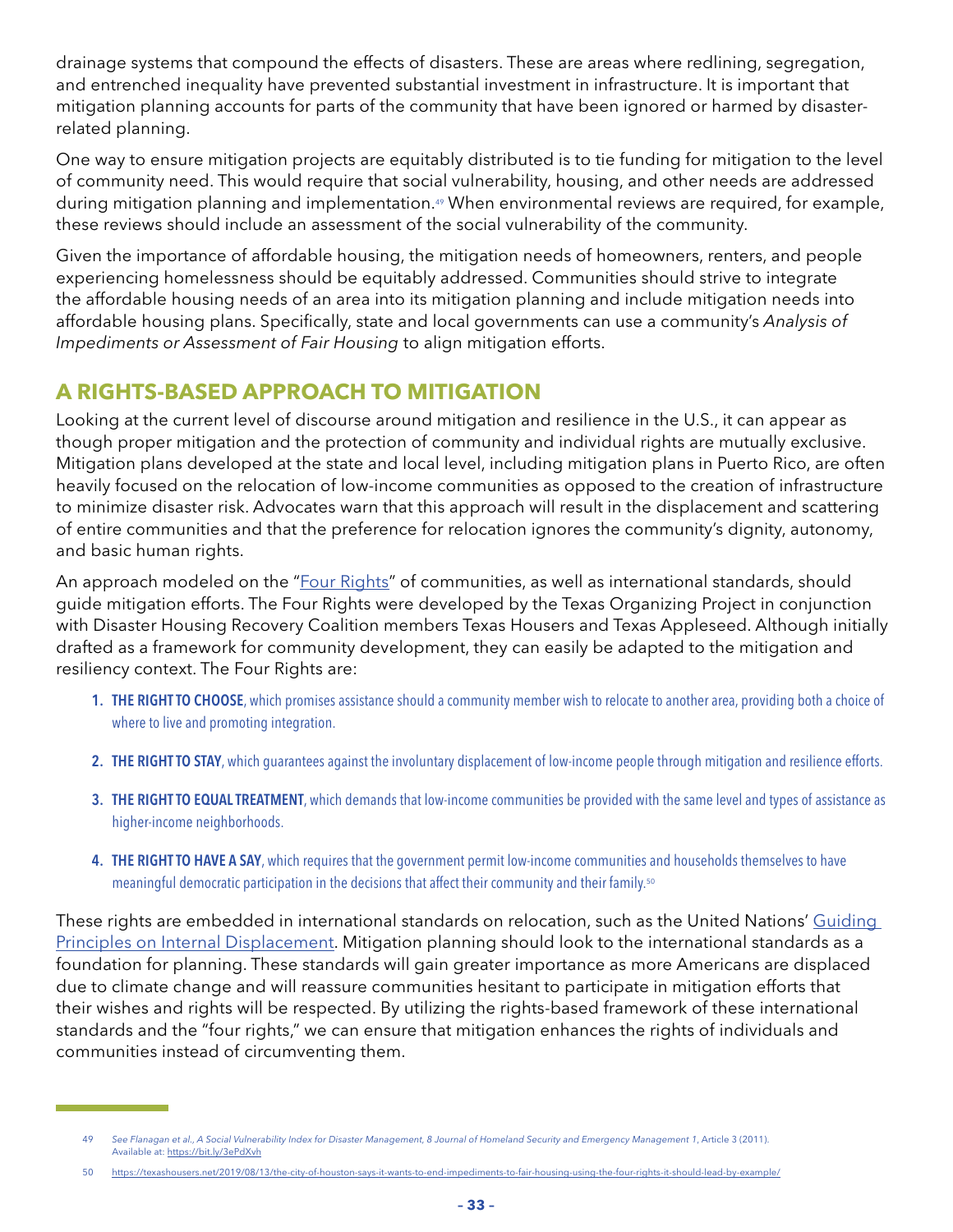drainage systems that compound the effects of disasters. These are areas where redlining, segregation, and entrenched inequality have prevented substantial investment in infrastructure. It is important that mitigation planning accounts for parts of the community that have been ignored or harmed by disaster-related planning.

One way to ensure mitigation projects are equitably distributed is to tie funding for mitigation to the level of community need. This would require that social vulnerability, housing, and other needs are addressed during mitigation planning and implementation.[49] When environmental reviews are required, for example, these reviews should include an assessment of the social vulnerability of the community.

Given the importance of affordable housing, the mitigation needs of homeowners, renters, and people experiencing homelessness should be equitably addressed. Communities should strive to integrate the affordable housing needs of an area into its mitigation planning and include mitigation needs into affordable housing plans. Specifically, state and local governments can use a community's *Analysis of Impediments or Assessment of Fair Housing* to align mitigation efforts.

## A RIGHTS-BASED APPROACH TO MITIGATION

Looking at the current level of discourse around mitigation and resilience in the U.S., it can appear as though proper mitigation and the protection of community and individual rights are mutually exclusive. Mitigation plans developed at the state and local level, including mitigation plans in Puerto Rico, are often heavily focused on the relocation of low-income communities as opposed to the creation of infrastructure to minimize disaster risk. Advocates warn that this approach will result in the displacement and scattering of entire communities and that the preference for relocation ignores the community's dignity, autonomy, and basic human rights.

An approach modeled on the "Four Rights" of communities, as well as international standards, should guide mitigation efforts. The Four Rights were developed by the Texas Organizing Project in conjunction with Disaster Housing Recovery Coalition members Texas Housers and Texas Appleseed. Although initially drafted as a framework for community development, they can easily be adapted to the mitigation and resiliency context. The Four Rights are:

1. **THE RIGHT TO CHOOSE**, which promises assistance should a community member wish to relocate to another area, providing both a choice of where to live and promoting integration.
2. **THE RIGHT TO STAY**, which guarantees against the involuntary displacement of low-income people through mitigation and resilience efforts.
3. **THE RIGHT TO EQUAL TREATMENT**, which demands that low-income communities be provided with the same level and types of assistance as higher-income neighborhoods.
4. **THE RIGHT TO HAVE A SAY**, which requires that the government permit low-income communities and households themselves to have meaningful democratic participation in the decisions that affect their community and their family.[50]

These rights are embedded in international standards on relocation, such as the United Nations' Guiding Principles on Internal Displacement. Mitigation planning should look to the international standards as a foundation for planning. These standards will gain greater importance as more Americans are displaced due to climate change and will reassure communities hesitant to participate in mitigation efforts that their wishes and rights will be respected. By utilizing the rights-based framework of these international standards and the "four rights," we can ensure that mitigation enhances the rights of individuals and communities instead of circumventing them.

---

49 *See Flanagan et al., A Social Vulnerability Index for Disaster Management, 8 Journal of Homeland Security and Emergency Management 1*, Article 3 (2011). Available at: https://bit.ly/3ePdXvh

50 https://texashousers.net/2019/08/13/the-city-of-houston-says-it-wants-to-end-impediments-to-fair-housing-using-the-four-rights-it-should-lead-by-example/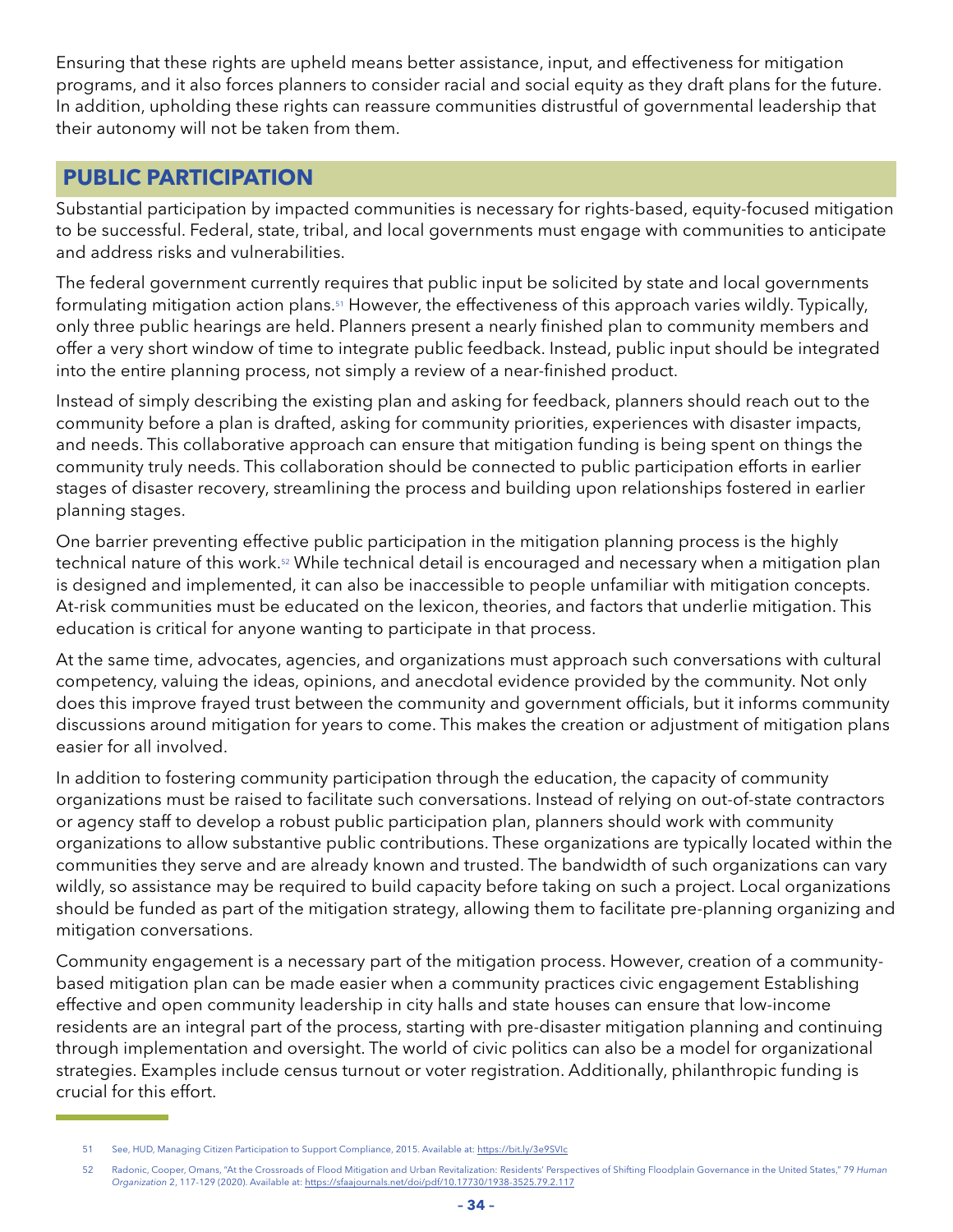Ensuring that these rights are upheld means better assistance, input, and effectiveness for mitigation programs, and it also forces planners to consider racial and social equity as they draft plans for the future. In addition, upholding these rights can reassure communities distrustful of governmental leadership that their autonomy will not be taken from them.

## PUBLIC PARTICIPATION

Substantial participation by impacted communities is necessary for rights-based, equity-focused mitigation to be successful. Federal, state, tribal, and local governments must engage with communities to anticipate and address risks and vulnerabilities.

The federal government currently requires that public input be solicited by state and local governments formulating mitigation action plans.[51] However, the effectiveness of this approach varies wildly. Typically, only three public hearings are held. Planners present a nearly finished plan to community members and offer a very short window of time to integrate public feedback. Instead, public input should be integrated into the entire planning process, not simply a review of a near-finished product.

Instead of simply describing the existing plan and asking for feedback, planners should reach out to the community before a plan is drafted, asking for community priorities, experiences with disaster impacts, and needs. This collaborative approach can ensure that mitigation funding is being spent on things the community truly needs. This collaboration should be connected to public participation efforts in earlier stages of disaster recovery, streamlining the process and building upon relationships fostered in earlier planning stages.

One barrier preventing effective public participation in the mitigation planning process is the highly technical nature of this work.[52] While technical detail is encouraged and necessary when a mitigation plan is designed and implemented, it can also be inaccessible to people unfamiliar with mitigation concepts. At-risk communities must be educated on the lexicon, theories, and factors that underlie mitigation. This education is critical for anyone wanting to participate in that process.

At the same time, advocates, agencies, and organizations must approach such conversations with cultural competency, valuing the ideas, opinions, and anecdotal evidence provided by the community. Not only does this improve frayed trust between the community and government officials, but it informs community discussions around mitigation for years to come. This makes the creation or adjustment of mitigation plans easier for all involved.

In addition to fostering community participation through the education, the capacity of community organizations must be raised to facilitate such conversations. Instead of relying on out-of-state contractors or agency staff to develop a robust public participation plan, planners should work with community organizations to allow substantive public contributions. These organizations are typically located within the communities they serve and are already known and trusted. The bandwidth of such organizations can vary wildly, so assistance may be required to build capacity before taking on such a project. Local organizations should be funded as part of the mitigation strategy, allowing them to facilitate pre-planning organizing and mitigation conversations.

Community engagement is a necessary part of the mitigation process. However, creation of a community-based mitigation plan can be made easier when a community practices civic engagement Establishing effective and open community leadership in city halls and state houses can ensure that low-income residents are an integral part of the process, starting with pre-disaster mitigation planning and continuing through implementation and oversight. The world of civic politics can also be a model for organizational strategies. Examples include census turnout or voter registration. Additionally, philanthropic funding is crucial for this effort.

---

51 See, HUD, Managing Citizen Participation to Support Compliance, 2015. Available at: https://bit.ly/3e9SVIc

52 Radonic, Cooper, Omans, "At the Crossroads of Flood Mitigation and Urban Revitalization: Residents' Perspectives of Shifting Floodplain Governance in the United States," 79 *Human Organization* 2, 117-129 (2020). Available at: https://sfaajournals.net/doi/pdf/10.17730/1938-3525.79.2.117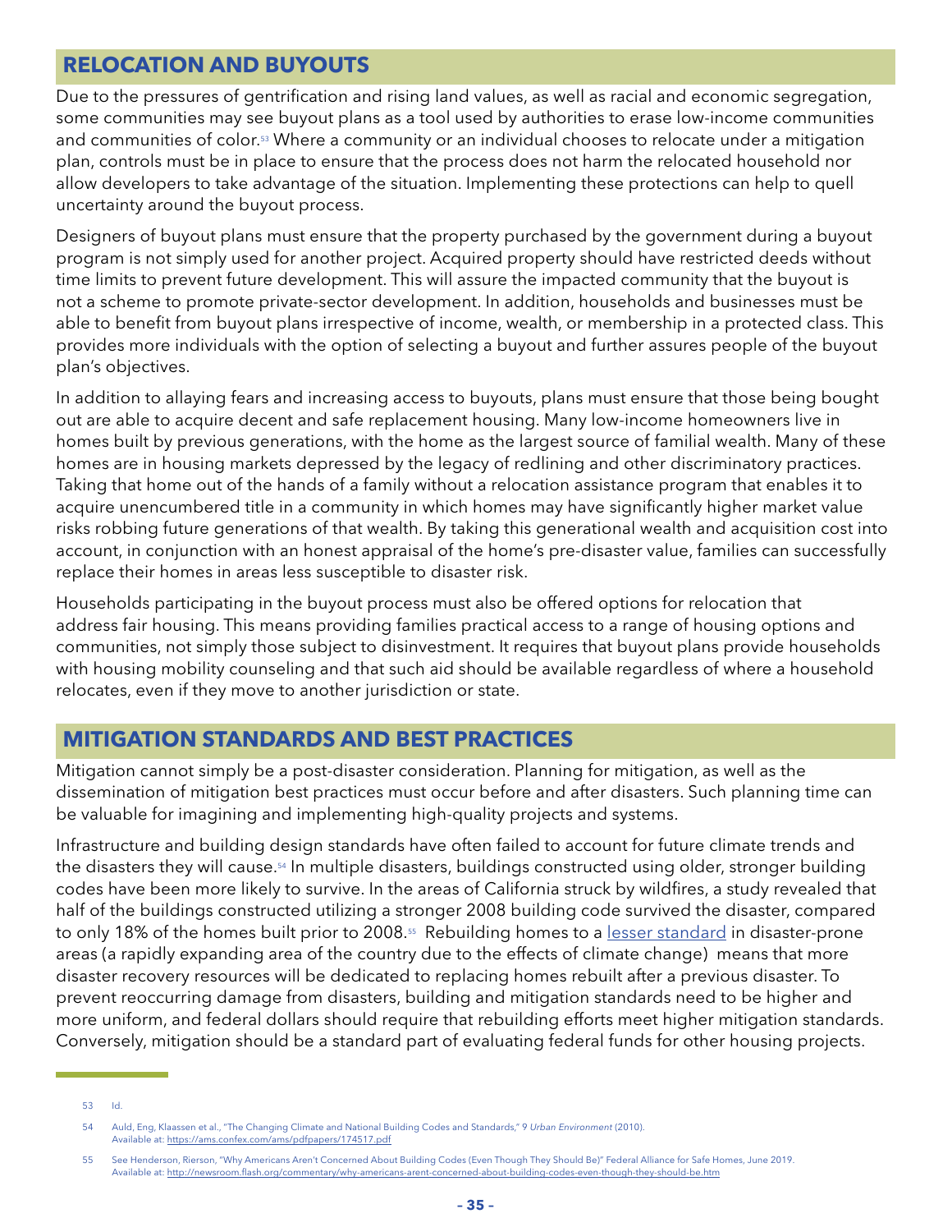## RELOCATION AND BUYOUTS

Due to the pressures of gentrification and rising land values, as well as racial and economic segregation, some communities may see buyout plans as a tool used by authorities to erase low-income communities and communities of color.[53] Where a community or an individual chooses to relocate under a mitigation plan, controls must be in place to ensure that the process does not harm the relocated household nor allow developers to take advantage of the situation. Implementing these protections can help to quell uncertainty around the buyout process.

Designers of buyout plans must ensure that the property purchased by the government during a buyout program is not simply used for another project. Acquired property should have restricted deeds without time limits to prevent future development. This will assure the impacted community that the buyout is not a scheme to promote private-sector development. In addition, households and businesses must be able to benefit from buyout plans irrespective of income, wealth, or membership in a protected class. This provides more individuals with the option of selecting a buyout and further assures people of the buyout plan's objectives.

In addition to allaying fears and increasing access to buyouts, plans must ensure that those being bought out are able to acquire decent and safe replacement housing. Many low-income homeowners live in homes built by previous generations, with the home as the largest source of familial wealth. Many of these homes are in housing markets depressed by the legacy of redlining and other discriminatory practices. Taking that home out of the hands of a family without a relocation assistance program that enables it to acquire unencumbered title in a community in which homes may have significantly higher market value risks robbing future generations of that wealth. By taking this generational wealth and acquisition cost into account, in conjunction with an honest appraisal of the home's pre-disaster value, families can successfully replace their homes in areas less susceptible to disaster risk.

Households participating in the buyout process must also be offered options for relocation that address fair housing. This means providing families practical access to a range of housing options and communities, not simply those subject to disinvestment. It requires that buyout plans provide households with housing mobility counseling and that such aid should be available regardless of where a household relocates, even if they move to another jurisdiction or state.

## MITIGATION STANDARDS AND BEST PRACTICES

Mitigation cannot simply be a post-disaster consideration. Planning for mitigation, as well as the dissemination of mitigation best practices must occur before and after disasters. Such planning time can be valuable for imagining and implementing high-quality projects and systems.

Infrastructure and building design standards have often failed to account for future climate trends and the disasters they will cause.[54] In multiple disasters, buildings constructed using older, stronger building codes have been more likely to survive. In the areas of California struck by wildfires, a study revealed that half of the buildings constructed utilizing a stronger 2008 building code survived the disaster, compared to only 18% of the homes built prior to 2008.[55] Rebuilding homes to a lesser standard in disaster-prone areas (a rapidly expanding area of the country due to the effects of climate change) means that more disaster recovery resources will be dedicated to replacing homes rebuilt after a previous disaster. To prevent reoccurring damage from disasters, building and mitigation standards need to be higher and more uniform, and federal dollars should require that rebuilding efforts meet higher mitigation standards. Conversely, mitigation should be a standard part of evaluating federal funds for other housing projects.

---

53 Id.

54 Auld, Eng, Klaassen et al., "The Changing Climate and National Building Codes and Standards," 9 *Urban Environment* (2010). Available at: https://ams.confex.com/ams/pdfpapers/174517.pdf

55 See Henderson, Rierson, "Why Americans Aren't Concerned About Building Codes (Even Though They Should Be)" Federal Alliance for Safe Homes, June 2019. Available at: http://newsroom.flash.org/commentary/why-americans-arent-concerned-about-building-codes-even-though-they-should-be.htm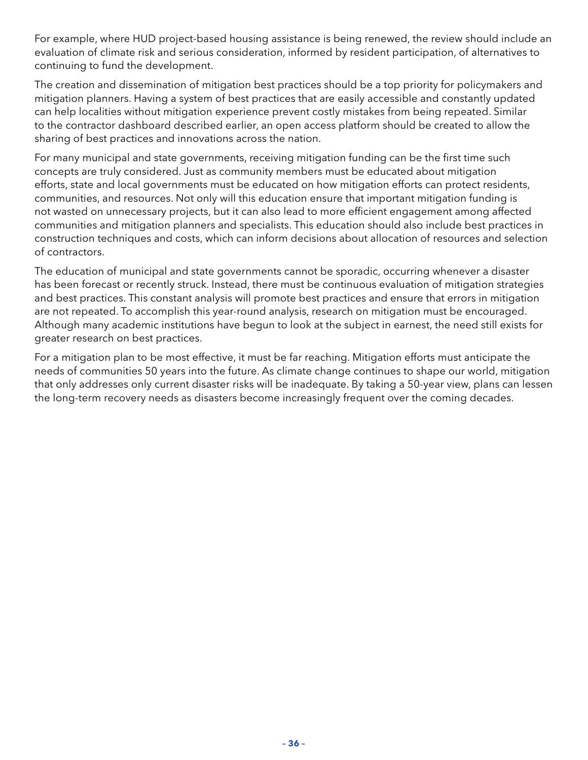For example, where HUD project-based housing assistance is being renewed, the review should include an evaluation of climate risk and serious consideration, informed by resident participation, of alternatives to continuing to fund the development.

The creation and dissemination of mitigation best practices should be a top priority for policymakers and mitigation planners. Having a system of best practices that are easily accessible and constantly updated can help localities without mitigation experience prevent costly mistakes from being repeated. Similar to the contractor dashboard described earlier, an open access platform should be created to allow the sharing of best practices and innovations across the nation.

For many municipal and state governments, receiving mitigation funding can be the first time such concepts are truly considered. Just as community members must be educated about mitigation efforts, state and local governments must be educated on how mitigation efforts can protect residents, communities, and resources. Not only will this education ensure that important mitigation funding is not wasted on unnecessary projects, but it can also lead to more efficient engagement among affected communities and mitigation planners and specialists. This education should also include best practices in construction techniques and costs, which can inform decisions about allocation of resources and selection of contractors.

The education of municipal and state governments cannot be sporadic, occurring whenever a disaster has been forecast or recently struck. Instead, there must be continuous evaluation of mitigation strategies and best practices. This constant analysis will promote best practices and ensure that errors in mitigation are not repeated. To accomplish this year-round analysis, research on mitigation must be encouraged. Although many academic institutions have begun to look at the subject in earnest, the need still exists for greater research on best practices.

For a mitigation plan to be most effective, it must be far reaching. Mitigation efforts must anticipate the needs of communities 50 years into the future. As climate change continues to shape our world, mitigation that only addresses only current disaster risks will be inadequate. By taking a 50-year view, plans can lessen the long-term recovery needs as disasters become increasingly frequent over the coming decades.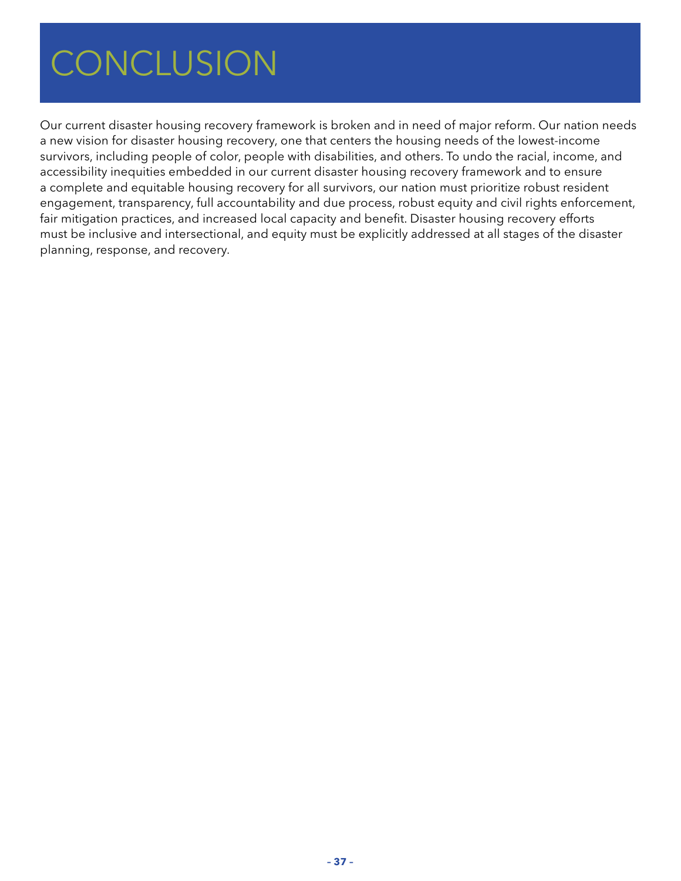# CONCLUSION

Our current disaster housing recovery framework is broken and in need of major reform. Our nation needs a new vision for disaster housing recovery, one that centers the housing needs of the lowest-income survivors, including people of color, people with disabilities, and others. To undo the racial, income, and accessibility inequities embedded in our current disaster housing recovery framework and to ensure a complete and equitable housing recovery for all survivors, our nation must prioritize robust resident engagement, transparency, full accountability and due process, robust equity and civil rights enforcement, fair mitigation practices, and increased local capacity and benefit. Disaster housing recovery efforts must be inclusive and intersectional, and equity must be explicitly addressed at all stages of the disaster planning, response, and recovery.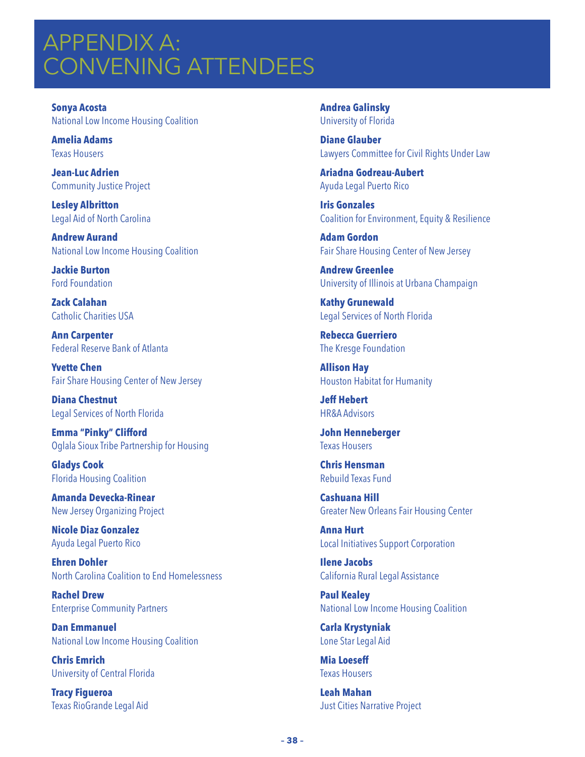# APPENDIX A: CONVENING ATTENDEES

**Sonya Acosta**
National Low Income Housing Coalition

**Amelia Adams**
Texas Housers

**Jean-Luc Adrien**
Community Justice Project

**Lesley Albritton**
Legal Aid of North Carolina

**Andrew Aurand**
National Low Income Housing Coalition

**Jackie Burton**
Ford Foundation

**Zack Calahan**
Catholic Charities USA

**Ann Carpenter**
Federal Reserve Bank of Atlanta

**Yvette Chen**
Fair Share Housing Center of New Jersey

**Diana Chestnut**
Legal Services of North Florida

**Emma "Pinky" Clifford**
Oglala Sioux Tribe Partnership for Housing

**Gladys Cook**
Florida Housing Coalition

**Amanda Devecka-Rinear**
New Jersey Organizing Project

**Nicole Diaz Gonzalez**
Ayuda Legal Puerto Rico

**Ehren Dohler**
North Carolina Coalition to End Homelessness

**Rachel Drew**
Enterprise Community Partners

**Dan Emmanuel**
National Low Income Housing Coalition

**Chris Emrich**
University of Central Florida

**Tracy Figueroa**
Texas RioGrande Legal Aid

**Andrea Galinsky**
University of Florida

**Diane Glauber**
Lawyers Committee for Civil Rights Under Law

**Ariadna Godreau-Aubert**
Ayuda Legal Puerto Rico

**Iris Gonzales**
Coalition for Environment, Equity & Resilience

**Adam Gordon**
Fair Share Housing Center of New Jersey

**Andrew Greenlee**
University of Illinois at Urbana Champaign

**Kathy Grunewald**
Legal Services of North Florida

**Rebecca Guerriero**
The Kresge Foundation

**Allison Hay**
Houston Habitat for Humanity

**Jeff Hebert**
HR&A Advisors

**John Henneberger**
Texas Housers

**Chris Hensman**
Rebuild Texas Fund

**Cashuana Hill**
Greater New Orleans Fair Housing Center

**Anna Hurt**
Local Initiatives Support Corporation

**Ilene Jacobs**
California Rural Legal Assistance

**Paul Kealey**
National Low Income Housing Coalition

**Carla Krystyniak**
Lone Star Legal Aid

**Mia Loeseff**
Texas Housers

**Leah Mahan**
Just Cities Narrative Project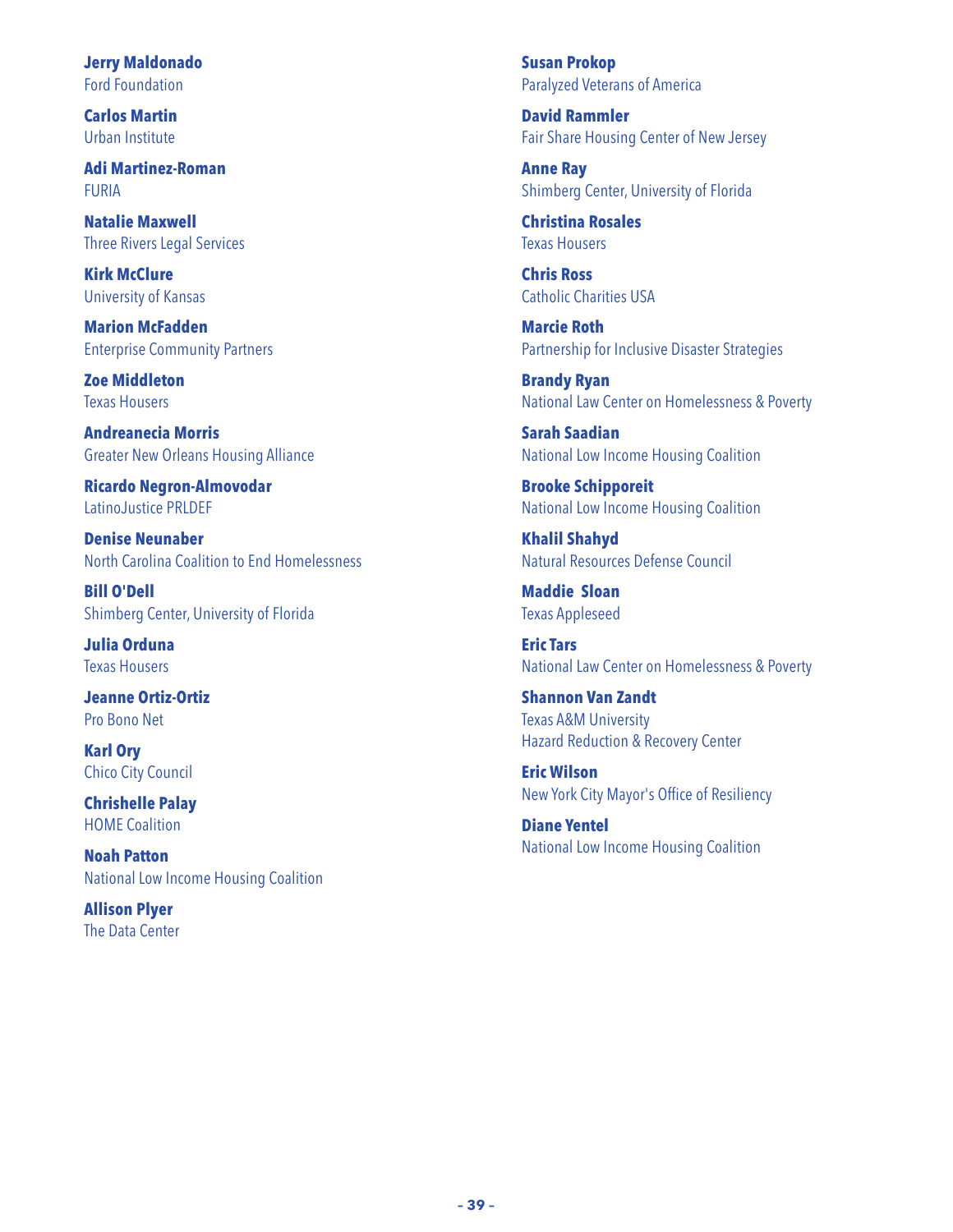**Jerry Maldonado**
Ford Foundation

**Carlos Martin**
Urban Institute

**Adi Martinez-Roman**
FURIA

**Natalie Maxwell**
Three Rivers Legal Services

**Kirk McClure**
University of Kansas

**Marion McFadden**
Enterprise Community Partners

**Zoe Middleton**
Texas Housers

**Andreanecia Morris**
Greater New Orleans Housing Alliance

**Ricardo Negron-Almovodar**
LatinoJustice PRLDEF

**Denise Neunaber**
North Carolina Coalition to End Homelessness

**Bill O'Dell**
Shimberg Center, University of Florida

**Julia Orduna**
Texas Housers

**Jeanne Ortiz-Ortiz**
Pro Bono Net

**Karl Ory**
Chico City Council

**Chrishelle Palay**
HOME Coalition

**Noah Patton**
National Low Income Housing Coalition

**Allison Plyer**
The Data Center

**Susan Prokop**
Paralyzed Veterans of America

**David Rammler**
Fair Share Housing Center of New Jersey

**Anne Ray**
Shimberg Center, University of Florida

**Christina Rosales**
Texas Housers

**Chris Ross**
Catholic Charities USA

**Marcie Roth**
Partnership for Inclusive Disaster Strategies

**Brandy Ryan**
National Law Center on Homelessness & Poverty

**Sarah Saadian**
National Low Income Housing Coalition

**Brooke Schipporeit**
National Low Income Housing Coalition

**Khalil Shahyd**
Natural Resources Defense Council

**Maddie Sloan**
Texas Appleseed

**Eric Tars**
National Law Center on Homelessness & Poverty

**Shannon Van Zandt**
Texas A&M University
Hazard Reduction & Recovery Center

**Eric Wilson**
New York City Mayor's Office of Resiliency

**Diane Yentel**
National Low Income Housing Coalition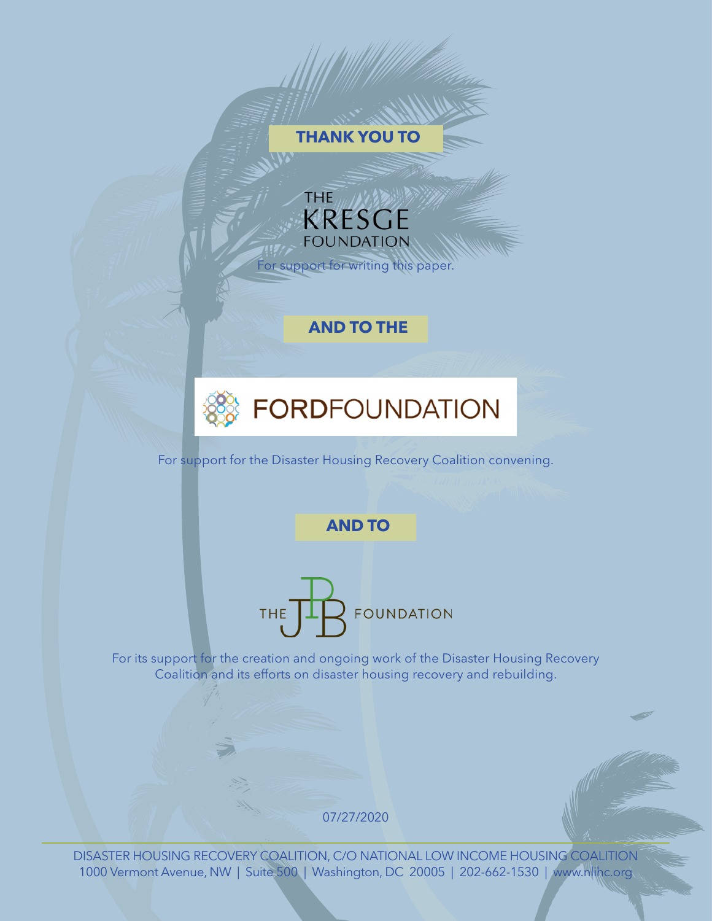**THANK YOU TO**

THE KRESGE FOUNDATION

For support for writing this paper.

**AND TO THE**

FORD FOUNDATION

For support for the Disaster Housing Recovery Coalition convening.

**AND TO**

THE JPB FOUNDATION

For its support for the creation and ongoing work of the Disaster Housing Recovery Coalition and its efforts on disaster housing recovery and rebuilding.

07/27/2020

DISASTER HOUSING RECOVERY COALITION, C/O NATIONAL LOW INCOME HOUSING COALITION
1000 Vermont Avenue, NW | Suite 500 | Washington, DC 20005 | 202-662-1530 | www.nlihc.org